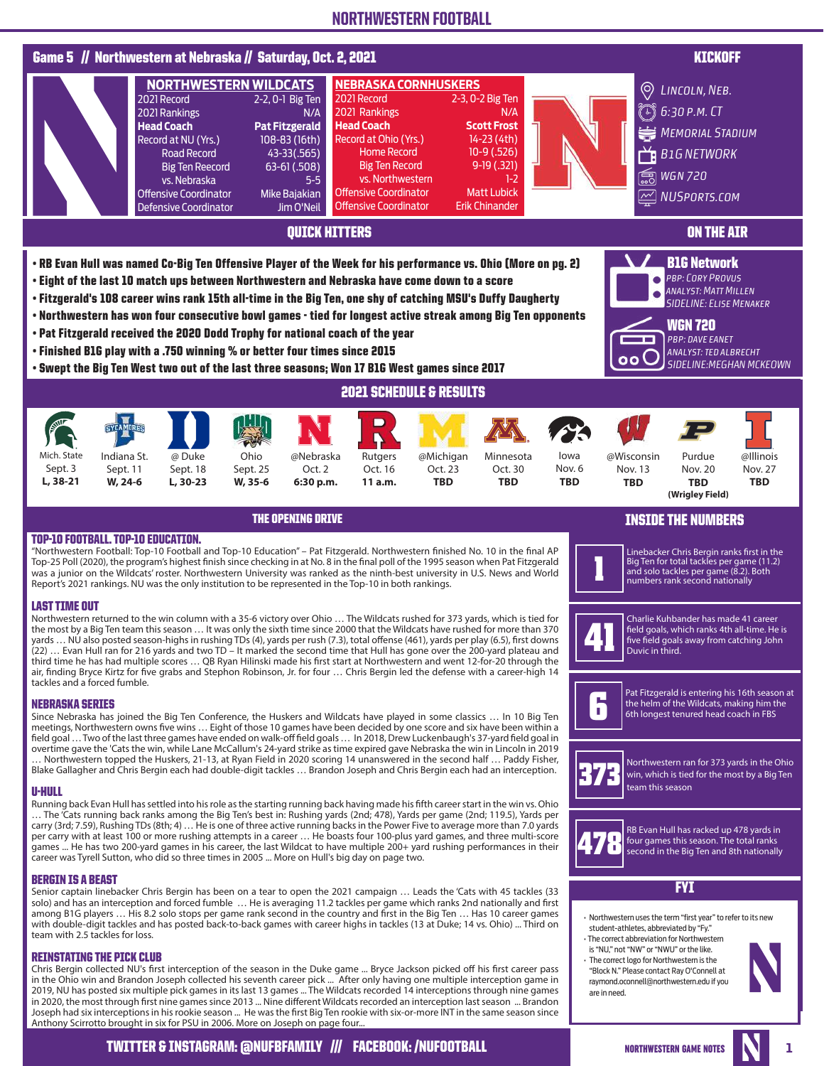# NORTHWESTERN FOOTBALL

## Game 5 // Northwestern at Nebraska // Saturday, Oct. 2, 2021

| NORTHWESTERN WILDCATS | |
|---|---|
| 2021 Record | 2-2, 0-1 Big Ten |
| 2021 Rankings | N/A |
| **Head Coach** | **Pat Fitzgerald** |
| Record at NU (Yrs.) | 108-83 (16th) |
| Road Record | 43-33(.565) |
| Big Ten Record | 63-61 (.508) |
| vs. Nebraska | 5-5 |
| Offensive Coordinator | Mike Bajakian |
| Defensive Coordinator | Jim O'Neil |

| NEBRASKA CORNHUSKERS | |
|---|---|
| 2021 Record | 2-3, 0-2 Big Ten |
| 2021 Rankings | N/A |
| **Head Coach** | **Scott Frost** |
| Record at Ohio (Yrs.) | 14-23 (4th) |
| Home Record | 10-9 (.526) |
| Big Ten Record | 9-19 (.321) |
| vs. Northwestern | 1-2 |
| Offensive Coordinator | Matt Lubick |
| Offensive Coordinator | Erik Chinander |

### KICKOFF

- Lincoln, Neb.
- 6:30 p.m. CT
- Memorial Stadium
- B1G Network
- WGN 720
- NUSports.com

## QUICK HITTERS

- **RB Evan Hull was named Co-Big Ten Offensive Player of the Week for his performance vs. Ohio (More on pg. 2)**
- **Eight of the last 10 match ups between Northwestern and Nebraska have come down to a score**
- **Fitzgerald's 108 career wins rank 15th all-time in the Big Ten, one shy of catching MSU's Duffy Daugherty**
- **Northwestern has won four consecutive bowl games - tied for longest active streak among Big Ten opponents**
- **Pat Fitzgerald received the 2020 Dodd Trophy for national coach of the year**
- **Finished B1G play with a .750 winning % or better four times since 2015**
- **Swept the Big Ten West two out of the last three seasons; Won 17 B1G West games since 2017**

## ON THE AIR

**B1G Network**
PBP: Cory Provus
Analyst: Matt Millen
Sideline: Elise Menaker

**WGN 720**
PBP: Dave Eanet
Analyst: Ted Albrecht
Sideline: Meghan McKeown

## 2021 SCHEDULE & RESULTS

| Opponent | Date | Result/Time |
|---|---|---|
| Mich. State | Sept. 3 | **L, 38-21** |
| Indiana St. | Sept. 11 | **W, 24-6** |
| @ Duke | Sept. 18 | **L, 30-23** |
| Ohio | Sept. 25 | **W, 35-6** |
| @Nebraska | Oct. 2 | **6:30 p.m.** |
| Rutgers | Oct. 16 | **11 a.m.** |
| @Michigan | Oct. 23 | **TBD** |
| Minnesota | Oct. 30 | **TBD** |
| Iowa | Nov. 6 | **TBD** |
| @Wisconsin | Nov. 13 | **TBD** |
| Purdue | Nov. 20 | **TBD (Wrigley Field)** |
| @Illinois | Nov. 27 | **TBD** |

## THE OPENING DRIVE

### TOP-10 FOOTBALL. TOP-10 EDUCATION.

"Northwestern Football: Top-10 Football and Top-10 Education" – Pat Fitzgerald. Northwestern finished No. 10 in the final AP Top-25 Poll (2020), the program's highest finish since checking in at No. 8 in the final poll of the 1995 season when Pat Fitzgerald was a junior on the Wildcats' roster. Northwestern University was ranked as the ninth-best university in U.S. News and World Report's 2021 rankings. NU was the only institution to be represented in the Top-10 in both rankings.

### LAST TIME OUT

Northwestern returned to the win column with a 35-6 victory over Ohio … The Wildcats rushed for 373 yards, which is tied for the most by a Big Ten team this season … It was only the sixth time since 2000 that the Wildcats have rushed for more than 370 yards … NU also posted season-highs in rushing TDs (4), yards per rush (7.3), total offense (461), yards per play (6.5), first downs (22) … Evan Hull ran for 216 yards and two TD – It marked the second time that Hull has gone over the 200-yard plateau and third time he has had multiple scores … QB Ryan Hilinski made his first start at Northwestern and went 12-for-20 through the air, finding Bryce Kirtz for five grabs and Stephon Robinson, Jr. for four … Chris Bergin led the defense with a career-high 14 tackles and a forced fumble.

### NEBRASKA SERIES

Since Nebraska has joined the Big Ten Conference, the Huskers and Wildcats have played in some classics … In 10 Big Ten meetings, Northwestern owns five wins … Eight of those 10 games have been decided by one score and six have been within a field goal … Two of the last three games have ended on walk-off field goals … In 2018, Drew Luckenbaugh's 37-yard field goal in overtime gave the 'Cats the win, while Lane McCallum's 24-yard strike as time expired gave Nebraska the win in Lincoln in 2019 … Northwestern topped the Huskers, 21-13, at Ryan Field in 2020 scoring 14 unanswered in the second half … Paddy Fisher, Blake Gallagher and Chris Bergin each had double-digit tackles … Brandon Joseph and Chris Bergin each had an interception.

### U-HULL

Running back Evan Hull has settled into his role as the starting running back having made his fifth career start in the win vs. Ohio … The 'Cats running back ranks among the Big Ten's best in: Rushing yards (2nd; 478), Yards per game (2nd; 119.5), Yards per carry (3rd; 7.59), Rushing TDs (8th; 4) … He is one of three active running backs in the Power Five to average more than 7.0 yards per carry with at least 100 or more rushing attempts in a career … He boasts four 100-plus yard games, and three multi-score games ... He has two 200-yard games in his career, the last Wildcat to have multiple 200+ yard rushing performances in their career was Tyrell Sutton, who did so three times in 2005 ... More on Hull's big day on page two.

### BERGIN IS A BEAST

Senior captain linebacker Chris Bergin has been on a tear to open the 2021 campaign … Leads the 'Cats with 45 tackles (33 solo) and has an interception and forced fumble … He is averaging 11.2 tackles per game which ranks 2nd nationally and first among B1G players … His 8.2 solo stops per game rank second in the country and first in the Big Ten … Has 10 career games with double-digit tackles and has posted back-to-back games with career highs in tackles (13 at Duke; 14 vs. Ohio) ... Third on team with 2.5 tackles for loss.

### REINSTATING THE PICK CLUB

Chris Bergin collected NU's first interception of the season in the Duke game ... Bryce Jackson picked off his first career pass in the Ohio win and Brandon Joseph collected his seventh career pick ... After only having one multiple interception game in 2019, NU has posted six multiple pick games in its last 13 games ... The Wildcats recorded 14 interceptions through nine games in 2020, the most through first nine games since 2013 ... Nine different Wildcats recorded an interception last season ... Brandon Joseph had six interceptions in his rookie season ... He was the first Big Ten rookie with six-or-more INT in the same season since Anthony Scirrotto brought in six for PSU in 2006. More on Joseph on page four...

## INSIDE THE NUMBERS

**1** — Linebacker Chris Bergin ranks first in the Big Ten for total tackles per game (11.2) and solo tackles per game (8.2). Both numbers rank second nationally

**41** — Charlie Kuhbander has made 41 career field goals, which ranks 4th all-time. He is five field goals away from catching John Duvic in third.

**6** — Pat Fitzgerald is entering his 16th season at the helm of the Wildcats, making him the 6th longest tenured head coach in FBS

**373** — Northwestern ran for 373 yards in the Ohio win, which is tied for the most by a Big Ten team this season

**478** — RB Evan Hull has racked up 478 yards in four games this season. The total ranks second in the Big Ten and 8th nationally

## FYI

- Northwestern uses the term "first year" to refer to its new student-athletes, abbreviated by "Fy."
- The correct abbreviation for Northwestern is "NU," not "NW" or "NWU" or the like.
- The correct logo for Northwestern is the "Block N." Please contact Ray O'Connell at raymond.oconnell@northwestern.edu if you are in need.

**TWITTER & INSTAGRAM: @NUFBFAMILY /// FACEBOOK: /NUFOOTBALL**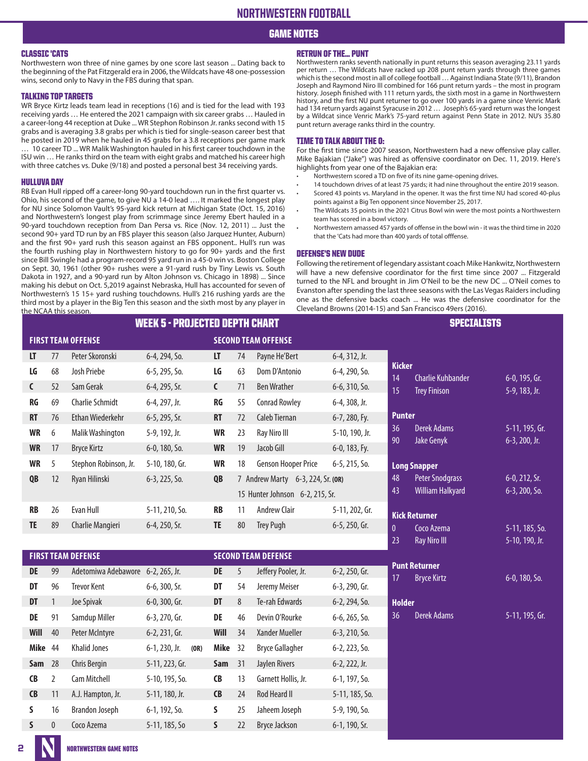# NORTHWESTERN FOOTBALL

## GAME NOTES

### CLASSIC 'CATS

Northwestern won three of nine games by one score last season ... Dating back to the beginning of the Pat Fitzgerald era in 2006, the Wildcats have 48 one-possession wins, second only to Navy in the FBS during that span.

### TALKING TOP TARGETS

WR Bryce Kirtz leads team lead in receptions (16) and is tied for the lead with 193 receiving yards … He entered the 2021 campaign with six career grabs … Hauled in a career-long 44 reception at Duke ... WR Stephon Robinson Jr. ranks second with 15 grabs and is averaging 3.8 grabs per which is tied for single-season career best that he posted in 2019 when he hauled in 45 grabs for a 3.8 receptions per game mark … 10 career TD ... WR Malik Washington hauled in his first career touchdown in the ISU win … He ranks third on the team with eight grabs and matched his career high with three catches vs. Duke (9/18) and posted a personal best 34 receiving yards.

### HULLUVA DAY

RB Evan Hull ripped off a career-long 90-yard touchdown run in the first quarter vs. Ohio, his second of the game, to give NU a 14-0 lead …. It marked the longest play for NU since Solomon Vault's 95-yard kick return at Michigan State (Oct. 15, 2016) and Northwestern's longest play from scrimmage since Jeremy Ebert hauled in a 90-yard touchdown reception from Dan Persa vs. Rice (Nov. 12, 2011) ... Just the second 90+ yard TD run by an FBS player this season (also Jarquez Hunter, Auburn) and the first 90+ yard rush this season against an FBS opponent.. Hull's run was the fourth rushing play in Northwestern history to go for 90+ yards and the first since Bill Swingle had a program-record 95 yard run in a 45-0 win vs. Boston College on Sept. 30, 1961 (other 90+ rushes were a 91-yard rush by Tiny Lewis vs. South Dakota in 1927, and a 90-yard run by Alton Johnson vs. Chicago in 1898) ... Since making his debut on Oct. 5,2019 against Nebraska, Hull has accounted for seven of Northwestern's 15 15+ yard rushing touchdowns. Hull's 216 rushing yards are the third most by a player in the Big Ten this season and the sixth most by any player in the NCAA this season.

### RETRUN OF THE... PUNT

Northwestern ranks seventh nationally in punt returns this season averaging 23.11 yards per return … The Wildcats have racked up 208 punt return yards through three games which is the second most in all of college football … Against Indiana State (9/11), Brandon Joseph and Raymond Niro III combined for 166 punt return yards – the most in program history. Joseph finished with 111 return yards, the sixth most in a game in Northwestern history, and the first NU punt returner to go over 100 yards in a game since Venric Mark had 134 return yards against Syracuse in 2012 … Joseph's 65-yard return was the longest by a Wildcat since Venric Mark's 75-yard return against Penn State in 2012. NU's 35.80 punt return average ranks third in the country.

### TIME TO TALK ABOUT THE O:

For the first time since 2007 season, Northwestern had a new offensive play caller. Mike Bajakian ("Jake") was hired as offensive coordinator on Dec. 11, 2019. Here's highlights from year one of the Bajakian era:

- Northwestern scored a TD on five of its nine game-opening drives.
- 14 touchdown drives of at least 75 yards; it had nine throughout the entire 2019 season.
- Scored 43 points vs. Maryland in the opener. It was the first time NU had scored 40-plus points against a Big Ten opponent since November 25, 2017.
- The Wildcats 35 points in the 2021 Citrus Bowl win were the most points a Northwestern team has scored in a bowl victory.
- Northwestern amassed 457 yards of offense in the bowl win - it was the third time in 2020 that the 'Cats had more than 400 yards of total offfense.

### DEFENSE'S NEW DUDE

Following the retirement of legendary assistant coach Mike Hankwitz, Northwestern will have a new defensive coordinator for the first time since 2007 ... Fitzgerald turned to the NFL and brought in Jim O'Neil to be the new DC ... O'Neil comes to Evanston after spending the last three seasons with the Las Vegas Raiders including one as the defensive backs coach ... He was the defensive coordinator for the Cleveland Browns (2014-15) and San Francisco 49ers (2016).

## WEEK 5 - PROJECTED DEPTH CHART

| FIRST TEAM OFFENSE | | | | SECOND TEAM OFFENSE | | | |
|---|---|---|---|---|---|---|---|
| LT | 77 | Peter Skoronski | 6-4, 294, So. | LT | 74 | Payne He'Bert | 6-4, 312, Jr. |
| LG | 68 | Josh Priebe | 6-5, 295, So. | LG | 63 | Dom D'Antonio | 6-4, 290, So. |
| C | 52 | Sam Gerak | 6-4, 295, Sr. | C | 71 | Ben Wrather | 6-6, 310, So. |
| RG | 69 | Charlie Schmidt | 6-4, 297, Jr. | RG | 55 | Conrad Rowley | 6-4, 308, Jr. |
| RT | 76 | Ethan Wiederkehr | 6-5, 295, Sr. | RT | 72 | Caleb Tiernan | 6-7, 280, Fy. |
| WR | 6 | Malik Washington | 5-9, 192, Jr. | WR | 23 | Ray Niro III | 5-10, 190, Jr. |
| WR | 17 | Bryce Kirtz | 6-0, 180, So. | WR | 19 | Jacob Gill | 6-0, 183, Fy. |
| WR | 5 | Stephon Robinson, Jr. | 5-10, 180, Gr. | WR | 18 | Genson Hooper Price | 6-5, 215, So. |
| QB | 12 | Ryan Hilinski | 6-3, 225, So. | QB | 7 | Andrew Marty | 6-3, 224, Sr. **(OR)** |
| | | | | | 15 | Hunter Johnson | 6-2, 215, Sr. |
| RB | 26 | Evan Hull | 5-11, 210, So. | RB | 11 | Andrew Clair | 5-11, 202, Gr. |
| TE | 89 | Charlie Mangieri | 6-4, 250, Sr. | TE | 80 | Trey Pugh | 6-5, 250, Gr. |

| FIRST TEAM DEFENSE | | | | SECOND TEAM DEFENSE | | | |
|---|---|---|---|---|---|---|---|
| DE | 99 | Adetomiwa Adebawore | 6-2, 265, Jr. | DE | 5 | Jeffery Pooler, Jr. | 6-2, 250, Gr. |
| DT | 96 | Trevor Kent | 6-6, 300, Sr. | DT | 54 | Jeremy Meiser | 6-3, 290, Gr. |
| DT | 1 | Joe Spivak | 6-0, 300, Gr. | DT | 8 | Te-rah Edwards | 6-2, 294, So. |
| DE | 91 | Samdup Miller | 6-3, 270, Gr. | DE | 46 | Devin O'Rourke | 6-6, 265, So. |
| Will | 40 | Peter McIntyre | 6-2, 231, Gr. | Will | 34 | Xander Mueller | 6-3, 210, So. |
| Mike | 44 | Khalid Jones | 6-1, 230, Jr. **(OR)** | Mike | 32 | Bryce Gallagher | 6-2, 223, So. |
| Sam | 28 | Chris Bergin | 5-11, 223, Gr. | Sam | 31 | Jaylen Rivers | 6-2, 222, Jr. |
| CB | 2 | Cam Mitchell | 5-10, 195, So. | CB | 13 | Garnett Hollis, Jr. | 6-1, 197, So. |
| CB | 11 | A.J. Hampton, Jr. | 5-11, 180, Jr. | CB | 24 | Rod Heard II | 5-11, 185, So. |
| S | 16 | Brandon Joseph | 6-1, 192, So. | S | 25 | Jaheem Joseph | 5-9, 190, So. |
| S | 0 | Coco Azema | 5-11, 185, So | S | 22 | Bryce Jackson | 6-1, 190, Sr. |

## SPECIALISTS

| Position | No. | Name | Ht/Wt/Yr |
|---|---|---|---|
| **Kicker** | 14 | Charlie Kuhbander | 6-0, 195, Gr. |
| | 15 | Trey Finison | 5-9, 183, Jr. |
| **Punter** | 36 | Derek Adams | 5-11, 195, Gr. |
| | 90 | Jake Genyk | 6-3, 200, Jr. |
| **Long Snapper** | 48 | Peter Snodgrass | 6-0, 212, Sr. |
| | 43 | William Halkyard | 6-3, 200, So. |
| **Kick Returner** | 0 | Coco Azema | 5-11, 185, So. |
| | 23 | Ray Niro III | 5-10, 190, Jr. |
| **Punt Returner** | 17 | Bryce Kirtz | 6-0, 180, So. |
| **Holder** | 36 | Derek Adams | 5-11, 195, Gr. |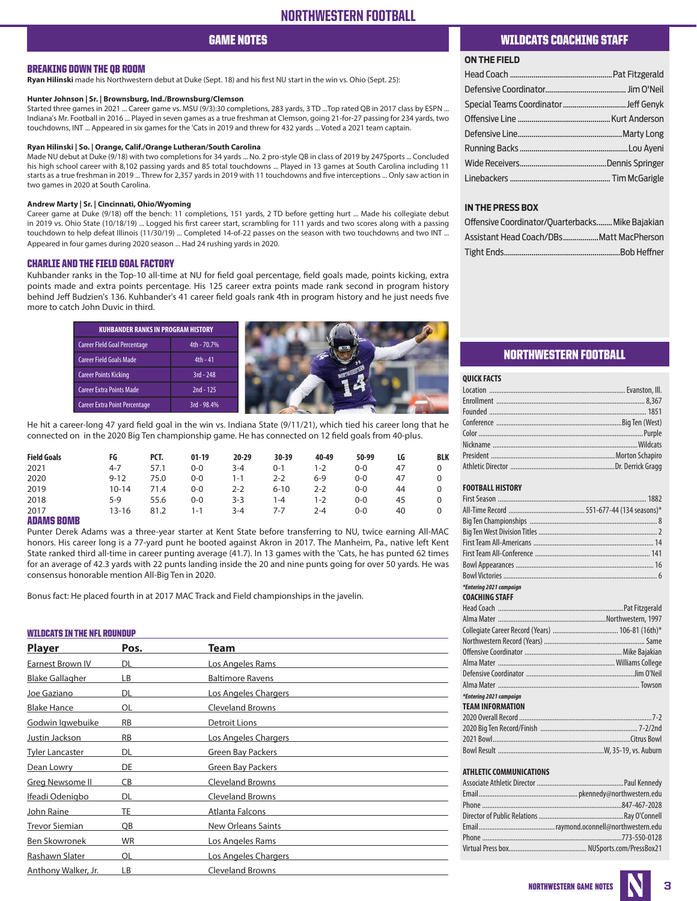# GAME NOTES

## BREAKING DOWN THE QB ROOM

**Ryan Hilinski** made his Northwestern debut at Duke (Sept. 18) and his first NU start in the win vs. Ohio (Sept. 25):

**Hunter Johnson | Sr. | Brownsburg, Ind./Brownsburg/Clemson**
Started three games in 2021 ... Career game vs. MSU (9/3):30 completions, 283 yards, 3 TD ...Top rated QB in 2017 class by ESPN ... Indiana's Mr. Football in 2016 ... Played in seven games as a true freshman at Clemson, going 21-for-27 passing for 234 yards, two touchdowns, INT ... Appeared in six games for the 'Cats in 2019 and threw for 432 yards ... Voted a 2021 team captain.

**Ryan Hilinski | So. | Orange, Calif./Orange Lutheran/South Carolina**
Made NU debut at Duke (9/18) with two completions for 34 yards ... No. 2 pro-style QB in class of 2019 by 247Sports ... Concluded his high school career with 8,102 passing yards and 85 total touchdowns ... Played in 13 games at South Carolina including 11 starts as a true freshman in 2019 ... Threw for 2,357 yards in 2019 with 11 touchdowns and five interceptions ... Only saw action in two games in 2020 at South Carolina.

**Andrew Marty | Sr. | Cincinnati, Ohio/Wyoming**
Career game at Duke (9/18) off the bench: 11 completions, 151 yards, 2 TD before getting hurt ... Made his collegiate debut in 2019 vs. Ohio State (10/18/19) ... Logged his first career start, scrambling for 111 yards and two scores along with a passing touchdown to help defeat Illinois (11/30/19) ... Completed 14-of-22 passes on the season with two touchdowns and two INT ... Appeared in four games during 2020 season ... Had 24 rushing yards in 2020.

## CHARLIE AND THE FIELD GOAL FACTORY

Kuhbander ranks in the Top-10 all-time at NU for field goal percentage, field goals made, points kicking, extra points made and extra points percentage. His 125 career extra points made rank second in program history behind Jeff Budzien's 136. Kuhbander's 41 career field goals rank 4th in program history and he just needs five more to catch John Duvic in third.

| KUHBANDER RANKS IN PROGRAM HISTORY | |
|---|---|
| Career Field Goal Percentage | 4th - 70.7% |
| Career Field Goals Made | 4th - 41 |
| Career Points Kicking | 3rd - 248 |
| Career Extra Points Made | 2nd - 125 |
| Career Extra Point Percentage | 3rd - 98.4% |

He hit a career-long 47 yard field goal in the win vs. Indiana State (9/11/21), which tied his career long that he connected on in the 2020 Big Ten championship game. He has connected on 12 field goals from 40-plus.

| Field Goals | FG | PCT. | 01-19 | 20-29 | 30-39 | 40-49 | 50-99 | LG | BLK |
|---|---|---|---|---|---|---|---|---|---|
| 2021 | 4-7 | 57.1 | 0-0 | 3-4 | 0-1 | 1-2 | 0-0 | 47 | 0 |
| 2020 | 9-12 | 75.0 | 0-0 | 1-1 | 2-2 | 6-9 | 0-0 | 47 | 0 |
| 2019 | 10-14 | 71.4 | 0-0 | 2-2 | 6-10 | 2-2 | 0-0 | 44 | 0 |
| 2018 | 5-9 | 55.6 | 0-0 | 3-3 | 1-4 | 1-2 | 0-0 | 45 | 0 |
| 2017 | 13-16 | 81.2 | 1-1 | 3-4 | 7-7 | 2-4 | 0-0 | 40 | 0 |

## ADAMS BOMB

Punter Derek Adams was a three-year starter at Kent State before transferring to NU, twice earning All-MAC honors. His career long is a 77-yard punt he booted against Akron in 2017. The Manheim, Pa., native left Kent State ranked third all-time in career punting average (41.7). In 13 games with the 'Cats, he has punted 62 times for an average of 42.3 yards with 22 punts landing inside the 20 and nine punts going for over 50 yards. He was consensus honorable mention All-Big Ten in 2020.

Bonus fact: He placed fourth in at 2017 MAC Track and Field championships in the javelin.

## WILDCATS IN THE NFL ROUNDUP

| Player | Pos. | Team |
|---|---|---|
| Earnest Brown IV | DL | Los Angeles Rams |
| Blake Gallagher | LB | Baltimore Ravens |
| Joe Gaziano | DL | Los Angeles Chargers |
| Blake Hance | OL | Cleveland Browns |
| Godwin Igwebuike | RB | Detroit Lions |
| Justin Jackson | RB | Los Angeles Chargers |
| Tyler Lancaster | DL | Green Bay Packers |
| Dean Lowry | DE | Green Bay Packers |
| Greg Newsome II | CB | Cleveland Browns |
| Ifeadi Odenigbo | DL | Cleveland Browns |
| John Raine | TE | Atlanta Falcons |
| Trevor Siemian | QB | New Orleans Saints |
| Ben Skowronek | WR | Los Angeles Rams |
| Rashawn Slater | OL | Los Angeles Chargers |
| Anthony Walker, Jr. | LB | Cleveland Browns |

# WILDCATS COACHING STAFF

### ON THE FIELD

| | |
|---|---|
| Head Coach | Pat Fitzgerald |
| Defensive Coordinator | Jim O'Neil |
| Special Teams Coordinator | Jeff Genyk |
| Offensive Line | Kurt Anderson |
| Defensive Line | Marty Long |
| Running Backs | Lou Ayeni |
| Wide Receivers | Dennis Springer |
| Linebackers | Tim McGarigle |

### IN THE PRESS BOX

| | |
|---|---|
| Offensive Coordinator/Quarterbacks | Mike Bajakian |
| Assistant Head Coach/DBs | Matt MacPherson |
| Tight Ends | Bob Heffner |

# NORTHWESTERN FOOTBALL

### QUICK FACTS

| | |
|---|---|
| Location | Evanston, Ill. |
| Enrollment | 8,367 |
| Founded | 1851 |
| Conference | Big Ten (West) |
| Color | Purple |
| Nickname | Wildcats |
| President | Morton Schapiro |
| Athletic Director | Dr. Derrick Gragg |

### FOOTBALL HISTORY

| | |
|---|---|
| First Season | 1882 |
| All-Time Record | 551-677-44 (134 seasons)* |
| Big Ten Championships | 8 |
| Big Ten West Division Titles | 2 |
| First Team All-Americans | 14 |
| First Team All-Conference | 141 |
| Bowl Appearances | 16 |
| Bowl Victories | 6 |

*\*Entering 2021 campaign*

### COACHING STAFF

| | |
|---|---|
| Head Coach | Pat Fitzgerald |
| Alma Mater | Northwestern, 1997 |
| Collegiate Career Record (Years) | 106-81 (16th)* |
| Northwestern Record (Years) | Same |
| Offensive Coordinator | Mike Bajakian |
| Alma Mater | Williams College |
| Defensive Coordinator | Jim O'Neil |
| Alma Mater | Towson |

*\*Entering 2021 campaign*

### TEAM INFORMATION

| | |
|---|---|
| 2020 Overall Record | 7-2 |
| 2020 Big Ten Record/Finish | 7-2/2nd |
| 2021 Bowl | Citrus Bowl |
| Bowl Result | W, 35-19, vs. Auburn |

### ATHLETIC COMMUNICATIONS

| | |
|---|---|
| Associate Athletic Director | Paul Kennedy |
| Email | pkennedy@northwestern.edu |
| Phone | 847-467-2028 |
| Director of Public Relations | Ray O'Connell |
| Email | raymond.oconnell@northwestern.edu |
| Phone | 773-550-0128 |
| Virtual Press box | NUSports.com/PressBox21 |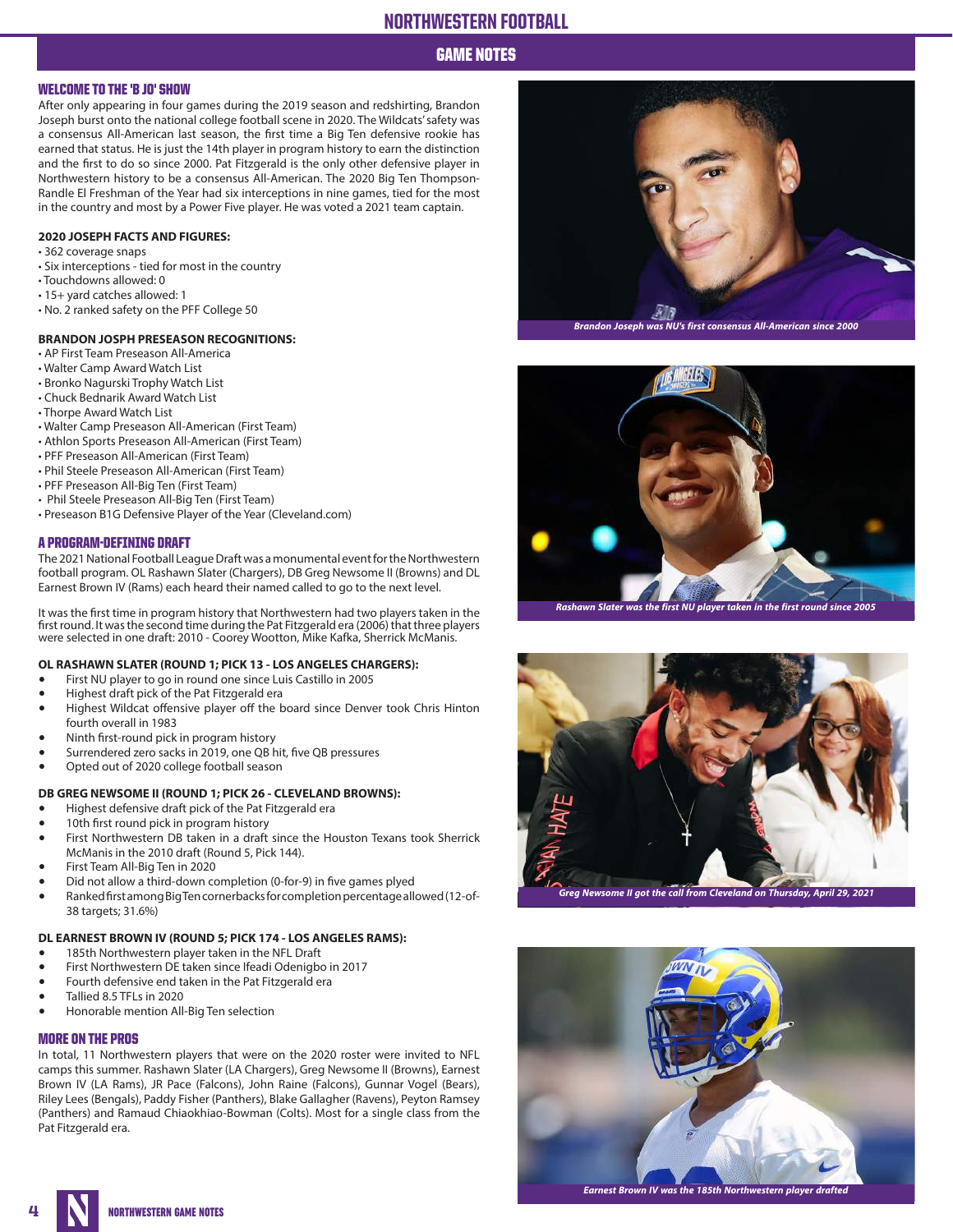# GAME NOTES

## WELCOME TO THE 'B JO' SHOW

After only appearing in four games during the 2019 season and redshirting, Brandon Joseph burst onto the national college football scene in 2020. The Wildcats' safety was a consensus All-American last season, the first time a Big Ten defensive rookie has earned that status. He is just the 14th player in program history to earn the distinction and the first to do so since 2000. Pat Fitzgerald is the only other defensive player in Northwestern history to be a consensus All-American. The 2020 Big Ten Thompson-Randle El Freshman of the Year had six interceptions in nine games, tied for the most in the country and most by a Power Five player. He was voted a 2021 team captain.

**2020 JOSEPH FACTS AND FIGURES:**

- 362 coverage snaps
- Six interceptions - tied for most in the country
- Touchdowns allowed: 0
- 15+ yard catches allowed: 1
- No. 2 ranked safety on the PFF College 50

**BRANDON JOSPH PRESEASON RECOGNITIONS:**

- AP First Team Preseason All-America
- Walter Camp Award Watch List
- Bronko Nagurski Trophy Watch List
- Chuck Bednarik Award Watch List
- Thorpe Award Watch List
- Walter Camp Preseason All-American (First Team)
- Athlon Sports Preseason All-American (First Team)
- PFF Preseason All-American (First Team)
- Phil Steele Preseason All-American (First Team)
- PFF Preseason All-Big Ten (First Team)
- Phil Steele Preseason All-Big Ten (First Team)
- Preseason B1G Defensive Player of the Year (Cleveland.com)

## A PROGRAM-DEFINING DRAFT

The 2021 National Football League Draft was a monumental event for the Northwestern football program. OL Rashawn Slater (Chargers), DB Greg Newsome II (Browns) and DL Earnest Brown IV (Rams) each heard their named called to go to the next level.

It was the first time in program history that Northwestern had two players taken in the first round. It was the second time during the Pat Fitzgerald era (2006) that three players were selected in one draft: 2010 - Coorey Wootton, Mike Kafka, Sherrick McManis.

**OL RASHAWN SLATER (ROUND 1; PICK 13 - LOS ANGELES CHARGERS):**

- First NU player to go in round one since Luis Castillo in 2005
- Highest draft pick of the Pat Fitzgerald era
- Highest Wildcat offensive player off the board since Denver took Chris Hinton fourth overall in 1983
- Ninth first-round pick in program history
- Surrendered zero sacks in 2019, one QB hit, five QB pressures
- Opted out of 2020 college football season

**DB GREG NEWSOME II (ROUND 1; PICK 26 - CLEVELAND BROWNS):**

- Highest defensive draft pick of the Pat Fitzgerald era
- 10th first round pick in program history
- First Northwestern DB taken in a draft since the Houston Texans took Sherrick McManis in the 2010 draft (Round 5, Pick 144).
- First Team All-Big Ten in 2020
- Did not allow a third-down completion (0-for-9) in five games plyed
- Ranked first among Big Ten cornerbacks for completion percentage allowed (12-of-38 targets; 31.6%)

**DL EARNEST BROWN IV (ROUND 5; PICK 174 - LOS ANGELES RAMS):**

- 185th Northwestern player taken in the NFL Draft
- First Northwestern DE taken since Ifeadi Odenigbo in 2017
- Fourth defensive end taken in the Pat Fitzgerald era
- Tallied 8.5 TFLs in 2020
- Honorable mention All-Big Ten selection

## MORE ON THE PROS

In total, 11 Northwestern players that were on the 2020 roster were invited to NFL camps this summer. Rashawn Slater (LA Chargers), Greg Newsome II (Browns), Earnest Brown IV (LA Rams), JR Pace (Falcons), John Raine (Falcons), Gunnar Vogel (Bears), Riley Lees (Bengals), Paddy Fisher (Panthers), Blake Gallagher (Ravens), Peyton Ramsey (Panthers) and Ramaud Chiaokhiao-Bowman (Colts). Most for a single class from the Pat Fitzgerald era.

*Brandon Joseph was NU's first consensus All-American since 2000*

*Rashawn Slater was the first NU player taken in the first round since 2005*

*Greg Newsome II got the call from Cleveland on Thursday, April 29, 2021*

*Earnest Brown IV was the 185th Northwestern player drafted*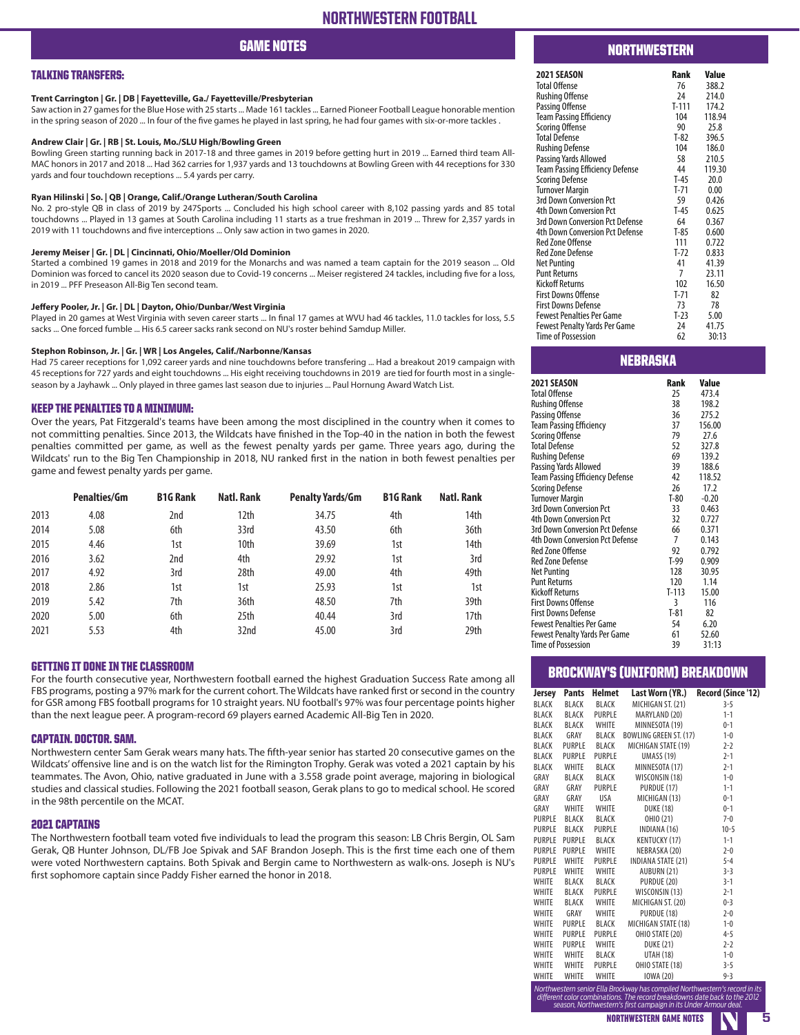# GAME NOTES

## TALKING TRANSFERS:

**Trent Carrington | Gr. | DB | Fayetteville, Ga./ Fayetteville/Presbyterian**
Saw action in 27 games for the Blue Hose with 25 starts ... Made 161 tackles ... Earned Pioneer Football League honorable mention in the spring season of 2020 ... In four of the five games he played in last spring, he had four games with six-or-more tackles .

**Andrew Clair | Gr. | RB | St. Louis, Mo./SLU High/Bowling Green**
Bowling Green starting running back in 2017-18 and three games in 2019 before getting hurt in 2019 ... Earned third team All-MAC honors in 2017 and 2018 ... Had 362 carries for 1,937 yards and 13 touchdowns at Bowling Green with 44 receptions for 330 yards and four touchdown receptions ... 5.4 yards per carry.

**Ryan Hilinski | So. | QB | Orange, Calif./Orange Lutheran/South Carolina**
No. 2 pro-style QB in class of 2019 by 247Sports ... Concluded his high school career with 8,102 passing yards and 85 total touchdowns ... Played in 13 games at South Carolina including 11 starts as a true freshman in 2019 ... Threw for 2,357 yards in 2019 with 11 touchdowns and five interceptions ... Only saw action in two games in 2020.

**Jeremy Meiser | Gr. | DL | Cincinnati, Ohio/Moeller/Old Dominion**
Started a combined 19 games in 2018 and 2019 for the Monarchs and was named a team captain for the 2019 season ... Old Dominion was forced to cancel its 2020 season due to Covid-19 concerns ... Meiser registered 24 tackles, including five for a loss, in 2019 ... PFF Preseason All-Big Ten second team.

**Jeffery Pooler, Jr. | Gr. | DL | Dayton, Ohio/Dunbar/West Virginia**
Played in 20 games at West Virginia with seven career starts ... In final 17 games at WVU had 46 tackles, 11.0 tackles for loss, 5.5 sacks ... One forced fumble ... His 6.5 career sacks rank second on NU's roster behind Samdup Miller.

**Stephon Robinson, Jr. | Gr. | WR | Los Angeles, Calif./Narbonne/Kansas**
Had 75 career receptions for 1,092 career yards and nine touchdowns before transfering ... Had a breakout 2019 campaign with 45 receptions for 727 yards and eight touchdowns ... His eight receiving touchdowns in 2019 are tied for fourth most in a single-season by a Jayhawk ... Only played in three games last season due to injuries ... Paul Hornung Award Watch List.

## KEEP THE PENALTIES TO A MINIMUM:

Over the years, Pat Fitzgerald's teams have been among the most disciplined in the country when it comes to not committing penalties. Since 2013, the Wildcats have finished in the Top-40 in the nation in both the fewest penalties committed per game, as well as the fewest penalty yards per game. Three years ago, during the Wildcats' run to the Big Ten Championship in 2018, NU ranked first in the nation in both fewest penalties per game and fewest penalty yards per game.

| | Penalties/Gm | B1G Rank | Natl. Rank | Penalty Yards/Gm | B1G Rank | Natl. Rank |
|---|---|---|---|---|---|---|
| 2013 | 4.08 | 2nd | 12th | 34.75 | 4th | 14th |
| 2014 | 5.08 | 6th | 33rd | 43.50 | 6th | 36th |
| 2015 | 4.46 | 1st | 10th | 39.69 | 1st | 14th |
| 2016 | 3.62 | 2nd | 4th | 29.92 | 1st | 3rd |
| 2017 | 4.92 | 3rd | 28th | 49.00 | 4th | 49th |
| 2018 | 2.86 | 1st | 1st | 25.93 | 1st | 1st |
| 2019 | 5.42 | 7th | 36th | 48.50 | 7th | 39th |
| 2020 | 5.00 | 6th | 25th | 40.44 | 3rd | 17th |
| 2021 | 5.53 | 4th | 32nd | 45.00 | 3rd | 29th |

## GETTING IT DONE IN THE CLASSROOM

For the fourth consecutive year, Northwestern football earned the highest Graduation Success Rate among all FBS programs, posting a 97% mark for the current cohort. The Wildcats have ranked first or second in the country for GSR among FBS football programs for 10 straight years. NU football's 97% was four percentage points higher than the next league peer. A program-record 69 players earned Academic All-Big Ten in 2020.

## CAPTAIN. DOCTOR. SAM.

Northwestern center Sam Gerak wears many hats. The fifth-year senior has started 20 consecutive games on the Wildcats' offensive line and is on the watch list for the Rimington Trophy. Gerak was voted a 2021 captain by his teammates. The Avon, Ohio, native graduated in June with a 3.558 grade point average, majoring in biological studies and classical studies. Following the 2021 football season, Gerak plans to go to medical school. He scored in the 98th percentile on the MCAT.

## 2021 CAPTAINS

The Northwestern football team voted five individuals to lead the program this season: LB Chris Bergin, OL Sam Gerak, QB Hunter Johnson, DL/FB Joe Spivak and SAF Brandon Joseph. This is the first time each one of them were voted Northwestern captains. Both Spivak and Bergin came to Northwestern as walk-ons. Joseph is NU's first sophomore captain since Paddy Fisher earned the honor in 2018.

# NORTHWESTERN

| 2021 SEASON | Rank | Value |
|---|---|---|
| Total Offense | 76 | 388.2 |
| Rushing Offense | 24 | 214.0 |
| Passing Offense | T-111 | 174.2 |
| Team Passing Efficiency | 104 | 118.94 |
| Scoring Offense | 90 | 25.8 |
| Total Defense | T-82 | 396.5 |
| Rushing Defense | 104 | 186.0 |
| Passing Yards Allowed | 58 | 210.5 |
| Team Passing Efficiency Defense | 44 | 119.30 |
| Scoring Defense | T-45 | 20.0 |
| Turnover Margin | T-71 | 0.00 |
| 3rd Down Conversion Pct | 59 | 0.426 |
| 4th Down Conversion Pct | T-45 | 0.625 |
| 3rd Down Conversion Pct Defense | 64 | 0.367 |
| 4th Down Conversion Pct Defense | T-85 | 0.600 |
| Red Zone Offense | 111 | 0.722 |
| Red Zone Defense | T-72 | 0.833 |
| Net Punting | 41 | 41.39 |
| Punt Returns | 7 | 23.11 |
| Kickoff Returns | 102 | 16.50 |
| First Downs Offense | T-71 | 82 |
| First Downs Defense | 73 | 78 |
| Fewest Penalties Per Game | T-23 | 5.00 |
| Fewest Penalty Yards Per Game | 24 | 41.75 |
| Time of Possession | 62 | 30:13 |

# NEBRASKA

| 2021 SEASON | Rank | Value |
|---|---|---|
| Total Offense | 25 | 473.4 |
| Rushing Offense | 38 | 198.2 |
| Passing Offense | 36 | 275.2 |
| Team Passing Efficiency | 37 | 156.00 |
| Scoring Offense | 79 | 27.6 |
| Total Defense | 52 | 327.8 |
| Rushing Defense | 69 | 139.2 |
| Passing Yards Allowed | 39 | 188.6 |
| Team Passing Efficiency Defense | 42 | 118.52 |
| Scoring Defense | 26 | 17.2 |
| Turnover Margin | T-80 | -0.20 |
| 3rd Down Conversion Pct | 33 | 0.463 |
| 4th Down Conversion Pct | 32 | 0.727 |
| 3rd Down Conversion Pct Defense | 66 | 0.371 |
| 4th Down Conversion Pct Defense | 7 | 0.143 |
| Red Zone Offense | 92 | 0.792 |
| Red Zone Defense | T-99 | 0.909 |
| Net Punting | 128 | 30.95 |
| Punt Returns | 120 | 1.14 |
| Kickoff Returns | T-113 | 15.00 |
| First Downs Offense | 3 | 116 |
| First Downs Defense | T-81 | 82 |
| Fewest Penalties Per Game | 54 | 6.20 |
| Fewest Penalty Yards Per Game | 61 | 52.60 |
| Time of Possession | 39 | 31:13 |

# BROCKWAY'S (UNIFORM) BREAKDOWN

| Jersey | Pants | Helmet | Last Worn (YR.) | Record (Since '12) |
|---|---|---|---|---|
| BLACK | BLACK | BLACK | MICHIGAN ST. (21) | 3-5 |
| BLACK | BLACK | PURPLE | MARYLAND (20) | 1-1 |
| BLACK | BLACK | WHITE | MINNESOTA (19) | 0-1 |
| BLACK | GRAY | BLACK | BOWLING GREEN ST. (17) | 1-0 |
| BLACK | PURPLE | BLACK | MICHIGAN STATE (19) | 2-2 |
| BLACK | PURPLE | PURPLE | UMASS (19) | 2-1 |
| BLACK | WHITE | BLACK | MINNESOTA (17) | 2-1 |
| GRAY | BLACK | BLACK | WISCONSIN (18) | 1-0 |
| GRAY | GRAY | PURPLE | PURDUE (17) | 1-1 |
| GRAY | GRAY | USA | MICHIGAN (13) | 0-1 |
| GRAY | WHITE | WHITE | DUKE (18) | 0-1 |
| PURPLE | BLACK | BLACK | OHIO (21) | 7-0 |
| PURPLE | BLACK | PURPLE | INDIANA (16) | 10-5 |
| PURPLE | PURPLE | BLACK | KENTUCKY (17) | 1-1 |
| PURPLE | PURPLE | WHITE | NEBRASKA (20) | 2-0 |
| PURPLE | WHITE | PURPLE | INDIANA STATE (21) | 5-4 |
| PURPLE | WHITE | WHITE | AUBURN (21) | 3-3 |
| WHITE | BLACK | BLACK | PURDUE (20) | 3-1 |
| WHITE | BLACK | PURPLE | WISCONSIN (13) | 2-1 |
| WHITE | BLACK | WHITE | MICHIGAN ST. (20) | 0-3 |
| WHITE | GRAY | WHITE | PURDUE (18) | 2-0 |
| WHITE | PURPLE | BLACK | MICHIGAN STATE (18) | 1-0 |
| WHITE | PURPLE | PURPLE | OHIO STATE (20) | 4-5 |
| WHITE | PURPLE | WHITE | DUKE (21) | 2-2 |
| WHITE | WHITE | BLACK | UTAH (18) | 1-0 |
| WHITE | WHITE | PURPLE | OHIO STATE (18) | 3-5 |
| WHITE | WHITE | WHITE | IOWA (20) | 9-3 |

*Northwestern senior Ella Brockway has compiled Northwestern's record in its different color combinations. The record breakdowns date back to the 2012 season, Northwestern's first campaign in its Under Armour deal.*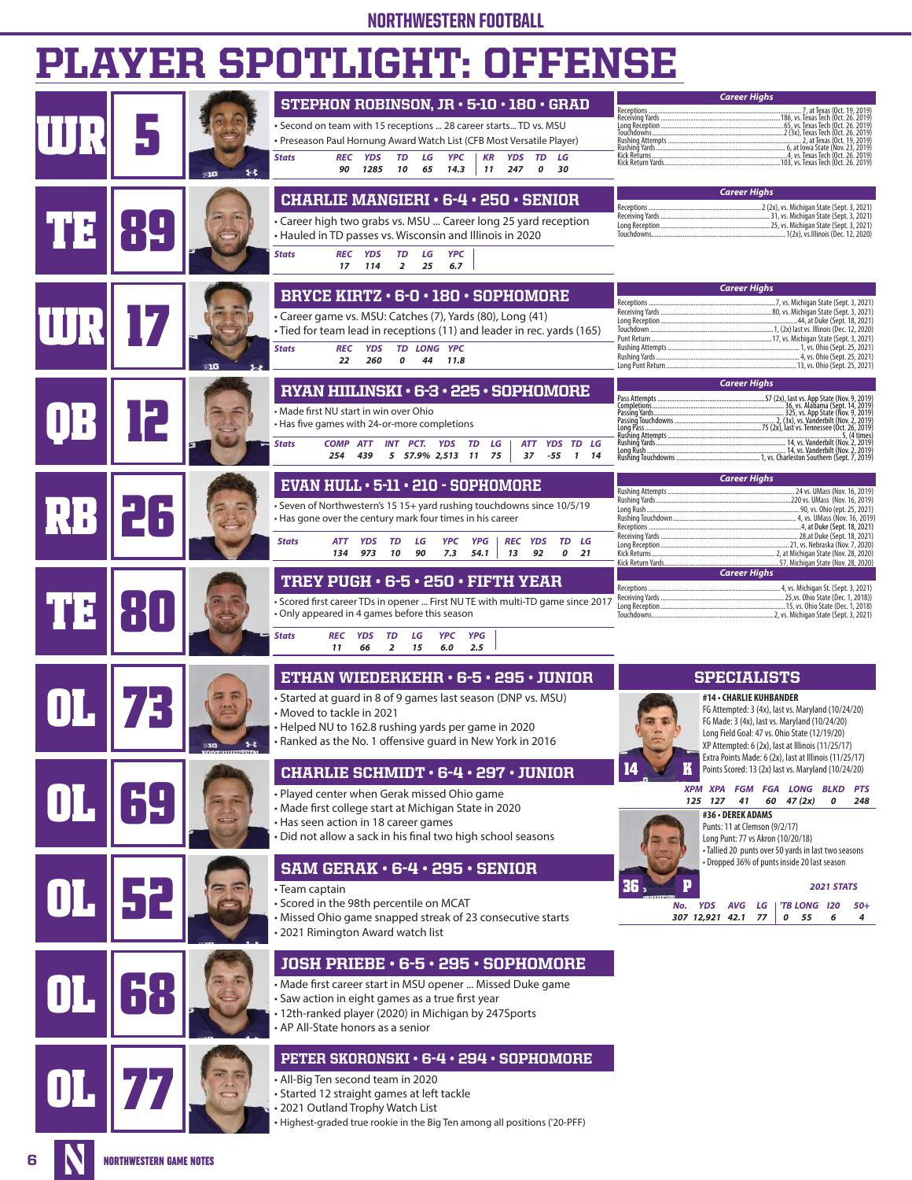# PLAYER SPOTLIGHT: OFFENSE

## WR 5 — STEPHON ROBINSON, JR • 5-10 • 180 • GRAD

- Second on team with 15 receptions ... 28 career starts... TD vs. MSU
- Preseason Paul Hornung Award Watch List (CFB Most Versatile Player)

| Stats | REC | YDS | TD | LG | YPC | KR | YDS | TD | LG |
|---|---|---|---|---|---|---|---|---|---|
| | 90 | 1285 | 10 | 65 | 14.3 | 11 | 247 | 0 | 30 |

**Career Highs**

- Receptions: 7, at Texas (Oct. 19, 2019)
- Receiving Yards: 186, vs. Texas Tech (Oct. 26. 2019)
- Long Reception: 65, vs. Texas Tech (Oct. 26. 2019)
- Touchdowns: 2 (3x), Texas Tech (Oct. 26. 2019)
- Rushing Attempts: 2, at Texas (Oct. 19, 2019)
- Rushing Yards: 6, at Iowa State (Nov. 23, 2019)
- Kick Returns: 4, vs. Texas Tech (Oct. 26. 2019)
- Kick Return Yards: 103, vs. Texas Tech (Oct. 26. 2019)

## TE 89 — CHARLIE MANGIERI • 6-4 • 250 • SENIOR

- Career high two grabs vs. MSU ... Career long 25 yard reception
- Hauled in TD passes vs. Wisconsin and Illinois in 2020

| Stats | REC | YDS | TD | LG | YPC |
|---|---|---|---|---|---|
| | 17 | 114 | 2 | 25 | 6.7 |

**Career Highs**

- Receptions: 2 (2x), vs. Michigan State (Sept. 3, 2021)
- Receiving Yards: 31, vs. Michigan State (Sept. 3, 2021)
- Long Reception: 25, vs. Michigan State (Sept. 3, 2021)
- Touchdowns: 1(2x), vs.Illinois (Dec. 12, 2020)

## WR 17 — BRYCE KIRTZ • 6-0 • 180 • SOPHOMORE

- Career game vs. MSU: Catches (7), Yards (80), Long (41)
- Tied for team lead in receptions (11) and leader in rec. yards (165)

| Stats | REC | YDS | TD | LONG | YPC |
|---|---|---|---|---|---|
| | 22 | 260 | 0 | 44 | 11.8 |

**Career Highs**

- Receptions: 7, vs. Michigan State (Sept. 3, 2021)
- Receiving Yards: 80, vs. Michigan State (Sept. 3, 2021)
- Long Reception: 44, at Duke (Sept. 18, 2021)
- Touchdown: 1, (2x) last vs. Illinois (Dec. 12, 2020)
- Punt Return: 17, vs. Michigan State (Sept. 3, 2021)
- Rushing Attempts: 1, vs. Ohio (Sept. 25, 2021)
- Rushing Yards: 4, vs. Ohio (Sept. 25, 2021)
- Long Punt Return: 13, vs. Ohio (Sept. 25, 2021)

## QB 12 — RYAN HILINSKI • 6-3 • 225 • SOPHOMORE

- Made first NU start in win over Ohio
- Has five games with 24-or-more completions

| Stats | COMP | ATT | INT | PCT. | YDS | TD | LG | ATT | YDS | TD | LG |
|---|---|---|---|---|---|---|---|---|---|---|---|
| | 254 | 439 | 5 | 57.9% | 2,513 | 11 | 75 | 37 | -55 | 1 | 14 |

**Career Highs**

- Pass Attempts: 57 (2x), last vs. App State (Nov. 9, 2019)
- Completions: 36, vs. Alabama (Sept. 14, 2019)
- Passing Yards: 325, vs. App State (Nov. 9, 2019)
- Passing Touchdowns: 2, (3x), vs. Vanderbilt (Nov. 2, 2019)
- Long Pass: 75 (2x), last vs. Tennessee (Oct. 26, 2019)
- Rushing Attempts: 5, (4 times)
- Rushing Yards: 14, vs. Vanderbilt (Nov. 2, 2019)
- Long Rush: 14, vs. Vanderbilt (Nov. 2, 2019)
- Rushing Touchdowns: 1, vs. Charleston Southern (Sept. 7, 2019)

## RB 26 — EVAN HULL • 5-11 • 210 - SOPHOMORE

- Seven of Northwestern's 15 15+ yard rushing touchdowns since 10/5/19
- Has gone over the century mark four times in his career

| Stats | ATT | YDS | TD | LG | YPC | YPG | REC | YDS | TD | LG |
|---|---|---|---|---|---|---|---|---|---|---|
| | 134 | 973 | 10 | 90 | 7.3 | 54.1 | 13 | 92 | 0 | 21 |

**Career Highs**

- Rushing Attempts: 24 vs. UMass (Nov. 16, 2019)
- Rushing Yards: 220 vs. UMass (Nov. 16, 2019)
- Long Rush: 90, vs. Ohio (ept. 25, 2021)
- Rushing Touchdown: 4, vs. UMass (Nov. 16, 2019)
- Receptions: 4, at Duke (Sept. 18, 2021)
- Receiving Yards: 28,at Duke (Sept. 18, 2021)
- Long Reception: 21, vs. Nebraska (Nov. 7, 2020)
- Kick Returns: 2, at Michigan State (Nov. 28, 2020)
- Kick Return Yards: 57, Michigan State (Nov. 28, 2020)

## TE 80 — TREY PUGH • 6-5 • 250 • FIFTH YEAR

- Scored first career TDs in opener ... First NU TE with multi-TD game since 2017
- Only appeared in 4 games before this season

| Stats | REC | YDS | TD | LG | YPC | YPG |
|---|---|---|---|---|---|---|
| | 11 | 66 | 2 | 15 | 6.0 | 2.5 |

**Career Highs**

- Receptions: 4, vs. Michigan St. (Sept. 3, 2021)
- Receiving Yards: 25,vs. Ohio State (Dec. 1, 2018))
- Long Reception: 15, vs. Ohio State (Dec. 1, 2018)
- Touchdowns: 2, vs. Michigan State (Sept. 3, 2021)

## OL 73 — ETHAN WIEDERKEHR • 6-5 • 295 • JUNIOR

- Started at guard in 8 of 9 games last season (DNP vs. MSU)
- Moved to tackle in 2021
- Helped NU to 162.8 rushing yards per game in 2020
- Ranked as the No. 1 offensive guard in New York in 2016

## OL 69 — CHARLIE SCHMIDT • 6-4 • 297 • JUNIOR

- Played center when Gerak missed Ohio game
- Made first college start at Michigan State in 2020
- Has seen action in 18 career games
- Did not allow a sack in his final two high school seasons

## OL 52 — SAM GERAK • 6-4 • 295 • SENIOR

- Team captain
- Scored in the 98th percentile on MCAT
- Missed Ohio game snapped streak of 23 consecutive starts
- 2021 Rimington Award watch list

## OL 68 — JOSH PRIEBE • 6-5 • 295 • SOPHOMORE

- Made first career start in MSU opener ... Missed Duke game
- Saw action in eight games as a true first year
- 12th-ranked player (2020) in Michigan by 247Sports
- AP All-State honors as a senior

## OL 77 — PETER SKORONSKI • 6-4 • 294 • SOPHOMORE

- All-Big Ten second team in 2020
- Started 12 straight games at left tackle
- 2021 Outland Trophy Watch List
- Highest-graded true rookie in the Big Ten among all positions ('20-PFF)

## SPECIALISTS

### K 14 — #14 • CHARLIE KUHBANDER

- FG Attempted: 3 (4x), last vs. Maryland (10/24/20)
- FG Made: 3 (4x), last vs. Maryland (10/24/20)
- Long Field Goal: 47 vs. Ohio State (12/19/20)
- XP Attempted: 6 (2x), last at Illinois (11/25/17)
- Extra Points Made: 6 (2x), last at Illinois (11/25/17)
- Points Scored: 13 (2x) last vs. Maryland (10/24/20)

| XPM | XPA | FGM | FGA | LONG | BLKD | PTS |
|---|---|---|---|---|---|---|
| 125 | 127 | 41 | 60 | 47 (2x) | 0 | 248 |

### P 36 — #36 • DEREK ADAMS

- Punts: 11 at Clemson (9/2/17)
- Long Punt: 77 vs Akron (10/20/18)
- Tallied 20 punts over 50 yards in last two seasons
- Dropped 36% of punts inside 20 last season

*2021 STATS*

| No. | YDS | AVG | LG | TB | LONG | I20 | 50+ |
|---|---|---|---|---|---|---|---|
| 307 | 12,921 | 42.1 | 77 | 0 | 55 | 6 | 4 |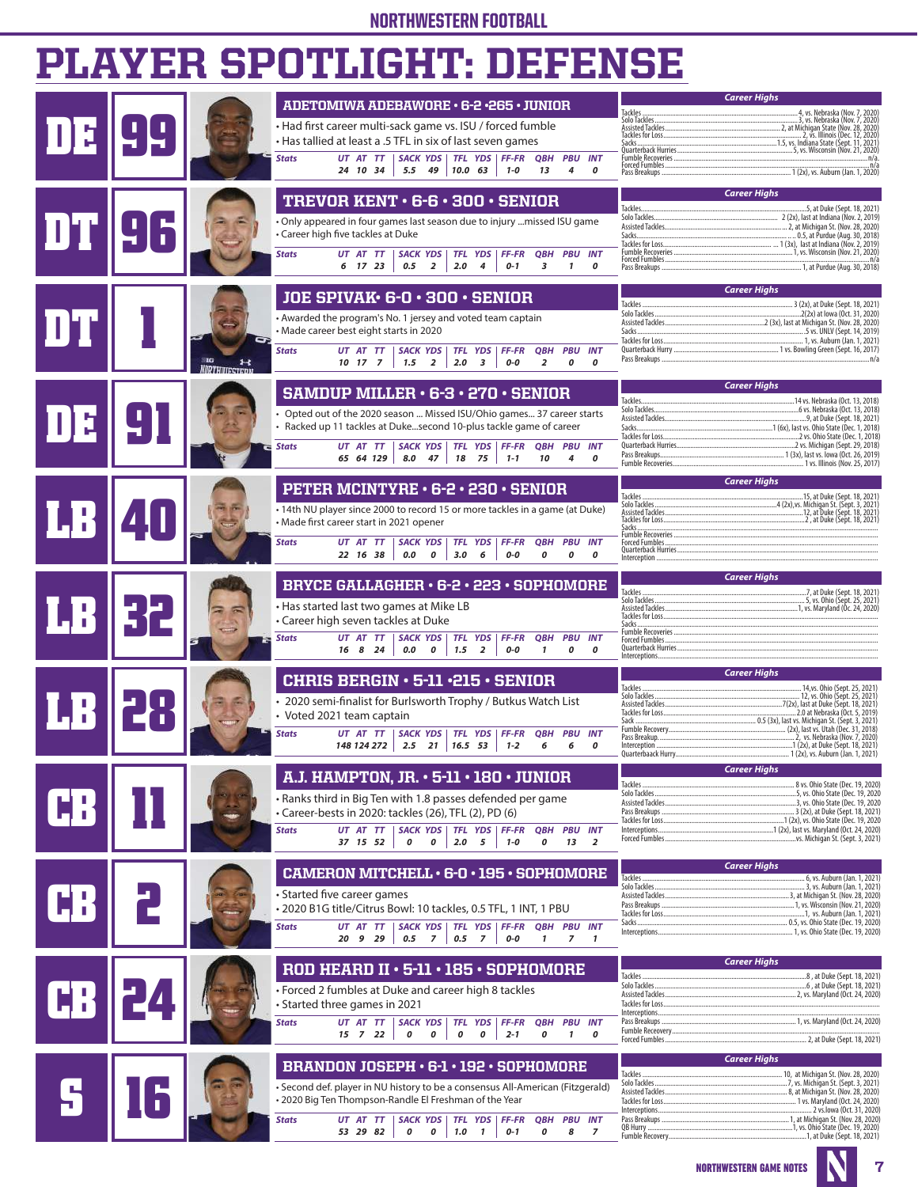# PLAYER SPOTLIGHT: DEFENSE

## DE 99 — ADETOMIWA ADEBAWORE • 6-2 •265 • JUNIOR

- Had first career multi-sack game vs. ISU / forced fumble
- Has tallied at least a .5 TFL in six of last seven games

| Stats | UT | AT | TT | SACK | YDS | TFL | YDS | FF-FR | QBH | PBU | INT |
|---|---|---|---|---|---|---|---|---|---|---|---|
| | 24 | 10 | 34 | 5.5 | 49 | 10.0 | 63 | 1-0 | 13 | 4 | 0 |

**Career Highs**
- Tackles: 4, vs. Nebraska (Nov. 7, 2020)
- Solo Tackles: 3, vs. Nebraska (Nov. 7, 2020)
- Assisted Tackles: 2, at Michigan State (Nov. 28, 2020)
- Tackles for Loss: 2, vs. Illinois (Dec. 12, 2020)
- Sacks: 1.5, vs. Indiana State (Sept. 11, 2021)
- Quarterback Hurries: 5, vs. Wisconsin (Nov. 21, 2020)
- Fumble Recoveries: n/a
- Forced Fumbles: n/a
- Pass Breakups: 1 (2x), vs. Auburn (Jan. 1, 2020)

## DT 96 — TREVOR KENT • 6-6 • 300 • SENIOR

- Only appeared in four games last season due to injury ...missed ISU game
- Career high five tackles at Duke

| Stats | UT | AT | TT | SACK | YDS | TFL | YDS | FF-FR | QBH | PBU | INT |
|---|---|---|---|---|---|---|---|---|---|---|---|
| | 6 | 17 | 23 | 0.5 | 2 | 2.0 | 4 | 0-1 | 3 | 1 | 0 |

**Career Highs**
- Tackles: 5, at Duke (Sept. 18, 2021)
- Solo Tackles: 2 (2x), last at Indiana (Nov. 2, 2019)
- Assisted Tackles: 2, at Michigan St. (Nov. 28, 2020)
- Sacks: 0.5, at Purdue (Aug. 30, 2018)
- Tackles for Loss: 1 (3x), last at Indiana (Nov. 2, 2019)
- Fumble Recoveries: 1, vs. Wisconsin (Nov. 21, 2020)
- Forced Fumbles: n/a
- Pass Breakups: 1, at Purdue (Aug. 30, 2018)

## DT 1 — JOE SPIVAK• 6-0 • 300 • SENIOR

- Awarded the program's No. 1 jersey and voted team captain
- Made career best eight starts in 2020

| Stats | UT | AT | TT | SACK | YDS | TFL | YDS | FF-FR | QBH | PBU | INT |
|---|---|---|---|---|---|---|---|---|---|---|---|
| | 10 | 17 | 7 | 1.5 | 2 | 2.0 | 3 | 0-0 | 2 | 0 | 0 |

**Career Highs**
- Tackles: 3 (2x), at Duke (Sept. 18, 2021)
- Solo Tackles: 2(2x) at Iowa (Oct. 31, 2020)
- Assisted Tackles: 2 (3x), last at Michigan St. (Nov. 28, 2020)
- Sacks: .5 vs. UNLV (Sept. 14, 2019)
- Tackles for Loss: 1, vs. Auburn (Jan. 1, 2021)
- Quarterback Hurry: 1 vs. Bowling Green (Sept. 16, 2017)
- Pass Breakups: n/a

## DE 91 — SAMDUP MILLER • 6-3 • 270 • SENIOR

- Opted out of the 2020 season ... Missed ISU/Ohio games... 37 career starts
- Racked up 11 tackles at Duke...second 10-plus tackle game of career

| Stats | UT | AT | TT | SACK | YDS | TFL | YDS | FF-FR | QBH | PBU | INT |
|---|---|---|---|---|---|---|---|---|---|---|---|
| | 65 | 64 | 129 | 8.0 | 47 | 18 | 75 | 1-1 | 10 | 4 | 0 |

**Career Highs**
- Tackles: 14 vs. Nebraska (Oct. 13, 2018)
- Solo Tackles: 6 vs. Nebraska (Oct. 13, 2018)
- Assisted Tackles: 9, at Duke (Sept. 18, 2021)
- Sacks: 1 (6x), last vs. Ohio State (Dec. 1, 2018)
- Tackles for Loss: 2 vs. Ohio State (Dec. 1, 2018)
- Quarterback Hurries: 2 vs. Michigan (Sept. 29, 2018)
- Pass Breakups: 1 (3x), last vs. Iowa (Oct. 26, 2019)
- Fumble Recoveries: 1 vs. Illinois (Nov. 25, 2017)

## LB 40 — PETER MCINTYRE • 6-2 • 230 • SENIOR

- 14th NU player since 2000 to record 15 or more tackles in a game (at Duke)
- Made first career start in 2021 opener

| Stats | UT | AT | TT | SACK | YDS | TFL | YDS | FF-FR | QBH | PBU | INT |
|---|---|---|---|---|---|---|---|---|---|---|---|
| | 22 | 16 | 38 | 0.0 | 0 | 3.0 | 6 | 0-0 | 0 | 0 | 0 |

**Career Highs**
- Tackles: 15, at Duke (Sept. 18, 2021)
- Solo Tackles: 4 (2x), vs. Michigan St. (Sept. 3, 2021)
- Assisted Tackles: 12, at Duke (Sept. 18, 2021)
- Tackles for Loss: 2, at Duke (Sept. 18, 2021)
- Sacks:
- Fumble Recoveries:
- Forced Fumbles:
- Quarterback Hurries:
- Interception:

## LB 32 — BRYCE GALLAGHER • 6-2 • 223 • SOPHOMORE

- Has started last two games at Mike LB
- Career high seven tackles at Duke

| Stats | UT | AT | TT | SACK | YDS | TFL | YDS | FF-FR | QBH | PBU | INT |
|---|---|---|---|---|---|---|---|---|---|---|---|
| | 16 | 8 | 24 | 0.0 | 0 | 1.5 | 2 | 0-0 | 1 | 0 | 0 |

**Career Highs**
- Tackles: 7, at Duke (Sept. 18, 2021)
- Solo Tackles: 5, vs. Ohio (Sept. 25, 2021)
- Assisted Tackles: 1, vs. Maryland (Oc. 24, 2020)
- Tackles for Loss:
- Sacks:
- Fumble Recoveries:
- Forced Fumbles:
- Quarterback Hurries:
- Interceptions:

## LB 28 — CHRIS BERGIN • 5-11 •215 • SENIOR

- 2020 semi-finalist for Burlsworth Trophy / Butkus Watch List
- Voted 2021 team captain

| Stats | UT | AT | TT | SACK | YDS | TFL | YDS | FF-FR | QBH | PBU | INT |
|---|---|---|---|---|---|---|---|---|---|---|---|
| | 148 | 124 | 272 | 2.5 | 21 | 16.5 | 53 | 1-2 | 6 | 6 | 0 |

**Career Highs**
- Tackles: 14, vs. Ohio (Sept. 25, 2021)
- Solo Tackles: 12, vs. Ohio (Sept. 25, 2021)
- Assisted Tackles: 7(2x), last at Duke (Sept. 18, 2021)
- Tackles for Loss: 2.0 at Nebraska (Oct. 5, 2019)
- Sack: 0.5 (3x), last vs. Michigan St. (Sept. 3, 2021)
- Fumble Recovery: (2x), last vs. Utah (Dec. 31, 2018)
- Pass Breakup: 2, vs. Nebraska (Nov. 7, 2020)
- Interception: 1 (2x), at Duke (Sept. 18, 2021)
- Quarterback Hurry: 1 (2x), vs. Auburn (Jan. 1, 2021)

## CB 11 — A.J. HAMPTON, JR. • 5-11 • 180 • JUNIOR

- Ranks third in Big Ten with 1.8 passes defended per game
- Career-bests in 2020: tackles (26), TFL (2), PD (6)

| Stats | UT | AT | TT | SACK | YDS | TFL | YDS | FF-FR | QBH | PBU | INT |
|---|---|---|---|---|---|---|---|---|---|---|---|
| | 37 | 15 | 52 | 0 | 0 | 2.0 | 5 | 1-0 | 0 | 13 | 2 |

**Career Highs**
- Tackles: 8 vs. Ohio State (Dec. 19, 2020)
- Solo Tackles: 5, vs. Ohio State (Dec. 19, 2020)
- Assisted Tackles: 3, vs. Ohio State (Dec. 19, 2020)
- Pass Breakups: 3 (2x), at Duke (Sept. 18, 2021)
- Tackles for Loss: 1 (2x), vs. Ohio State (Dec. 19, 2020)
- Interceptions: 1 (2x), last vs. Maryland (Oct. 24, 2020)
- Forced Fumbles: vs. Michigan St. (Sept. 3, 2021)

## CB 2 — CAMERON MITCHELL • 6-0 • 195 • SOPHOMORE

- Started five career games
- 2020 B1G title/Citrus Bowl: 10 tackles, 0.5 TFL, 1 INT, 1 PBU

| Stats | UT | AT | TT | SACK | YDS | TFL | YDS | FF-FR | QBH | PBU | INT |
|---|---|---|---|---|---|---|---|---|---|---|---|
| | 20 | 9 | 29 | 0.5 | 7 | 0.5 | 7 | 0-0 | 1 | 7 | 1 |

**Career Highs**
- Tackles: 6, vs. Auburn (Jan. 1, 2021)
- Solo Tackles: 3, vs. Auburn (Jan. 1, 2021)
- Assisted Tackles: 3, at Michigan St. (Nov. 28, 2020)
- Pass Breakups: 1, vs. Wisconsin (Nov. 21, 2020)
- Tackles for Loss: 1, vs. Auburn (Jan. 1, 2021)
- Sacks: 0.5, vs. Ohio State (Dec. 19, 2020)
- Interceptions: 1, vs. Ohio State (Dec. 19, 2020)

## CB 24 — ROD HEARD II • 5-11 • 185 • SOPHOMORE

- Forced 2 fumbles at Duke and career high 8 tackles
- Started three games in 2021

| Stats | UT | AT | TT | SACK | YDS | TFL | YDS | FF-FR | QBH | PBU | INT |
|---|---|---|---|---|---|---|---|---|---|---|---|
| | 15 | 7 | 22 | 0 | 0 | 0 | 0 | 2-1 | 0 | 1 | 0 |

**Career Highs**
- Tackles: 8, at Duke (Sept. 18, 2021)
- Solo Tackles: 6, at Duke (Sept. 18, 2021)
- Assisted Tackles: 2, vs. Maryland (Oct. 24, 2020)
- Tackles for Loss:
- Interceptions:
- Pass Breakups: 1, vs. Maryland (Oct. 24, 2020)
- Fumble Receovery:
- Forced Fumbles: 2, at Duke (Sept. 18, 2021)

## S 16 — BRANDON JOSEPH • 6-1 • 192 • SOPHOMORE

- Second def. player in NU history to be a consensus All-American (Fitzgerald)
- 2020 Big Ten Thompson-Randle El Freshman of the Year

| Stats | UT | AT | TT | SACK | YDS | TFL | YDS | FF-FR | QBH | PBU | INT |
|---|---|---|---|---|---|---|---|---|---|---|---|
| | 53 | 29 | 82 | 0 | 0 | 1.0 | 1 | 0-1 | 0 | 8 | 7 |

**Career Highs**
- Tackles: 10, at Michigan St. (Nov. 28, 2020)
- Solo Tackles: 7, vs. Michigan St. (Sept. 3, 2021)
- Assisted Tackles: 8, at Michigan St. (Nov. 28, 2020)
- Tackles for Loss: 1 vs. Maryland (Oct. 24, 2020)
- Interceptions: 2 vs.Iowa (Oct. 31, 2020)
- Pass Breakups: 1, at Michigan St. (Nov. 28, 2020)
- QB Hurry: 1, vs. Ohio State (Dec. 19, 2020)
- Fumble Recovery: 1, at Duke (Sept. 18, 2021)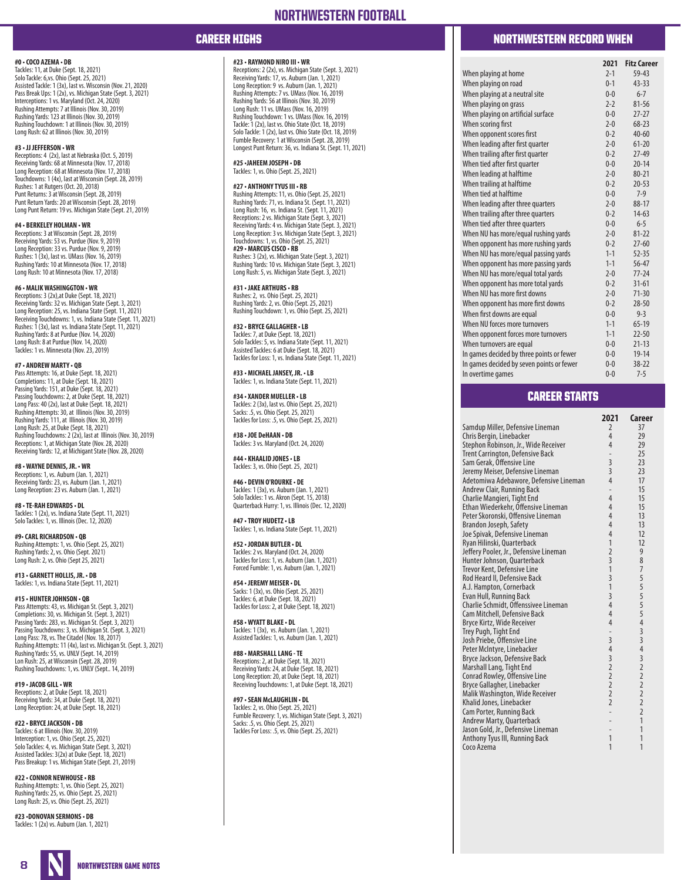## CAREER HIGHS

**#0 • COCO AZEMA • DB**
Tackles: 11, at Duke (Sept. 18, 2021)
Solo Tackle: 6,vs. Ohio (Sept. 25, 2021)
Assisted Tackle: 1 (3x), last vs. Wisconsin (Nov. 21, 2020)
Pass Break Ups: 1 (2x), vs. Michigan State (Sept. 3, 2021)
Interceptions: 1 vs. Maryland (Oct. 24, 2020)
Rushing Attempts: 7 at Illinois (Nov. 30, 2019)
Rushing Yards: 123 at Illinois (Nov. 30, 2019)
Rushing Touchdown: 1 at Illinois (Nov. 30, 2019)
Long Rush: 62 at Illinois (Nov. 30, 2019)

**#3 • JJ JEFFERSON • WR**
Receptions: 4 (2x), last at Nebraska (Oct. 5, 2019)
Receiving Yards: 68 at Minnesota (Nov. 17, 2018)
Long Reception: 68 at Minnesota (Nov. 17, 2018)
Touchdowns: 1 (4x), last at Wisconsin (Sept. 28, 2019)
Rushes: 1 at Rutgers (Oct. 20, 2018)
Punt Returns: 3 at Wisconsin (Sept. 28, 2019)
Punt Return Yards: 20 at Wisconsin (Sept. 28, 2019)
Long Punt Return: 19 vs. Michigan State (Sept. 21, 2019)

**#4 • BERKELEY HOLMAN • WR**
Receptions: 3 at Wisconsin (Sept. 28, 2019)
Receiving Yards: 53 vs. Purdue (Nov. 9, 2019)
Long Reception: 33 vs. Purdue (Nov. 9, 2019)
Rushes: 1 (3x), last vs. UMass (Nov. 16, 2019)
Rushing Yards: 10 at Minnesota (Nov. 17, 2018)
Long Rush: 10 at Minnesota (Nov. 17, 2018)

**#6 • MALIK WASHINGGTON • WR**
Receptions: 3 (2x),at Duke (Sept. 18, 2021)
Receiving Yards: 32 vs. Michigan State (Sept. 3, 2021)
Long Reception: 25, vs. Indiana State (Sept. 11, 2021)
Receiving Touchdowns: 1, vs. Indiana State (Sept. 11, 2021)
Rushes: 1 (3x), last vs. Indiana State (Sept. 11, 2021)
Rushing Yards: 8 at Purdue (Nov. 14, 2020)
Long Rush: 8 at Purdue (Nov. 14, 2020)
Tackles: 1 vs. Minnesota (Nov. 23, 2019)

**#7 • ANDREW MARTY • QB**
Pass Attempts: 16, at Duke (Sept. 18, 2021)
Completions: 11, at Duke (Sept. 18, 2021)
Passing Yards: 151, at Duke (Sept. 18, 2021)
Passing Touchdowns: 2, at Duke (Sept. 18, 2021)
Long Pass: 40 (2x), last at Duke (Sept. 18, 2021)
Rushing Attempts: 30, at Illinois (Nov. 30, 2019)
Rushing Yards: 111, at Illinois (Nov. 30, 2019)
Long Rush: 25, at Duke (Sept. 18, 2021)
Rushing Touchdowns: 2 (2x), last at Illinois (Nov. 30, 2019)
Receptions: 1, at Michigan State (Nov. 28, 2020)
Receiving Yards: 12, at Michigant State (Nov. 28, 2020)

**#8 • WAYNE DENNIS, JR. • WR**
Receptions: 1, vs. Auburn (Jan. 1, 2021)
Receiving Yards: 23, vs. Auburn (Jan. 1, 2021)
Long Reception: 23 vs. Auburn (Jan. 1, 2021)

**#8 • TE-RAH EDWARDS • DL**
Tackles: 1 (2x), vs. Indiana State (Sept. 11, 2021)
Solo Tackles: 1, vs. Illinois (Dec. 12, 2020)

**#9• CARL RICHARDSON • QB**
Rushing Attempts: 1, vs. Ohio (Sept. 25, 2021)
Rushing Yards: 2, vs. Ohio (Sept. 2021)
Long Rush: 2, vs. Ohio (Sept 25, 2021)

**#13 • GARNETT HOLLIS, JR. • DB**
Tackles: 1, vs. Indiana State (Sept. 11, 2021)

**#15 • HUNTER JOHNSON • QB**
Pass Attempts: 43, vs. Michigan St. (Sept. 3, 2021)
Completions: 30, vs. Michigan St. (Sept. 3, 2021)
Passing Yards: 283, vs. Michigan St. (Sept. 3, 2021)
Passing Touchdowns: 3, vs. Michigan St. (Sept. 3, 2021)
Long Pass: 78, vs. The Citadel (Nov. 18, 2017)
Rushing Attempts: 11 (4x), last vs. Michigan St. (Sept. 3, 2021)
Rushing Yards: 55, vs. UNLV (Sept. 14, 2019)
Lon Rush: 25, at Wisconsin (Sept. 28, 2019)
Rushing Touchdowns: 1, vs. UNLV (Sept.. 14, 2019)

**#19 • JACOB GILL • WR**
Receptions: 2, at Duke (Sept. 18, 2021)
Receiving Yards: 34, at Duke (Sept. 18, 2021)
Long Reception: 24, at Duke (Sept. 18, 2021)

**#22 • BRYCE JACKSON • DB**
Tackles: 6 at Illinois (Nov. 30, 2019)
Interception: 1, vs. Ohio (Sept. 25, 2021)
Solo Tackles: 4, vs. Michigan State (Sept. 3, 2021)
Assisted Tackles: 3(2x) at Duke (Sept. 18, 2021)
Pass Breakup: 1 vs. Michigan State (Sept. 21, 2019)

**#22 • CONNOR NEWHOUSE • RB**
Rushing Attempts: 1, vs. Ohio (Sept. 25, 2021)
Rushing Yards: 25, vs. Ohio (Sept. 25, 2021)
Long Rush: 25, vs. Ohio (Sept. 25, 2021)

**#23 •DONOVAN SERMONS • DB**
Tackles: 1 (2x) vs. Auburn (Jan. 1, 2021)

**#23 • RAYMOND NIRO III • WR**
Receptions: 2 (2x), vs. Michigan State (Sept. 3, 2021)
Receiving Yards: 17, vs. Auburn (Jan. 1, 2021)
Long Reception: 9 vs. Auburn (Jan. 1, 2021)
Rushing Attempts: 7 vs. UMass (Nov. 16, 2019)
Rushing Yards: 56 at Illinois (Nov. 30, 2019)
Long Rush: 11 vs. UMass (Nov. 16, 2019)
Rushing Touchdown: 1 vs. UMass (Nov. 16, 2019)
Tackle: 1 (2x), last vs. Ohio State (Oct. 18, 2019)
Solo Tackle: 1 (2x), last vs. Ohio State (Oct. 18, 2019)
Fumble Recovery: 1 at Wisconsin (Sept. 28, 2019)
Longest Punt Return: 36, vs. Indiana St. (Sept. 11, 2021)

**#25 •JAHEEM JOSEPH • DB**
Tackles: 1, vs. Ohio (Sept. 25, 2021)

**#27 • ANTHONY TYUS III • RB**
Rushing Attempts: 11, vs. Ohio (Sept. 25, 2021)
Rushing Yards: 71, vs. Indiana St. (Sept. 11, 2021)
Long Rush: 16, vs. Indiana St. (Sept. 11, 2021)
Receptions: 2 vs. Michigan State (Sept. 3, 2021)
Receiving Yards: 4 vs. Michigan State (Sept. 3, 2021)
Long Reception: 3 vs. Michigan State (Sept. 3, 2021)
Touchdowns: 1, vs. Ohio (Sept. 25, 2021)

**#29 • MARCUS CISCO • RB**
Rushes: 3 (2x), vs. Michigan State (Sept. 3, 2021)
Rushing Yards: 10 vs. Michigan State (Sept. 3, 2021)
Long Rush: 5, vs. Michigan State (Sept. 3, 2021)

**#31 • JAKE ARTHURS • RB**
Rushes: 2, vs. Ohio (Sept. 25, 2021)
Rushing Yards: 2, vs. Ohio (Sept. 25, 2021)
Rushing Touchdown: 1, vs. Ohio (Sept. 25, 2021)

**#32 • BRYCE GALLAGHER • LB**
Tackles: 7, at Duke (Sept. 18, 2021)
Solo Tackles: 5, vs. Indiana State (Sept. 11, 2021)
Assisted Tackles: 6 at Duke (Sept. 18, 2021)
Tackles for Loss: 1, vs. Indiana State (Sept. 11, 2021)

**#33 • MICHAEL JANSEY, JR. • LB**
Tackles: 1, vs. Indiana State (Sept. 11, 2021)

**#34 • XANDER MUELLER • LB**
Tackles: 2 (3x), last vs. Ohio (Sept. 25, 2021)
Sacks: .5, vs. Ohio (Sept. 25, 2021)
Tackles for Loss: .5, vs. Ohio (Sept. 25, 2021)

**#38 • JOE DeHAAN • DB**
Tackles: 3 vs. Maryland (Oct. 24, 2020)

**#44 • KHAALID JONES • LB**
Tackles: 3, vs. Ohio (Sept. 25, 2021)

**#46 • DEVIN O'ROURKE • DE**
Tackles: 1 (3x), vs. Auburn (Jan. 1, 2021)
Solo Tackles: 1 vs. Akron (Sept. 15, 2018)
Quarterback Hurry: 1, vs. Illinois (Dec. 12, 2020)

**#47 • TROY HUDETZ • LB**
Tackles: 1, vs. Indiana State (Sept. 11, 2021)

**#52 • JORDAN BUTLER • DL**
Tackles: 2 vs. Maryland (Oct. 24, 2020)
Tackles for Loss: 1, vs. Auburn (Jan. 1, 2021)
Forced Fumble: 1, vs. Auburn (Jan. 1, 2021)

**#54 • JEREMY MEISER • DL**
Sacks: 1 (3x), vs. Ohio (Sept. 25, 2021)
Tackles: 6, at Duke (Sept. 18, 2021)
Tackles for Loss: 2, at Duke (Sept. 18, 2021)

**#58 • WYATT BLAKE • DL**
Tackles: 1 (3x), vs. Auburn (Jan. 1, 2021)
Assisted Tackles: 1, vs. Auburn (Jan. 1, 2021)

**#88 • MARSHALL LANG • TE**
Receptions: 2, at Duke (Sept. 18, 2021)
Receiving Yards: 24, at Duke (Sept. 18, 2021)
Long Reception: 20, at Duke (Sept. 18, 2021)
Receiving Touchdowns: 1, at Duke (Sept. 18, 2021)

**#97 • SEAN McLAUGHLIN • DL**
Tackles: 2, vs. Ohio (Sept. 25, 2021)
Fumble Recovery: 1, vs. Michigan State (Sept. 3, 2021)
Sacks: .5, vs. Ohio (Sept. 25, 2021)
Tackles For Loss: .5, vs. Ohio (Sept. 25, 2021)

## NORTHWESTERN RECORD WHEN

| | 2021 | Fitz Career |
|---|---|---|
| When playing at home | 2-1 | 59-43 |
| When playing on road | 0-1 | 43-33 |
| When playing at a neutral site | 0-0 | 6-7 |
| When playing on grass | 2-2 | 81-56 |
| When playing on artificial surface | 0-0 | 27-27 |
| When scoring first | 2-0 | 68-23 |
| When opponent scores first | 0-2 | 40-60 |
| When leading after first quarter | 2-0 | 61-20 |
| When trailing after first quarter | 0-2 | 27-49 |
| When tied after first quarter | 0-0 | 20-14 |
| When leading at halftime | 2-0 | 80-21 |
| When trailing at halftime | 0-2 | 20-53 |
| When tied at halftime | 0-0 | 7-9 |
| When leading after three quarters | 2-0 | 88-17 |
| When trailing after three quarters | 0-2 | 14-63 |
| When tied after three quarters | 0-0 | 6-5 |
| When NU has more/equal rushing yards | 2-0 | 81-22 |
| When opponent has more rushing yards | 0-2 | 27-60 |
| When NU has more/equal passing yards | 1-1 | 52-35 |
| When opponent has more passing yards | 1-1 | 56-47 |
| When NU has more/equal total yards | 2-0 | 77-24 |
| When opponent has more total yards | 0-2 | 31-61 |
| When NU has more first downs | 2-0 | 71-30 |
| When opponent has more first downs | 0-2 | 28-50 |
| When first downs are equal | 0-0 | 9-3 |
| When NU forces more turnovers | 1-1 | 65-19 |
| When opponent forces more turnovers | 1-1 | 22-50 |
| When turnovers are equal | 0-0 | 21-13 |
| In games decided by three points or fewer | 0-0 | 19-14 |
| In games decided by seven points or fewer | 0-0 | 38-22 |
| In overtime games | 0-0 | 7-5 |

## CAREER STARTS

| | 2021 | Career |
|---|---|---|
| Samdup Miller, Defensive Lineman | 2 | 37 |
| Chris Bergin, Linebacker | 4 | 29 |
| Stephon Robinson, Jr., Wide Receiver | 4 | 29 |
| Trent Carrington, Defensive Back | - | 25 |
| Sam Gerak, Offensive Line | 3 | 23 |
| Jeremy Meiser, Defensive Lineman | 3 | 23 |
| Adetomiwa Adebawore, Defensive Lineman | 4 | 17 |
| Andrew Clair, Running Back | - | 15 |
| Charlie Mangieri, Tight End | 4 | 15 |
| Ethan Wiederkehr, Offensive Lineman | 4 | 15 |
| Peter Skoronski, Offensive Lineman | 4 | 13 |
| Brandon Joseph, Safety | 4 | 13 |
| Joe Spivak, Defensive Lineman | 4 | 12 |
| Ryan Hilinski, Quarterback | 1 | 12 |
| Jeffery Pooler, Jr., Defensive Lineman | 2 | 9 |
| Hunter Johnson, Quarterback | 3 | 8 |
| Trevor Kent, Defensive Line | 1 | 7 |
| Rod Heard II, Defensive Back | 3 | 5 |
| A.J. Hampton, Cornerback | 1 | 5 |
| Evan Hull, Running Back | 3 | 5 |
| Charlie Schmidt, Offenssivee Lineman | 4 | 5 |
| Cam Mitchell, Defensive Back | 4 | 5 |
| Bryce Kirtz, Wide Receiver | 4 | 4 |
| Trey Pugh, Tight End | - | 3 |
| Josh Priebe, Offensive Line | 3 | 3 |
| Peter McIntyre, Linebacker | 4 | 4 |
| Bryce Jackson, Defensive Back | 3 | 3 |
| Marshall Lang, Tight End | 2 | 2 |
| Conrad Rowley, Offensive Line | 2 | 2 |
| Bryce Gallagher, Linebacker | 2 | 2 |
| Malik Washington, Wide Receiver | 2 | 2 |
| Khalid Jones, Linebacker | 2 | 2 |
| Cam Porter, Running Back | - | 2 |
| Andrew Marty, Quarterback | - | 1 |
| Jason Gold, Jr., Defensive Lineman | - | 1 |
| Anthony Tyus III, Running Back | 1 | 1 |
| Coco Azema | 1 | 1 |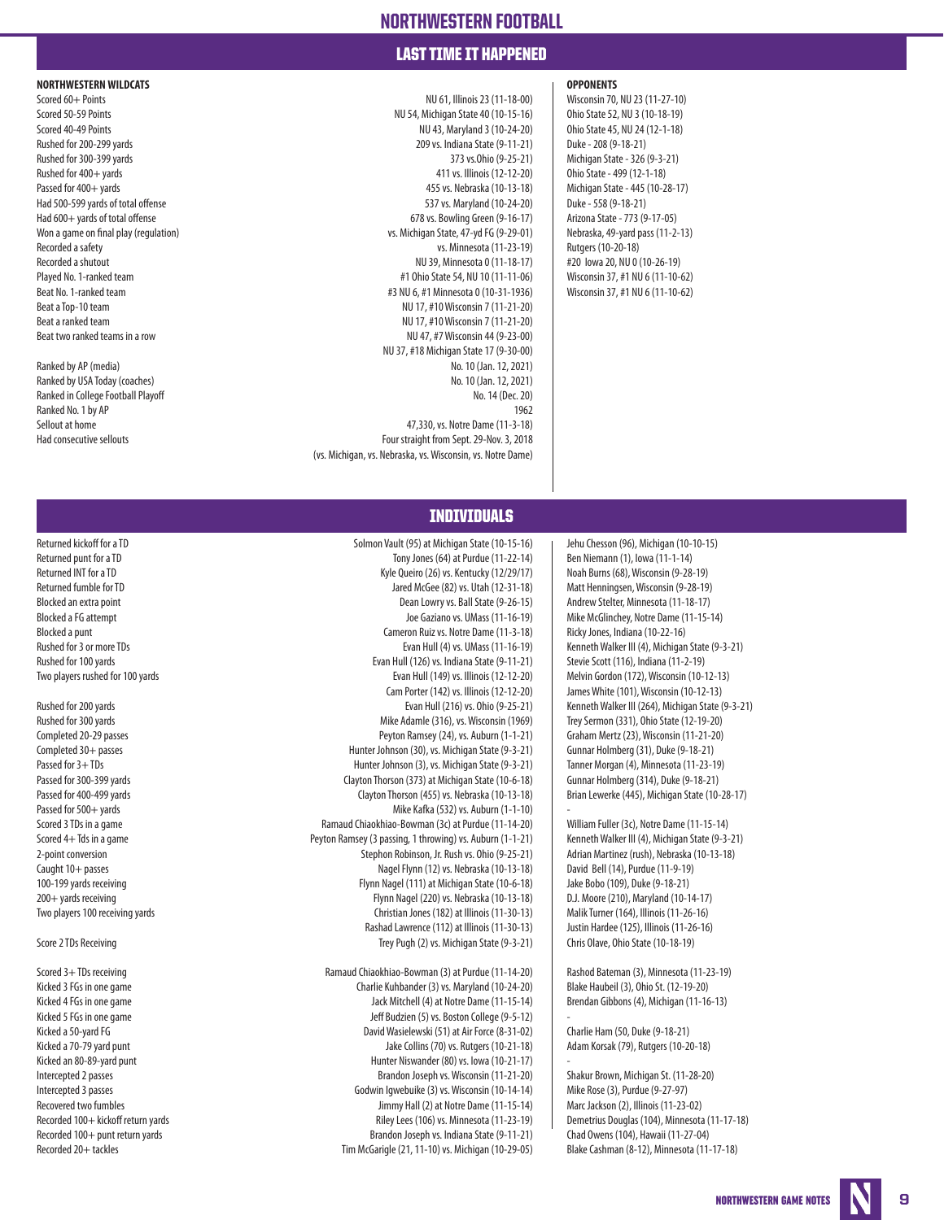# LAST TIME IT HAPPENED

| NORTHWESTERN WILDCATS | | OPPONENTS |
|---|---|---|
| Scored 60+ Points | NU 61, Illinois 23 (11-18-00) | Wisconsin 70, NU 23 (11-27-10) |
| Scored 50-59 Points | NU 54, Michigan State 40 (10-15-16) | Ohio State 52, NU 3 (10-18-19) |
| Scored 40-49 Points | NU 43, Maryland 3 (10-24-20) | Ohio State 45, NU 24 (12-1-18) |
| Rushed for 200-299 yards | 209 vs. Indiana State (9-11-21) | Duke - 208 (9-18-21) |
| Rushed for 300-399 yards | 373 vs.Ohio (9-25-21) | Michigan State - 326 (9-3-21) |
| Rushed for 400+ yards | 411 vs. Illinois (12-12-20) | Ohio State - 499 (12-1-18) |
| Passed for 400+ yards | 455 vs. Nebraska (10-13-18) | Michigan State - 445 (10-28-17) |
| Had 500-599 yards of total offense | 537 vs. Maryland (10-24-20) | Duke - 558 (9-18-21) |
| Had 600+ yards of total offense | 678 vs. Bowling Green (9-16-17) | Arizona State - 773 (9-17-05) |
| Won a game on final play (regulation) | vs. Michigan State, 47-yd FG (9-29-01) | Nebraska, 49-yard pass (11-2-13) |
| Recorded a safety | vs. Minnesota (11-23-19) | Rutgers (10-20-18) |
| Recorded a shutout | NU 39, Minnesota 0 (11-18-17) | #20 Iowa 20, NU 0 (10-26-19) |
| Played No. 1-ranked team | #1 Ohio State 54, NU 10 (11-11-06) | Wisconsin 37, #1 NU 6 (11-10-62) |
| Beat No. 1-ranked team | #3 NU 6, #1 Minnesota 0 (10-31-1936) | Wisconsin 37, #1 NU 6 (11-10-62) |
| Beat a Top-10 team | NU 17, #10 Wisconsin 7 (11-21-20) | |
| Beat a ranked team | NU 17, #10 Wisconsin 7 (11-21-20) | |
| Beat two ranked teams in a row | NU 47, #7 Wisconsin 44 (9-23-00)<br>NU 37, #18 Michigan State 17 (9-30-00) | |
| Ranked by AP (media) | No. 10 (Jan. 12, 2021) | |
| Ranked by USA Today (coaches) | No. 10 (Jan. 12, 2021) | |
| Ranked in College Football Playoff | No. 14 (Dec. 20) | |
| Ranked No. 1 by AP | 1962 | |
| Sellout at home | 47,330, vs. Notre Dame (11-3-18) | |
| Had consecutive sellouts | Four straight from Sept. 29-Nov. 3, 2018<br>(vs. Michigan, vs. Nebraska, vs. Wisconsin, vs. Notre Dame) | |

# INDIVIDUALS

| | Northwestern | Opponents |
|---|---|---|
| Returned kickoff for a TD | Solmon Vault (95) at Michigan State (10-15-16) | Jehu Chesson (96), Michigan (10-10-15) |
| Returned punt for a TD | Tony Jones (64) at Purdue (11-22-14) | Ben Niemann (1), Iowa (11-1-14) |
| Returned INT for a TD | Kyle Queiro (26) vs. Kentucky (12/29/17) | Noah Burns (68), Wisconsin (9-28-19) |
| Returned fumble for TD | Jared McGee (82) vs. Utah (12-31-18) | Matt Henningsen, Wisconsin (9-28-19) |
| Blocked an extra point | Dean Lowry vs. Ball State (9-26-15) | Andrew Stelter, Minnesota (11-18-17) |
| Blocked a FG attempt | Joe Gaziano vs. UMass (11-16-19) | Mike McGlinchey, Notre Dame (11-15-14) |
| Blocked a punt | Cameron Ruiz vs. Notre Dame (11-3-18) | Ricky Jones, Indiana (10-22-16) |
| Rushed for 3 or more TDs | Evan Hull (4) vs. UMass (11-16-19) | Kenneth Walker III (4), Michigan State (9-3-21) |
| Rushed for 100 yards | Evan Hull (126) vs. Indiana State (9-11-21) | Stevie Scott (116), Indiana (11-2-19) |
| Two players rushed for 100 yards | Evan Hull (149) vs. Illinois (12-12-20)<br>Cam Porter (142) vs. Illinois (12-12-20) | Melvin Gordon (172), Wisconsin (10-12-13)<br>James White (101), Wisconsin (10-12-13) |
| Rushed for 200 yards | Evan Hull (216) vs. Ohio (9-25-21) | Kenneth Walker III (264), Michigan State (9-3-21) |
| Rushed for 300 yards | Mike Adamle (316), vs. Wisconsin (1969) | Trey Sermon (331), Ohio State (12-19-20) |
| Completed 20-29 passes | Peyton Ramsey (24), vs. Auburn (1-1-21) | Graham Mertz (23), Wisconsin (11-21-20) |
| Completed 30+ passes | Hunter Johnson (30), vs. Michigan State (9-3-21) | Gunnar Holmberg (31), Duke (9-18-21) |
| Passed for 3+ TDs | Hunter Johnson (3), vs. Michigan State (9-3-21) | Tanner Morgan (4), Minnesota (11-23-19) |
| Passed for 300-399 yards | Clayton Thorson (373) at Michigan State (10-6-18) | Gunnar Holmberg (314), Duke (9-18-21) |
| Passed for 400-499 yards | Clayton Thorson (455) vs. Nebraska (10-13-18) | Brian Lewerke (445), Michigan State (10-28-17) |
| Passed for 500+ yards | Mike Kafka (532) vs. Auburn (1-1-10) | - |
| Scored 3 TDs in a game | Ramaud Chiaokhiao-Bowman (3c) at Purdue (11-14-20) | William Fuller (3c), Notre Dame (11-15-14) |
| Scored 4+ Tds in a game | Peyton Ramsey (3 passing, 1 throwing) vs. Auburn (1-1-21) | Kenneth Walker III (4), Michigan State (9-3-21) |
| 2-point conversion | Stephon Robinson, Jr. Rush vs. Ohio (9-25-21) | Adrian Martinez (rush), Nebraska (10-13-18) |
| Caught 10+ passes | Nagel Flynn (12) vs. Nebraska (10-13-18) | David Bell (14), Purdue (11-9-19) |
| 100-199 yards receiving | Flynn Nagel (111) at Michigan State (10-6-18) | Jake Bobo (109), Duke (9-18-21) |
| 200+ yards receiving | Flynn Nagel (220) vs. Nebraska (10-13-18) | D.J. Moore (210), Maryland (10-14-17) |
| Two players 100 receiving yards | Christian Jones (182) at Illinois (11-30-13)<br>Rashad Lawrence (112) at Illinois (11-30-13) | Malik Turner (164), Illinois (11-26-16)<br>Justin Hardee (125), Illinois (11-26-16) |
| Score 2 TDs Receiving | Trey Pugh (2) vs. Michigan State (9-3-21) | Chris Olave, Ohio State (10-18-19) |
| Scored 3+ TDs receiving | Ramaud Chiaokhiao-Bowman (3) at Purdue (11-14-20) | Rashod Bateman (3), Minnesota (11-23-19) |
| Kicked 3 FGs in one game | Charlie Kuhbander (3) vs. Maryland (10-24-20) | Blake Haubeil (3), Ohio St. (12-19-20) |
| Kicked 4 FGs in one game | Jack Mitchell (4) at Notre Dame (11-15-14) | Brendan Gibbons (4), Michigan (11-16-13) |
| Kicked 5 FGs in one game | Jeff Budzien (5) vs. Boston College (9-5-12) | - |
| Kicked a 50-yard FG | David Wasielewski (51) at Air Force (8-31-02) | Charlie Ham (50, Duke (9-18-21) |
| Kicked a 70-79 yard punt | Jake Collins (70) vs. Rutgers (10-21-18) | Adam Korsak (79), Rutgers (10-20-18) |
| Kicked an 80-89-yard punt | Hunter Niswander (80) vs. Iowa (10-21-17) | - |
| Intercepted 2 passes | Brandon Joseph vs. Wisconsin (11-21-20) | Shakur Brown, Michigan St. (11-28-20) |
| Intercepted 3 passes | Godwin Igwebuike (3) vs. Wisconsin (10-14-14) | Mike Rose (3), Purdue (9-27-97) |
| Recovered two fumbles | Jimmy Hall (2) at Notre Dame (11-15-14) | Marc Jackson (2), Illinois (11-23-02) |
| Recorded 100+ kickoff return yards | Riley Lees (106) vs. Minnesota (11-23-19) | Demetrius Douglas (104), Minnesota (11-17-18) |
| Recorded 100+ punt return yards | Brandon Joseph vs. Indiana State (9-11-21) | Chad Owens (104), Hawaii (11-27-04) |
| Recorded 20+ tackles | Tim McGarigle (21, 11-10) vs. Michigan (10-29-05) | Blake Cashman (8-12), Minnesota (11-17-18) |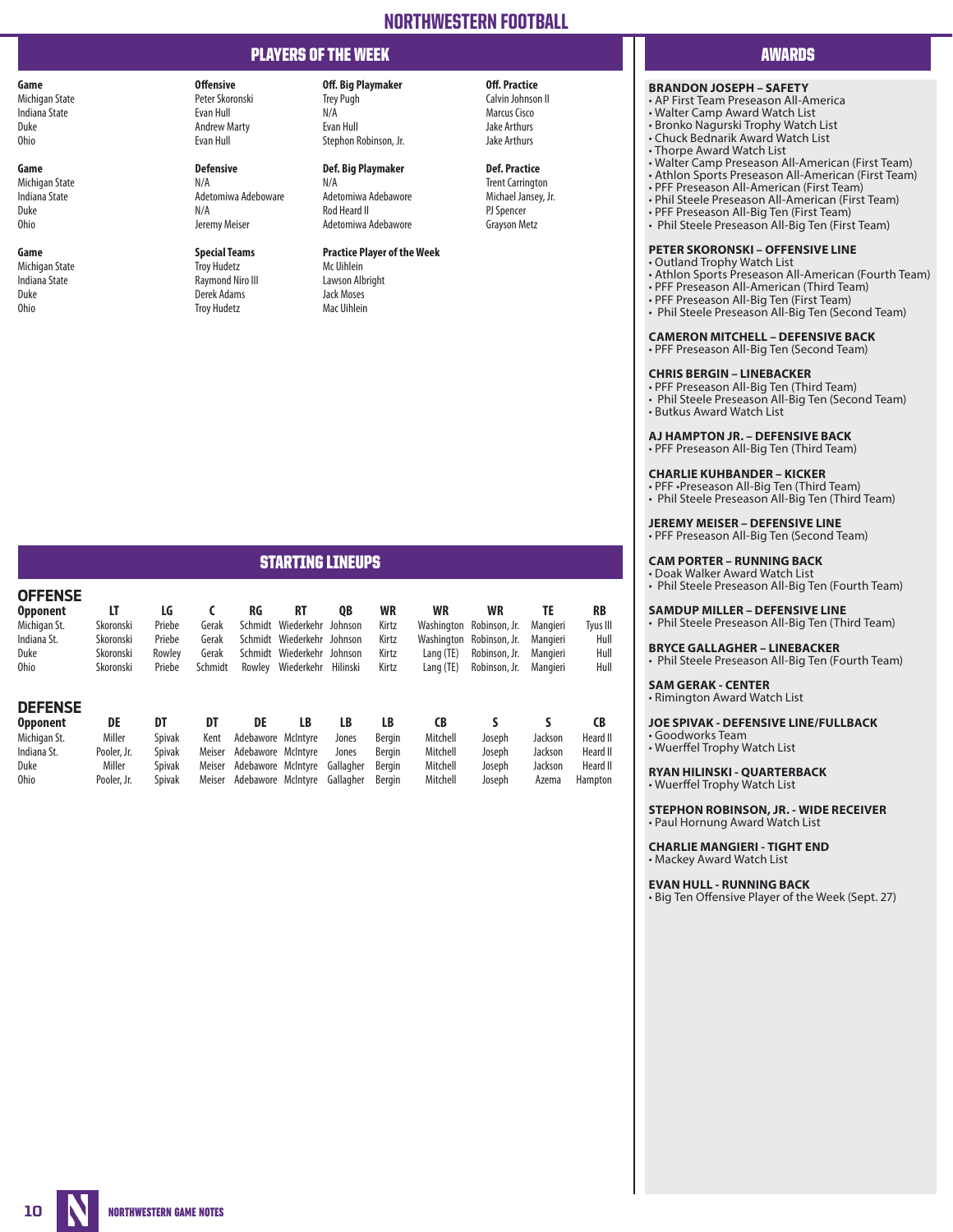## PLAYERS OF THE WEEK

| Game | Offensive | Off. Big Playmaker | Off. Practice |
|---|---|---|---|
| Michigan State | Peter Skoronski | Trey Pugh | Calvin Johnson II |
| Indiana State | Evan Hull | N/A | Marcus Cisco |
| Duke | Andrew Marty | Evan Hull | Jake Arthurs |
| Ohio | Evan Hull | Stephon Robinson, Jr. | Jake Arthurs |

| Game | Defensive | Def. Big Playmaker | Def. Practice |
|---|---|---|---|
| Michigan State | N/A | N/A | Trent Carrington |
| Indiana State | Adetomiwa Adebowarе | Adetomiwa Adebawore | Michael Jansey, Jr. |
| Duke | N/A | Rod Heard II | PJ Spencer |
| Ohio | Jeremy Meiser | Adetomiwa Adebawore | Grayson Metz |

| Game | Special Teams | Practice Player of the Week |
|---|---|---|
| Michigan State | Troy Hudetz | Mc Uihlein |
| Indiana State | Raymond Niro III | Lawson Albright |
| Duke | Derek Adams | Jack Moses |
| Ohio | Troy Hudetz | Mac Uihlein |

## STARTING LINEUPS

### OFFENSE

| Opponent | LT | LG | C | RG | RT | QB | WR | WR | WR | TE | RB |
|---|---|---|---|---|---|---|---|---|---|---|---|
| Michigan St. | Skoronski | Priebe | Gerak | Schmidt | Wiederkehr | Johnson | Kirtz | Washington | Robinson, Jr. | Mangieri | Tyus III |
| Indiana St. | Skoronski | Priebe | Gerak | Schmidt | Wiederkehr | Johnson | Kirtz | Washington | Robinson, Jr. | Mangieri | Hull |
| Duke | Skoronski | Rowley | Gerak | Schmidt | Wiederkehr | Johnson | Kirtz | Lang (TE) | Robinson, Jr. | Mangieri | Hull |
| Ohio | Skoronski | Priebe | Schmidt | Rowley | Wiederkehr | Hilinski | Kirtz | Lang (TE) | Robinson, Jr. | Mangieri | Hull |

### DEFENSE

| Opponent | DE | DT | DT | DE | LB | LB | LB | CB | S | S | CB |
|---|---|---|---|---|---|---|---|---|---|---|---|
| Michigan St. | Miller | Spivak | Kent | Adebawore | McIntyre | Jones | Bergin | Mitchell | Joseph | Jackson | Heard II |
| Indiana St. | Pooler, Jr. | Spivak | Meiser | Adebawore | McIntyre | Jones | Bergin | Mitchell | Joseph | Jackson | Heard II |
| Duke | Miller | Spivak | Meiser | Adebawore | McIntyre | Gallagher | Bergin | Mitchell | Joseph | Jackson | Heard II |
| Ohio | Pooler, Jr. | Spivak | Meiser | Adebawore | McIntyre | Gallagher | Bergin | Mitchell | Joseph | Azema | Hampton |

## AWARDS

**BRANDON JOSEPH – SAFETY**
- AP First Team Preseason All-America
- Walter Camp Award Watch List
- Bronko Nagurski Trophy Watch List
- Chuck Bednarik Award Watch List
- Thorpe Award Watch List
- Walter Camp Preseason All-American (First Team)
- Athlon Sports Preseason All-American (First Team)
- PFF Preseason All-American (First Team)
- Phil Steele Preseason All-American (First Team)
- PFF Preseason All-Big Ten (First Team)
- Phil Steele Preseason All-Big Ten (First Team)

**PETER SKORONSKI – OFFENSIVE LINE**
- Outland Trophy Watch List
- Athlon Sports Preseason All-American (Fourth Team)
- PFF Preseason All-American (Third Team)
- PFF Preseason All-Big Ten (First Team)
- Phil Steele Preseason All-Big Ten (Second Team)

**CAMERON MITCHELL – DEFENSIVE BACK**
- PFF Preseason All-Big Ten (Second Team)

**CHRIS BERGIN – LINEBACKER**
- PFF Preseason All-Big Ten (Third Team)
- Phil Steele Preseason All-Big Ten (Second Team)
- Butkus Award Watch List

**AJ HAMPTON JR. – DEFENSIVE BACK**
- PFF Preseason All-Big Ten (Third Team)

**CHARLIE KUHBANDER – KICKER**
- PFF •Preseason All-Big Ten (Third Team)
- Phil Steele Preseason All-Big Ten (Third Team)

**JEREMY MEISER – DEFENSIVE LINE**
- PFF Preseason All-Big Ten (Second Team)

**CAM PORTER – RUNNING BACK**
- Doak Walker Award Watch List
- Phil Steele Preseason All-Big Ten (Fourth Team)

**SAMDUP MILLER – DEFENSIVE LINE**
- Phil Steele Preseason All-Big Ten (Third Team)

**BRYCE GALLAGHER – LINEBACKER**
- Phil Steele Preseason All-Big Ten (Fourth Team)

**SAM GERAK - CENTER**
- Rimington Award Watch List

**JOE SPIVAK - DEFENSIVE LINE/FULLBACK**
- Goodworks Team
- Wuerffel Trophy Watch List

**RYAN HILINSKI - QUARTERBACK**
- Wuerffel Trophy Watch List

**STEPHON ROBINSON, JR. - WIDE RECEIVER**
- Paul Hornung Award Watch List

**CHARLIE MANGIERI - TIGHT END**
- Mackey Award Watch List

**EVAN HULL - RUNNING BACK**
- Big Ten Offensive Player of the Week (Sept. 27)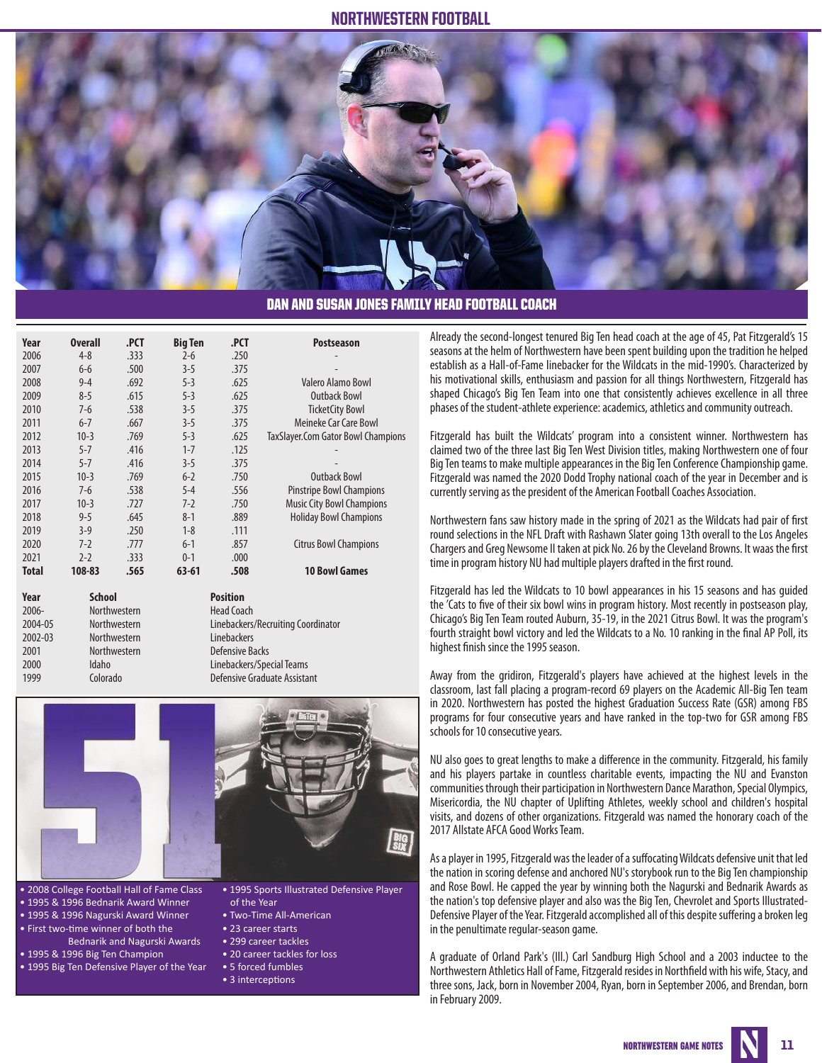## DAN AND SUSAN JONES FAMILY HEAD FOOTBALL COACH

| Year | Overall | .PCT | Big Ten | .PCT | Postseason |
|---|---|---|---|---|---|
| 2006 | 4-8 | .333 | 2-6 | .250 | - |
| 2007 | 6-6 | .500 | 3-5 | .375 | - |
| 2008 | 9-4 | .692 | 5-3 | .625 | Valero Alamo Bowl |
| 2009 | 8-5 | .615 | 5-3 | .625 | Outback Bowl |
| 2010 | 7-6 | .538 | 3-5 | .375 | TicketCity Bowl |
| 2011 | 6-7 | .667 | 3-5 | .375 | Meineke Car Care Bowl |
| 2012 | 10-3 | .769 | 5-3 | .625 | TaxSlayer.Com Gator Bowl Champions |
| 2013 | 5-7 | .416 | 1-7 | .125 | - |
| 2014 | 5-7 | .416 | 3-5 | .375 | - |
| 2015 | 10-3 | .769 | 6-2 | .750 | Outback Bowl |
| 2016 | 7-6 | .538 | 5-4 | .556 | Pinstripe Bowl Champions |
| 2017 | 10-3 | .727 | 7-2 | .750 | Music City Bowl Champions |
| 2018 | 9-5 | .645 | 8-1 | .889 | Holiday Bowl Champions |
| 2019 | 3-9 | .250 | 1-8 | .111 | |
| 2020 | 7-2 | .777 | 6-1 | .857 | Citrus Bowl Champions |
| 2021 | 2-2 | .333 | 0-1 | .000 | |
| **Total** | **108-83** | **.565** | **63-61** | **.508** | **10 Bowl Games** |

| Year | School | Position |
|---|---|---|
| 2006- | Northwestern | Head Coach |
| 2004-05 | Northwestern | Linebackers/Recruiting Coordinator |
| 2002-03 | Northwestern | Linebackers |
| 2001 | Northwestern | Defensive Backs |
| 2000 | Idaho | Linebackers/Special Teams |
| 1999 | Colorado | Defensive Graduate Assistant |

- 2008 College Football Hall of Fame Class
- 1995 & 1996 Bednarik Award Winner
- 1995 & 1996 Nagurski Award Winner
- First two-time winner of both the Bednarik and Nagurski Awards
- 1995 & 1996 Big Ten Champion
- 1995 Big Ten Defensive Player of the Year
- 1995 Sports Illustrated Defensive Player of the Year
- Two-Time All-American
- 23 career starts
- 299 career tackles
- 20 career tackles for loss
- 5 forced fumbles
- 3 interceptions

Already the second-longest tenured Big Ten head coach at the age of 45, Pat Fitzgerald's 15 seasons at the helm of Northwestern have been spent building upon the tradition he helped establish as a Hall-of-Fame linebacker for the Wildcats in the mid-1990's. Characterized by his motivational skills, enthusiasm and passion for all things Northwestern, Fitzgerald has shaped Chicago's Big Ten Team into one that consistently achieves excellence in all three phases of the student-athlete experience: academics, athletics and community outreach.

Fitzgerald has built the Wildcats' program into a consistent winner. Northwestern has claimed two of the three last Big Ten West Division titles, making Northwestern one of four Big Ten teams to make multiple appearances in the Big Ten Conference Championship game. Fitzgerald was named the 2020 Dodd Trophy national coach of the year in December and is currently serving as the president of the American Football Coaches Association.

Northwestern fans saw history made in the spring of 2021 as the Wildcats had pair of first round selections in the NFL Draft with Rashawn Slater going 13th overall to the Los Angeles Chargers and Greg Newsome II taken at pick No. 26 by the Cleveland Browns. It waas the first time in program history NU had multiple players drafted in the first round.

Fitzgerald has led the Wildcats to 10 bowl appearances in his 15 seasons and has guided the 'Cats to five of their six bowl wins in program history. Most recently in postseason play, Chicago's Big Ten Team routed Auburn, 35-19, in the 2021 Citrus Bowl. It was the program's fourth straight bowl victory and led the Wildcats to a No. 10 ranking in the final AP Poll, its highest finish since the 1995 season.

Away from the gridiron, Fitzgerald's players have achieved at the highest levels in the classroom, last fall placing a program-record 69 players on the Academic All-Big Ten team in 2020. Northwestern has posted the highest Graduation Success Rate (GSR) among FBS programs for four consecutive years and have ranked in the top-two for GSR among FBS schools for 10 consecutive years.

NU also goes to great lengths to make a difference in the community. Fitzgerald, his family and his players partake in countless charitable events, impacting the NU and Evanston communities through their participation in Northwestern Dance Marathon, Special Olympics, Misericordia, the NU chapter of Uplifting Athletes, weekly school and children's hospital visits, and dozens of other organizations. Fitzgerald was named the honorary coach of the 2017 Allstate AFCA Good Works Team.

As a player in 1995, Fitzgerald was the leader of a suffocating Wildcats defensive unit that led the nation in scoring defense and anchored NU's storybook run to the Big Ten championship and Rose Bowl. He capped the year by winning both the Nagurski and Bednarik Awards as the nation's top defensive player and also was the Big Ten, Chevrolet and Sports Illustrated-Defensive Player of the Year. Fitzgerald accomplished all of this despite suffering a broken leg in the penultimate regular-season game.

A graduate of Orland Park's (Ill.) Carl Sandburg High School and a 2003 inductee to the Northwestern Athletics Hall of Fame, Fitzgerald resides in Northfield with his wife, Stacy, and three sons, Jack, born in November 2004, Ryan, born in September 2006, and Brendan, born in February 2009.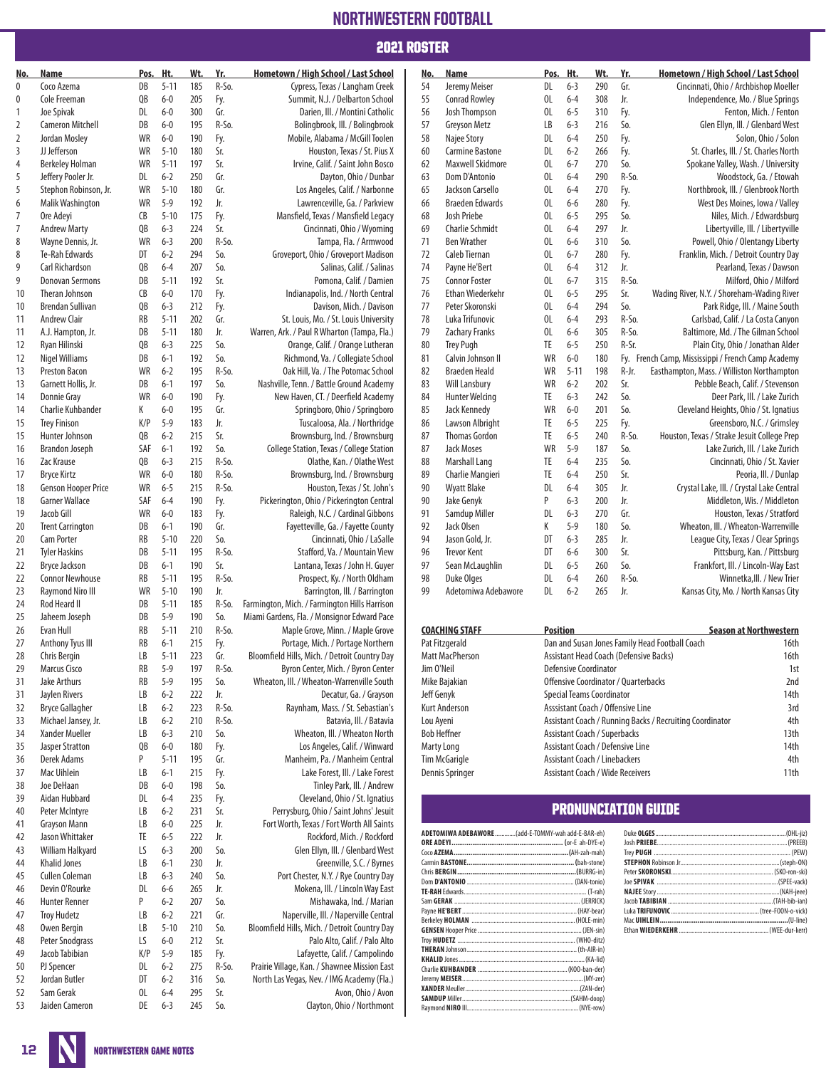# NORTHWESTERN FOOTBALL

## 2021 ROSTER

| No. | Name | Pos. | Ht. | Wt. | Yr. | Hometown / High School / Last School |
|---|---|---|---|---|---|---|
| 0 | Coco Azema | DB | 5-11 | 185 | R-So. | Cypress, Texas / Langham Creek |
| 0 | Cole Freeman | QB | 6-0 | 205 | Fy. | Summit, N.J. / Delbarton School |
| 1 | Joe Spivak | DL | 6-0 | 300 | Gr. | Darien, Ill. / Montini Catholic |
| 2 | Cameron Mitchell | DB | 6-0 | 195 | R-So. | Bolingbrook, Ill. / Bolingbrook |
| 2 | Jordan Mosley | WR | 6-0 | 190 | Fy. | Mobile, Alabama / McGill Toolen |
| 3 | JJ Jefferson | WR | 5-10 | 180 | Sr. | Houston, Texas / St. Pius X |
| 4 | Berkeley Holman | WR | 5-11 | 197 | Sr. | Irvine, Calif. / Saint John Bosco |
| 5 | Jeffery Pooler Jr. | DL | 6-2 | 250 | Gr. | Dayton, Ohio / Dunbar |
| 5 | Stephon Robinson, Jr. | WR | 5-10 | 180 | Gr. | Los Angeles, Calif. / Narbonne |
| 6 | Malik Washington | WR | 5-9 | 192 | Jr. | Lawrenceville, Ga. / Parkview |
| 7 | Ore Adeyi | CB | 5-10 | 175 | Fy. | Mansfield, Texas / Mansfield Legacy |
| 7 | Andrew Marty | QB | 6-3 | 224 | Sr. | Cincinnati, Ohio / Wyoming |
| 8 | Wayne Dennis, Jr. | WR | 6-3 | 200 | R-So. | Tampa, Fla. / Armwood |
| 8 | Te-Rah Edwards | DT | 6-2 | 294 | So. | Groveport, Ohio / Groveport Madison |
| 9 | Carl Richardson | QB | 6-4 | 207 | So. | Salinas, Calif. / Salinas |
| 9 | Donovan Sermons | DB | 5-11 | 192 | Sr. | Pomona, Calif. / Damien |
| 10 | Theran Johnson | CB | 6-0 | 170 | Fy. | Indianapolis, Ind. / North Central |
| 10 | Brendan Sullivan | QB | 6-3 | 212 | Fy. | Davison, Mich. / Davison |
| 11 | Andrew Clair | RB | 5-11 | 202 | Gr. | St. Louis, Mo. / St. Louis University |
| 11 | A.J. Hampton, Jr. | DB | 5-11 | 180 | Jr. | Warren, Ark. / Paul R Wharton (Tampa, Fla.) |
| 12 | Ryan Hilinski | QB | 6-3 | 225 | So. | Orange, Calif. / Orange Lutheran |
| 12 | Nigel Williams | DB | 6-1 | 192 | So. | Richmond, Va. / Collegiate School |
| 13 | Preston Bacon | WR | 6-2 | 195 | R-So. | Oak Hill, Va. / The Potomac School |
| 13 | Garnett Hollis, Jr. | DB | 6-1 | 197 | So. | Nashville, Tenn. / Battle Ground Academy |
| 14 | Donnie Gray | WR | 6-0 | 190 | Fy. | New Haven, CT. / Deerfield Academy |
| 14 | Charlie Kuhbander | K | 6-0 | 195 | Gr. | Springboro, Ohio / Springboro |
| 15 | Trey Finison | K/P | 5-9 | 183 | Jr. | Tuscaloosa, Ala. / Northridge |
| 15 | Hunter Johnson | QB | 6-2 | 215 | Sr. | Brownsburg, Ind. / Brownsburg |
| 16 | Brandon Joseph | SAF | 6-1 | 192 | So. | College Station, Texas / College Station |
| 16 | Zac Krause | QB | 6-3 | 215 | R-So. | Olathe, Kan. / Olathe West |
| 17 | Bryce Kirtz | WR | 6-0 | 180 | R-So. | Brownsburg, Ind. / Brownsburg |
| 18 | Genson Hooper Price | WR | 6-5 | 215 | R-So. | Houston, Texas / St. John's |
| 18 | Garner Wallace | SAF | 6-4 | 190 | Fy. | Pickerington, Ohio / Pickerington Central |
| 19 | Jacob Gill | WR | 6-0 | 183 | Fy. | Raleigh, N.C. / Cardinal Gibbons |
| 20 | Trent Carrington | DB | 6-1 | 190 | Gr. | Fayetteville, Ga. / Fayette County |
| 20 | Cam Porter | RB | 5-10 | 220 | So. | Cincinnati, Ohio / LaSalle |
| 21 | Tyler Haskins | DB | 5-11 | 195 | R-So. | Stafford, Va. / Mountain View |
| 22 | Bryce Jackson | DB | 6-1 | 190 | Sr. | Lantana, Texas / John H. Guyer |
| 22 | Connor Newhouse | RB | 5-11 | 195 | R-So. | Prospect, Ky. / North Oldham |
| 23 | Raymond Niro III | WR | 5-10 | 190 | Jr. | Barrington, Ill. / Barrington |
| 24 | Rod Heard II | DB | 5-11 | 185 | R-So. | Farmington, Mich. / Farmington Hills Harrison |
| 25 | Jaheem Joseph | DB | 5-9 | 190 | So. | Miami Gardens, Fla. / Monsignor Edward Pace |
| 26 | Evan Hull | RB | 5-11 | 210 | R-So. | Maple Grove, Minn. / Maple Grove |
| 27 | Anthony Tyus III | RB | 6-1 | 215 | Fy. | Portage, Mich. / Portage Northern |
| 28 | Chris Bergin | LB | 5-11 | 223 | Gr. | Bloomfield Hills, Mich. / Detroit Country Day |
| 29 | Marcus Cisco | RB | 5-9 | 197 | R-So. | Byron Center, Mich. / Byron Center |
| 31 | Jake Arthurs | RB | 5-9 | 195 | So. | Wheaton, Ill. / Wheaton-Warrenville South |
| 31 | Jaylen Rivers | LB | 6-2 | 222 | Jr. | Decatur, Ga. / Grayson |
| 32 | Bryce Gallagher | LB | 6-2 | 223 | R-So. | Raynham, Mass. / St. Sebastian's |
| 33 | Michael Jansey, Jr. | LB | 6-2 | 210 | R-So. | Batavia, Ill. / Batavia |
| 34 | Xander Mueller | LB | 6-3 | 210 | So. | Wheaton, Ill. / Wheaton North |
| 35 | Jasper Stratton | QB | 6-0 | 180 | Fy. | Los Angeles, Calif. / Winward |
| 36 | Derek Adams | P | 5-11 | 195 | Gr. | Manheim, Pa. / Manheim Central |
| 37 | Mac Uihlein | LB | 6-1 | 215 | Fy. | Lake Forest, Ill. / Lake Forest |
| 38 | Joe DeHaan | DB | 6-0 | 198 | So. | Tinley Park, Ill. / Andrew |
| 39 | Aidan Hubbard | DL | 6-4 | 235 | Fy. | Cleveland, Ohio / St. Ignatius |
| 40 | Peter McIntyre | LB | 6-2 | 231 | Sr. | Perrysburg, Ohio / Saint Johns' Jesuit |
| 41 | Grayson Mann | LB | 6-0 | 225 | Jr. | Fort Worth, Texas / Fort Worth All Saints |
| 42 | Jason Whittaker | TE | 6-5 | 222 | Jr. | Rockford, Mich. / Rockford |
| 43 | William Halkyard | LS | 6-3 | 200 | So. | Glen Ellyn, Ill. / Glenbard West |
| 44 | Khalid Jones | LB | 6-1 | 230 | Jr. | Greenville, S.C. / Byrnes |
| 45 | Cullen Coleman | LB | 6-3 | 240 | So. | Port Chester, N.Y. / Rye Country Day |
| 46 | Devin O'Rourke | DL | 6-6 | 265 | Jr. | Mokena, Ill. / Lincoln Way East |
| 46 | Hunter Renner | P | 6-2 | 207 | So. | Mishawaka, Ind. / Marian |
| 47 | Troy Hudetz | LB | 6-2 | 221 | Gr. | Naperville, Ill. / Naperville Central |
| 48 | Owen Bergin | LB | 5-10 | 210 | So. | Bloomfield Hills, Mich. / Detroit Country Day |
| 48 | Peter Snodgrass | LS | 6-0 | 212 | Sr. | Palo Alto, Calif. / Palo Alto |
| 49 | Jacob Tabibian | K/P | 5-9 | 185 | Fy. | Lafayette, Calif. / Campolindo |
| 50 | PJ Spencer | DL | 6-2 | 275 | R-So. | Prairie Village, Kan. / Shawnee Mission East |
| 52 | Jordan Butler | DT | 6-2 | 316 | So. | North Las Vegas, Nev. / IMG Academy (Fla.) |
| 52 | Sam Gerak | OL | 6-4 | 295 | Sr. | Avon, Ohio / Avon |
| 53 | Jaiden Cameron | DE | 6-3 | 245 | So. | Clayton, Ohio / Northmont |
| 54 | Jeremy Meiser | DL | 6-3 | 290 | Gr. | Cincinnati, Ohio / Archbishop Moeller |
| 55 | Conrad Rowley | OL | 6-4 | 308 | Jr. | Independence, Mo. / Blue Springs |
| 56 | Josh Thompson | OL | 6-5 | 310 | Fy. | Fenton, Mich. / Fenton |
| 57 | Greyson Metz | LB | 6-3 | 216 | So. | Glen Ellyn, Ill. / Glenbard West |
| 58 | Najee Story | DL | 6-4 | 250 | Fy. | Solon, Ohio / Solon |
| 60 | Carmine Bastone | DL | 6-2 | 266 | Fy. | St. Charles, Ill. / St. Charles North |
| 62 | Maxwell Skidmore | OL | 6-7 | 270 | So. | Spokane Valley, Wash. / University |
| 63 | Dom D'Antonio | OL | 6-4 | 290 | R-So. | Woodstock, Ga. / Etowah |
| 65 | Jackson Carsello | OL | 6-4 | 270 | Fy. | Northbrook, Ill. / Glenbrook North |
| 66 | Braeden Edwards | OL | 6-6 | 280 | Fy. | West Des Moines, Iowa / Valley |
| 68 | Josh Priebe | OL | 6-5 | 295 | So. | Niles, Mich. / Edwardsburg |
| 69 | Charlie Schmidt | OL | 6-4 | 297 | Jr. | Libertyville, Ill. / Libertyville |
| 71 | Ben Wrather | OL | 6-6 | 310 | So. | Powell, Ohio / Olentangy Liberty |
| 72 | Caleb Tiernan | OL | 6-7 | 280 | Fy. | Franklin, Mich. / Detroit Country Day |
| 74 | Payne He'Bert | OL | 6-4 | 312 | Jr. | Pearland, Texas / Dawson |
| 75 | Connor Foster | OL | 6-7 | 315 | R-So. | Milford, Ohio / Milford |
| 76 | Ethan Wiederkehr | OL | 6-5 | 295 | Sr. | Wading River, N.Y. / Shoreham-Wading River |
| 77 | Peter Skoronski | OL | 6-4 | 294 | So. | Park Ridge, Ill. / Maine South |
| 78 | Luka Trifunovic | OL | 6-4 | 293 | R-So. | Carlsbad, Calif. / La Costa Canyon |
| 79 | Zachary Franks | OL | 6-6 | 305 | R-So. | Baltimore, Md. / The Gilman School |
| 80 | Trey Pugh | TE | 6-5 | 250 | R-Sr. | Plain City, Ohio / Jonathan Alder |
| 81 | Calvin Johnson II | WR | 6-0 | 180 | Fy. | French Camp, Mississippi / French Camp Academy |
| 82 | Braeden Heald | WR | 5-11 | 198 | R-Jr. | Easthampton, Mass. / Williston Northampton |
| 83 | Will Lansbury | WR | 6-2 | 202 | Sr. | Pebble Beach, Calif. / Stevenson |
| 84 | Hunter Welcing | TE | 6-3 | 242 | So. | Deer Park, Ill. / Lake Zurich |
| 85 | Jack Kennedy | WR | 6-0 | 201 | So. | Cleveland Heights, Ohio / St. Ignatius |
| 86 | Lawson Albright | TE | 6-5 | 225 | Fy. | Greensboro, N.C. / Grimsley |
| 87 | Thomas Gordon | TE | 6-5 | 240 | R-So. | Houston, Texas / Strake Jesuit College Prep |
| 87 | Jack Moses | WR | 5-9 | 187 | So. | Lake Zurich, Ill. / Lake Zurich |
| 88 | Marshall Lang | TE | 6-4 | 235 | So. | Cincinnati, Ohio / St. Xavier |
| 89 | Charlie Mangieri | TE | 6-4 | 250 | Sr. | Peoria, Ill. / Dunlap |
| 90 | Wyatt Blake | DL | 6-4 | 305 | Jr. | Crystal Lake, Ill. / Crystal Lake Central |
| 90 | Jake Genyk | P | 6-3 | 200 | Jr. | Middleton, Wis. / Middleton |
| 91 | Samdup Miller | DL | 6-3 | 270 | Gr. | Houston, Texas / Stratford |
| 92 | Jack Olsen | K | 5-9 | 180 | So. | Wheaton, Ill. / Wheaton-Warrenville |
| 94 | Jason Gold, Jr. | DT | 6-3 | 285 | Jr. | League City, Texas / Clear Springs |
| 96 | Trevor Kent | DT | 6-6 | 300 | Sr. | Pittsburg, Kan. / Pittsburg |
| 97 | Sean McLaughlin | DL | 6-5 | 260 | So. | Frankfort, Ill. / Lincoln-Way East |
| 98 | Duke Olges | DL | 6-4 | 260 | R-So. | Winnetka,Ill. / New Trier |
| 99 | Adetomiwa Adebawore | DL | 6-2 | 265 | Jr. | Kansas City, Mo. / North Kansas City |

| COACHING STAFF | Position | Season at Northwestern |
|---|---|---|
| Pat Fitzgerald | Dan and Susan Jones Family Head Football Coach | 16th |
| Matt MacPherson | Assistant Head Coach (Defensive Backs) | 16th |
| Jim O'Neil | Defensive Coordinator | 1st |
| Mike Bajakian | Offensive Coordinator / Quarterbacks | 2nd |
| Jeff Genyk | Special Teams Coordinator | 14th |
| Kurt Anderson | Asssistant Coach / Offensive Line | 3rd |
| Lou Ayeni | Assistant Coach / Running Backs / Recruiting Coordinator | 4th |
| Bob Heffner | Assistant Coach / Superbacks | 13th |
| Marty Long | Assistant Coach / Defensive Line | 14th |
| Tim McGarigle | Assistant Coach / Linebackers | 4th |
| Dennis Springer | Assistant Coach / Wide Receivers | 11th |

## PRONUNCIATION GUIDE

- **ADETOMIWA ADEBAWORE** ............ (add-E-TOMMY-wah add-E-BAR-eh)
- **ORE ADEYI** ............ (or-E ah-DYE-e)
- Coco **AZEMA** ............ (AH-zah-mah)
- Carmin **BASTONE** ............ (bah-stone)
- Chris **BERGIN** ............ (BURRG-in)
- Dom **D'ANTONIO** ............ (DAN-tonio)
- **TE-RAH** Edwards ............ (T-rah)
- Sam **GERAK** ............ (JERRICK)
- Payne **HE'BERT** ............ (HAY-bear)
- Berkeley **HOLMAN** ............ (HOLE-min)
- **GENSEN** Hooper Price ............ (JEN-sin)
- Troy **HUDETZ** ............ (WHO-ditz)
- **THERAN** Johnson ............ (th-AIR-in)
- **KHALID** Jones ............ (KA-lid)
- Charlie **KUHBANDER** ............ (KOO-ban-der)
- Jeremy **MEISER** ............ (MY-zer)
- **XANDER** Mueller ............ (ZAN-der)
- **SAMDUP** Miller ............ (SAHM-doop)
- Raymond **NIRO** III ............ (NYE-row)
- Duke **OLGES** ............ (OHL-jiz)
- Josh **PRIEBE** ............ (PREEB)
- Trey **PUGH** ............ (PEW)
- **STEPHON** Robinson Jr. ............ (steph-ON)
- Peter **SKORONSKI** ............ (SKO-ron-ski)
- Joe **SPIVAK** ............ (SPEE-vack)
- **NAJEE** Story ............ (NAH-jeee)
- Jacob **TABIBIAN** ............ (TAH-bib-ian)
- Luka **TRIFUNOVIC** ............ (tree-FOON-o-vick)
- Mac **UIHLEIN** ............ (U-line)
- Ethan **WIEDERKEHR** ............ (WEE-dur-kerr)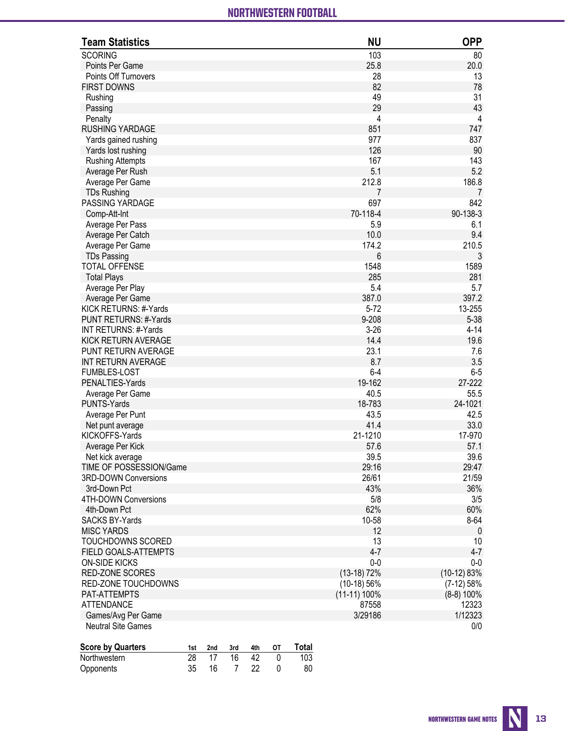| Team Statistics | NU | OPP |
|---|---|---|
| SCORING | 103 | 80 |
| Points Per Game | 25.8 | 20.0 |
| Points Off Turnovers | 28 | 13 |
| FIRST DOWNS | 82 | 78 |
| Rushing | 49 | 31 |
| Passing | 29 | 43 |
| Penalty | 4 | 4 |
| RUSHING YARDAGE | 851 | 747 |
| Yards gained rushing | 977 | 837 |
| Yards lost rushing | 126 | 90 |
| Rushing Attempts | 167 | 143 |
| Average Per Rush | 5.1 | 5.2 |
| Average Per Game | 212.8 | 186.8 |
| TDs Rushing | 7 | 7 |
| PASSING YARDAGE | 697 | 842 |
| Comp-Att-Int | 70-118-4 | 90-138-3 |
| Average Per Pass | 5.9 | 6.1 |
| Average Per Catch | 10.0 | 9.4 |
| Average Per Game | 174.2 | 210.5 |
| TDs Passing | 6 | 3 |
| TOTAL OFFENSE | 1548 | 1589 |
| Total Plays | 285 | 281 |
| Average Per Play | 5.4 | 5.7 |
| Average Per Game | 387.0 | 397.2 |
| KICK RETURNS: #-Yards | 5-72 | 13-255 |
| PUNT RETURNS: #-Yards | 9-208 | 5-38 |
| INT RETURNS: #-Yards | 3-26 | 4-14 |
| KICK RETURN AVERAGE | 14.4 | 19.6 |
| PUNT RETURN AVERAGE | 23.1 | 7.6 |
| INT RETURN AVERAGE | 8.7 | 3.5 |
| FUMBLES-LOST | 6-4 | 6-5 |
| PENALTIES-Yards | 19-162 | 27-222 |
| Average Per Game | 40.5 | 55.5 |
| PUNTS-Yards | 18-783 | 24-1021 |
| Average Per Punt | 43.5 | 42.5 |
| Net punt average | 41.4 | 33.0 |
| KICKOFFS-Yards | 21-1210 | 17-970 |
| Average Per Kick | 57.6 | 57.1 |
| Net kick average | 39.5 | 39.6 |
| TIME OF POSSESSION/Game | 29:16 | 29:47 |
| 3RD-DOWN Conversions | 26/61 | 21/59 |
| 3rd-Down Pct | 43% | 36% |
| 4TH-DOWN Conversions | 5/8 | 3/5 |
| 4th-Down Pct | 62% | 60% |
| SACKS BY-Yards | 10-58 | 8-64 |
| MISC YARDS | 12 | 0 |
| TOUCHDOWNS SCORED | 13 | 10 |
| FIELD GOALS-ATTEMPTS | 4-7 | 4-7 |
| ON-SIDE KICKS | 0-0 | 0-0 |
| RED-ZONE SCORES | (13-18) 72% | (10-12) 83% |
| RED-ZONE TOUCHDOWNS | (10-18) 56% | (7-12) 58% |
| PAT-ATTEMPTS | (11-11) 100% | (8-8) 100% |
| ATTENDANCE | 87558 | 12323 |
| Games/Avg Per Game | 3/29186 | 1/12323 |
| Neutral Site Games | | 0/0 |

| Score by Quarters | 1st | 2nd | 3rd | 4th | OT | Total |
|---|---|---|---|---|---|---|
| Northwestern | 28 | 17 | 16 | 42 | 0 | 103 |
| Opponents | 35 | 16 | 7 | 22 | 0 | 80 |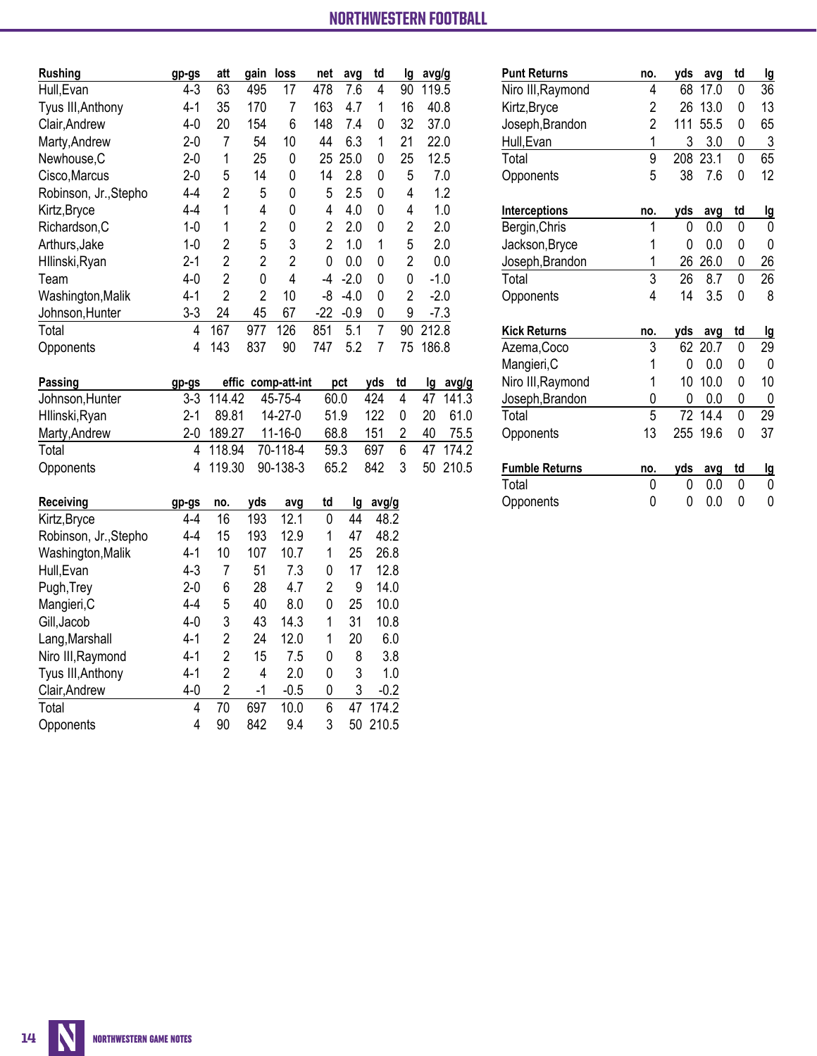## NORTHWESTERN FOOTBALL

| Rushing | gp-gs | att | gain | loss | net | avg | td | lg | avg/g |
|---|---|---|---|---|---|---|---|---|---|
| Hull,Evan | 4-3 | 63 | 495 | 17 | 478 | 7.6 | 4 | 90 | 119.5 |
| Tyus III,Anthony | 4-1 | 35 | 170 | 7 | 163 | 4.7 | 1 | 16 | 40.8 |
| Clair,Andrew | 4-0 | 20 | 154 | 6 | 148 | 7.4 | 0 | 32 | 37.0 |
| Marty,Andrew | 2-0 | 7 | 54 | 10 | 44 | 6.3 | 1 | 21 | 22.0 |
| Newhouse,C | 2-0 | 1 | 25 | 0 | 25 | 25.0 | 0 | 25 | 12.5 |
| Cisco,Marcus | 2-0 | 5 | 14 | 0 | 14 | 2.8 | 0 | 5 | 7.0 |
| Robinson, Jr.,Stepho | 4-4 | 2 | 5 | 0 | 5 | 2.5 | 0 | 4 | 1.2 |
| Kirtz,Bryce | 4-4 | 1 | 4 | 0 | 4 | 4.0 | 0 | 4 | 1.0 |
| Richardson,C | 1-0 | 1 | 2 | 0 | 2 | 2.0 | 0 | 2 | 2.0 |
| Arthurs,Jake | 1-0 | 2 | 5 | 3 | 2 | 1.0 | 1 | 5 | 2.0 |
| Hllinski,Ryan | 2-1 | 2 | 2 | 2 | 0 | 0.0 | 0 | 2 | 0.0 |
| Team | 4-0 | 2 | 0 | 4 | -4 | -2.0 | 0 | 0 | -1.0 |
| Washington,Malik | 4-1 | 2 | 2 | 10 | -8 | -4.0 | 0 | 2 | -2.0 |
| Johnson,Hunter | 3-3 | 24 | 45 | 67 | -22 | -0.9 | 0 | 9 | -7.3 |
| Total | 4 | 167 | 977 | 126 | 851 | 5.1 | 7 | 90 | 212.8 |
| Opponents | 4 | 143 | 837 | 90 | 747 | 5.2 | 7 | 75 | 186.8 |

| Passing | gp-gs | effic | comp-att-int | pct | yds | td | lg | avg/g |
|---|---|---|---|---|---|---|---|---|
| Johnson,Hunter | 3-3 | 114.42 | 45-75-4 | 60.0 | 424 | 4 | 47 | 141.3 |
| Hllinski,Ryan | 2-1 | 89.81 | 14-27-0 | 51.9 | 122 | 0 | 20 | 61.0 |
| Marty,Andrew | 2-0 | 189.27 | 11-16-0 | 68.8 | 151 | 2 | 40 | 75.5 |
| Total | 4 | 118.94 | 70-118-4 | 59.3 | 697 | 6 | 47 | 174.2 |
| Opponents | 4 | 119.30 | 90-138-3 | 65.2 | 842 | 3 | 50 | 210.5 |

| Receiving | gp-gs | no. | yds | avg | td | lg | avg/g |
|---|---|---|---|---|---|---|---|
| Kirtz,Bryce | 4-4 | 16 | 193 | 12.1 | 0 | 44 | 48.2 |
| Robinson, Jr.,Stepho | 4-4 | 15 | 193 | 12.9 | 1 | 47 | 48.2 |
| Washington,Malik | 4-1 | 10 | 107 | 10.7 | 1 | 25 | 26.8 |
| Hull,Evan | 4-3 | 7 | 51 | 7.3 | 0 | 17 | 12.8 |
| Pugh,Trey | 2-0 | 6 | 28 | 4.7 | 2 | 9 | 14.0 |
| Mangieri,C | 4-4 | 5 | 40 | 8.0 | 0 | 25 | 10.0 |
| Gill,Jacob | 4-0 | 3 | 43 | 14.3 | 1 | 31 | 10.8 |
| Lang,Marshall | 4-1 | 2 | 24 | 12.0 | 1 | 20 | 6.0 |
| Niro III,Raymond | 4-1 | 2 | 15 | 7.5 | 0 | 8 | 3.8 |
| Tyus III,Anthony | 4-1 | 2 | 4 | 2.0 | 0 | 3 | 1.0 |
| Clair,Andrew | 4-0 | 2 | -1 | -0.5 | 0 | 3 | -0.2 |
| Total | 4 | 70 | 697 | 10.0 | 6 | 47 | 174.2 |
| Opponents | 4 | 90 | 842 | 9.4 | 3 | 50 | 210.5 |

| Punt Returns | no. | yds | avg | td | lg |
|---|---|---|---|---|---|
| Niro III,Raymond | 4 | 68 | 17.0 | 0 | 36 |
| Kirtz,Bryce | 2 | 26 | 13.0 | 0 | 13 |
| Joseph,Brandon | 2 | 111 | 55.5 | 0 | 65 |
| Hull,Evan | 1 | 3 | 3.0 | 0 | 3 |
| Total | 9 | 208 | 23.1 | 0 | 65 |
| Opponents | 5 | 38 | 7.6 | 0 | 12 |

| Interceptions | no. | yds | avg | td | lg |
|---|---|---|---|---|---|
| Bergin,Chris | 1 | 0 | 0.0 | 0 | 0 |
| Jackson,Bryce | 1 | 0 | 0.0 | 0 | 0 |
| Joseph,Brandon | 1 | 26 | 26.0 | 0 | 26 |
| Total | 3 | 26 | 8.7 | 0 | 26 |
| Opponents | 4 | 14 | 3.5 | 0 | 8 |

| Kick Returns | no. | yds | avg | td | lg |
|---|---|---|---|---|---|
| Azema,Coco | 3 | 62 | 20.7 | 0 | 29 |
| Mangieri,C | 1 | 0 | 0.0 | 0 | 0 |
| Niro III,Raymond | 1 | 10 | 10.0 | 0 | 10 |
| Joseph,Brandon | 0 | 0 | 0.0 | 0 | 0 |
| Total | 5 | 72 | 14.4 | 0 | 29 |
| Opponents | 13 | 255 | 19.6 | 0 | 37 |

| Fumble Returns | no. | yds | avg | td | lg |
|---|---|---|---|---|---|
| Total | 0 | 0 | 0.0 | 0 | 0 |
| Opponents | 0 | 0 | 0.0 | 0 | 0 |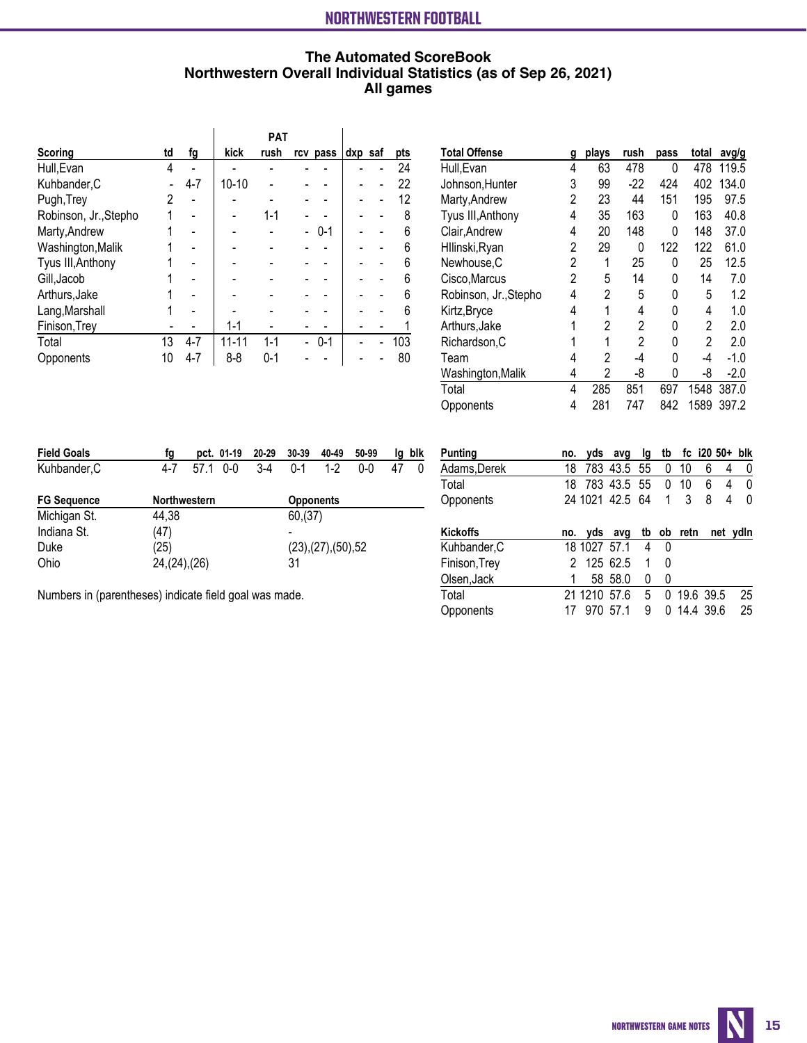# The Automated ScoreBook
## Northwestern Overall Individual Statistics (as of Sep 26, 2021)
### All games

| Scoring | td | fg | PAT kick | PAT rush | PAT rcv | PAT pass | dxp | saf | pts |
|---|---|---|---|---|---|---|---|---|---|
| Hull,Evan | 4 | - | - | - | - | - | - | - | 24 |
| Kuhbander,C | - | 4-7 | 10-10 | - | - | - | - | - | 22 |
| Pugh,Trey | 2 | - | - | - | - | - | - | - | 12 |
| Robinson, Jr.,Stepho | 1 | - | - | 1-1 | - | - | - | - | 8 |
| Marty,Andrew | 1 | - | - | - | - | 0-1 | - | - | 6 |
| Washington,Malik | 1 | - | - | - | - | - | - | - | 6 |
| Tyus III,Anthony | 1 | - | - | - | - | - | - | - | 6 |
| Gill,Jacob | 1 | - | - | - | - | - | - | - | 6 |
| Arthurs,Jake | 1 | - | - | - | - | - | - | - | 6 |
| Lang,Marshall | 1 | - | - | - | - | - | - | - | 6 |
| Finison,Trey | - | - | 1-1 | - | - | - | - | - | 1 |
| Total | 13 | 4-7 | 11-11 | 1-1 | - | 0-1 | - | - | 103 |
| Opponents | 10 | 4-7 | 8-8 | 0-1 | - | - | - | - | 80 |

| Total Offense | g | plays | rush | pass | total | avg/g |
|---|---|---|---|---|---|---|
| Hull,Evan | 4 | 63 | 478 | 0 | 478 | 119.5 |
| Johnson,Hunter | 3 | 99 | -22 | 424 | 402 | 134.0 |
| Marty,Andrew | 2 | 23 | 44 | 151 | 195 | 97.5 |
| Tyus III,Anthony | 4 | 35 | 163 | 0 | 163 | 40.8 |
| Clair,Andrew | 4 | 20 | 148 | 0 | 148 | 37.0 |
| Hllinski,Ryan | 2 | 29 | 0 | 122 | 122 | 61.0 |
| Newhouse,C | 2 | 1 | 25 | 0 | 25 | 12.5 |
| Cisco,Marcus | 2 | 5 | 14 | 0 | 14 | 7.0 |
| Robinson, Jr.,Stepho | 4 | 2 | 5 | 0 | 5 | 1.2 |
| Kirtz,Bryce | 4 | 1 | 4 | 0 | 4 | 1.0 |
| Arthurs,Jake | 1 | 2 | 2 | 0 | 2 | 2.0 |
| Richardson,C | 1 | 1 | 2 | 0 | 2 | 2.0 |
| Team | 4 | 2 | -4 | 0 | -4 | -1.0 |
| Washington,Malik | 4 | 2 | -8 | 0 | -8 | -2.0 |
| Total | 4 | 285 | 851 | 697 | 1548 | 387.0 |
| Opponents | 4 | 281 | 747 | 842 | 1589 | 397.2 |

| Field Goals | fg | pct. | 01-19 | 20-29 | 30-39 | 40-49 | 50-99 | lg | blk |
|---|---|---|---|---|---|---|---|---|---|
| Kuhbander,C | 4-7 | 57.1 | 0-0 | 3-4 | 0-1 | 1-2 | 0-0 | 47 | 0 |

| FG Sequence | Northwestern | Opponents |
|---|---|---|
| Michigan St. | 44,38 | 60,(37) |
| Indiana St. | (47) | - |
| Duke | (25) | (23),(27),(50),52 |
| Ohio | 24,(24),(26) | 31 |

Numbers in (parentheses) indicate field goal was made.

| Punting | no. | yds | avg | lg | tb | fc | i20 | 50+ | blk |
|---|---|---|---|---|---|---|---|---|---|
| Adams,Derek | 18 | 783 | 43.5 | 55 | 0 | 10 | 6 | 4 | 0 |
| Total | 18 | 783 | 43.5 | 55 | 0 | 10 | 6 | 4 | 0 |
| Opponents | 24 | 1021 | 42.5 | 64 | 1 | 3 | 8 | 4 | 0 |

| Kickoffs | no. | yds | avg | tb | ob | retn | net | ydln |
|---|---|---|---|---|---|---|---|---|
| Kuhbander,C | 18 | 1027 | 57.1 | 4 | 0 | | | |
| Finison,Trey | 2 | 125 | 62.5 | 1 | 0 | | | |
| Olsen,Jack | 1 | 58 | 58.0 | 0 | 0 | | | |
| Total | 21 | 1210 | 57.6 | 5 | 0 | 19.6 | 39.5 | 25 |
| Opponents | 17 | 970 | 57.1 | 9 | 0 | 14.4 | 39.6 | 25 |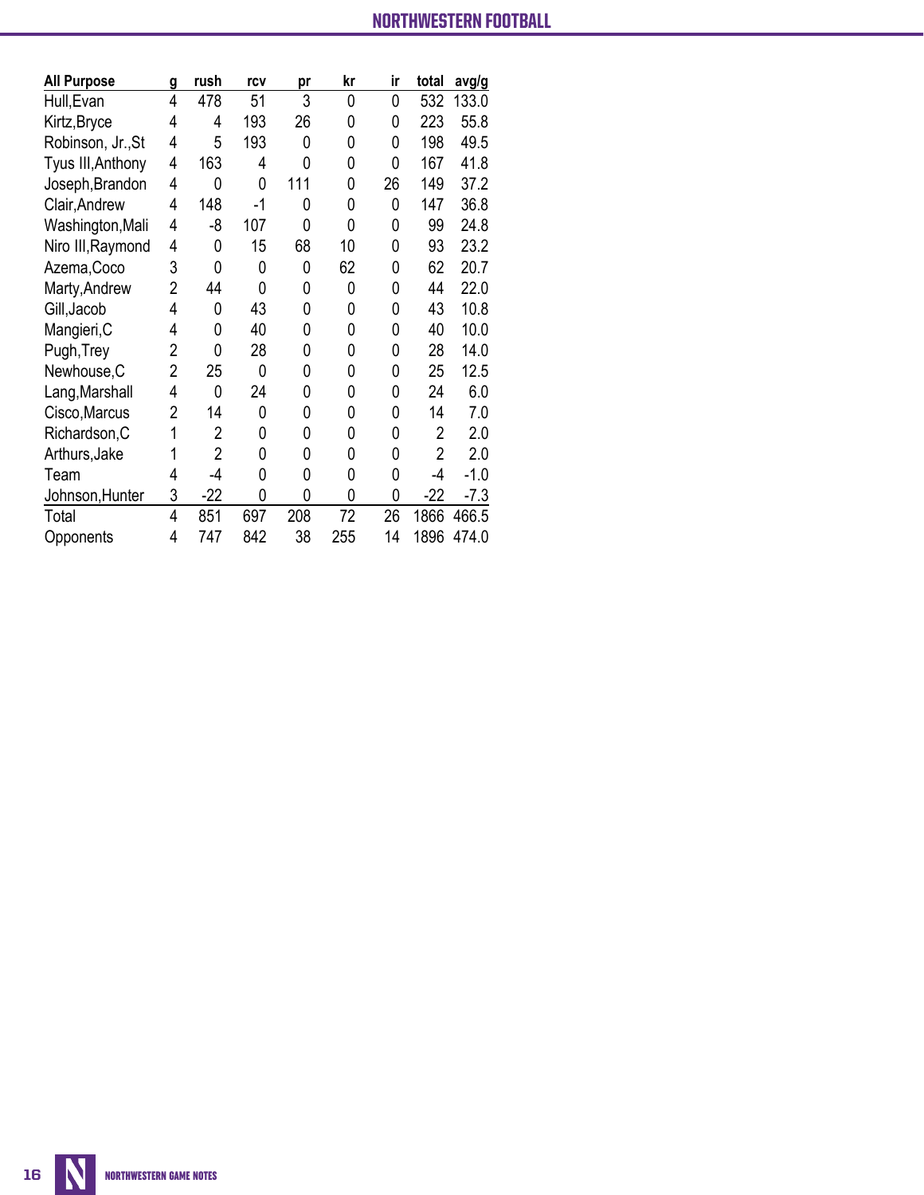| All Purpose | g | rush | rcv | pr | kr | ir | total | avg/g |
|---|---|---|---|---|---|---|---|---|
| Hull,Evan | 4 | 478 | 51 | 3 | 0 | 0 | 532 | 133.0 |
| Kirtz,Bryce | 4 | 4 | 193 | 26 | 0 | 0 | 223 | 55.8 |
| Robinson, Jr.,St | 4 | 5 | 193 | 0 | 0 | 0 | 198 | 49.5 |
| Tyus III,Anthony | 4 | 163 | 4 | 0 | 0 | 0 | 167 | 41.8 |
| Joseph,Brandon | 4 | 0 | 0 | 111 | 0 | 26 | 149 | 37.2 |
| Clair,Andrew | 4 | 148 | -1 | 0 | 0 | 0 | 147 | 36.8 |
| Washington,Mali | 4 | -8 | 107 | 0 | 0 | 0 | 99 | 24.8 |
| Niro III,Raymond | 4 | 0 | 15 | 68 | 10 | 0 | 93 | 23.2 |
| Azema,Coco | 3 | 0 | 0 | 0 | 62 | 0 | 62 | 20.7 |
| Marty,Andrew | 2 | 44 | 0 | 0 | 0 | 0 | 44 | 22.0 |
| Gill,Jacob | 4 | 0 | 43 | 0 | 0 | 0 | 43 | 10.8 |
| Mangieri,C | 4 | 0 | 40 | 0 | 0 | 0 | 40 | 10.0 |
| Pugh,Trey | 2 | 0 | 28 | 0 | 0 | 0 | 28 | 14.0 |
| Newhouse,C | 2 | 25 | 0 | 0 | 0 | 0 | 25 | 12.5 |
| Lang,Marshall | 4 | 0 | 24 | 0 | 0 | 0 | 24 | 6.0 |
| Cisco,Marcus | 2 | 14 | 0 | 0 | 0 | 0 | 14 | 7.0 |
| Richardson,C | 1 | 2 | 0 | 0 | 0 | 0 | 2 | 2.0 |
| Arthurs,Jake | 1 | 2 | 0 | 0 | 0 | 0 | 2 | 2.0 |
| Team | 4 | -4 | 0 | 0 | 0 | 0 | -4 | -1.0 |
| Johnson,Hunter | 3 | -22 | 0 | 0 | 0 | 0 | -22 | -7.3 |
| Total | 4 | 851 | 697 | 208 | 72 | 26 | 1866 | 466.5 |
| Opponents | 4 | 747 | 842 | 38 | 255 | 14 | 1896 | 474.0 |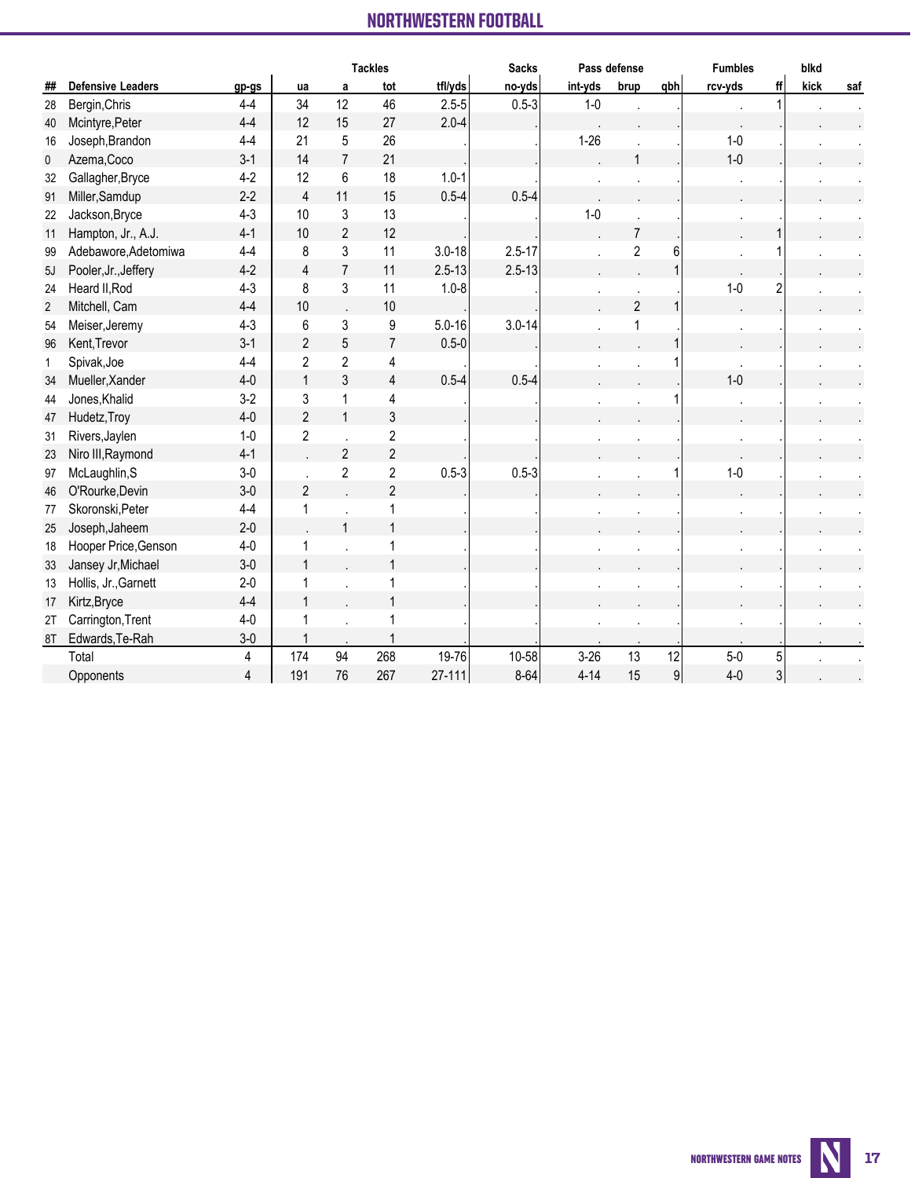# NORTHWESTERN FOOTBALL

| | | | Tackles | | | | Sacks | Pass defense | | | Fumbles | | blkd | |
|---|---|---|---|---|---|---|---|---|---|---|---|---|---|---|
| ## | Defensive Leaders | gp-gs | ua | a | tot | tfl/yds | no-yds | int-yds | brup | qbh | rcv-yds | ff | kick | saf |
| 28 | Bergin,Chris | 4-4 | 34 | 12 | 46 | 2.5-5 | 0.5-3 | 1-0 | . | . | . | 1 | . | . |
| 40 | Mcintyre,Peter | 4-4 | 12 | 15 | 27 | 2.0-4 | . | . | . | . | . | . | . | . |
| 16 | Joseph,Brandon | 4-4 | 21 | 5 | 26 | . | . | 1-26 | . | . | 1-0 | . | . | . |
| 0 | Azema,Coco | 3-1 | 14 | 7 | 21 | . | . | . | 1 | . | 1-0 | . | . | . |
| 32 | Gallagher,Bryce | 4-2 | 12 | 6 | 18 | 1.0-1 | . | . | . | . | . | . | . | . |
| 91 | Miller,Samdup | 2-2 | 4 | 11 | 15 | 0.5-4 | 0.5-4 | . | . | . | . | . | . | . |
| 22 | Jackson,Bryce | 4-3 | 10 | 3 | 13 | . | . | 1-0 | . | . | . | . | . | . |
| 11 | Hampton, Jr., A.J. | 4-1 | 10 | 2 | 12 | . | . | . | 7 | . | . | 1 | . | . |
| 99 | Adebawore,Adetomiwa | 4-4 | 8 | 3 | 11 | 3.0-18 | 2.5-17 | . | 2 | 6 | . | 1 | . | . |
| 5J | Pooler,Jr.,Jeffery | 4-2 | 4 | 7 | 11 | 2.5-13 | 2.5-13 | . | . | 1 | . | . | . | . |
| 24 | Heard II,Rod | 4-3 | 8 | 3 | 11 | 1.0-8 | . | . | . | . | 1-0 | 2 | . | . |
| 2 | Mitchell, Cam | 4-4 | 10 | . | 10 | . | . | . | 2 | 1 | . | . | . | . |
| 54 | Meiser,Jeremy | 4-3 | 6 | 3 | 9 | 5.0-16 | 3.0-14 | . | 1 | . | . | . | . | . |
| 96 | Kent,Trevor | 3-1 | 2 | 5 | 7 | 0.5-0 | . | . | . | 1 | . | . | . | . |
| 1 | Spivak,Joe | 4-4 | 2 | 2 | 4 | . | . | . | . | 1 | . | . | . | . |
| 34 | Mueller,Xander | 4-0 | 1 | 3 | 4 | 0.5-4 | 0.5-4 | . | . | . | 1-0 | . | . | . |
| 44 | Jones,Khalid | 3-2 | 3 | 1 | 4 | . | . | . | . | 1 | . | . | . | . |
| 47 | Hudetz,Troy | 4-0 | 2 | 1 | 3 | . | . | . | . | . | . | . | . | . |
| 31 | Rivers,Jaylen | 1-0 | 2 | . | 2 | . | . | . | . | . | . | . | . | . |
| 23 | Niro III,Raymond | 4-1 | . | 2 | 2 | . | . | . | . | . | . | . | . | . |
| 97 | McLaughlin,S | 3-0 | . | 2 | 2 | 0.5-3 | 0.5-3 | . | . | 1 | 1-0 | . | . | . |
| 46 | O'Rourke,Devin | 3-0 | 2 | . | 2 | . | . | . | . | . | . | . | . | . |
| 77 | Skoronski,Peter | 4-4 | 1 | . | 1 | . | . | . | . | . | . | . | . | . |
| 25 | Joseph,Jaheem | 2-0 | . | 1 | 1 | . | . | . | . | . | . | . | . | . |
| 18 | Hooper Price,Genson | 4-0 | 1 | . | 1 | . | . | . | . | . | . | . | . | . |
| 33 | Jansey Jr,Michael | 3-0 | 1 | . | 1 | . | . | . | . | . | . | . | . | . |
| 13 | Hollis, Jr.,Garnett | 2-0 | 1 | . | 1 | . | . | . | . | . | . | . | . | . |
| 17 | Kirtz,Bryce | 4-4 | 1 | . | 1 | . | . | . | . | . | . | . | . | . |
| 2T | Carrington,Trent | 4-0 | 1 | . | 1 | . | . | . | . | . | . | . | . | . |
| 8T | Edwards,Te-Rah | 3-0 | 1 | . | 1 | . | . | . | . | . | . | . | . | . |
| | Total | 4 | 174 | 94 | 268 | 19-76 | 10-58 | 3-26 | 13 | 12 | 5-0 | 5 | . | . |
| | Opponents | 4 | 191 | 76 | 267 | 27-111 | 8-64 | 4-14 | 15 | 9 | 4-0 | 3 | . | . |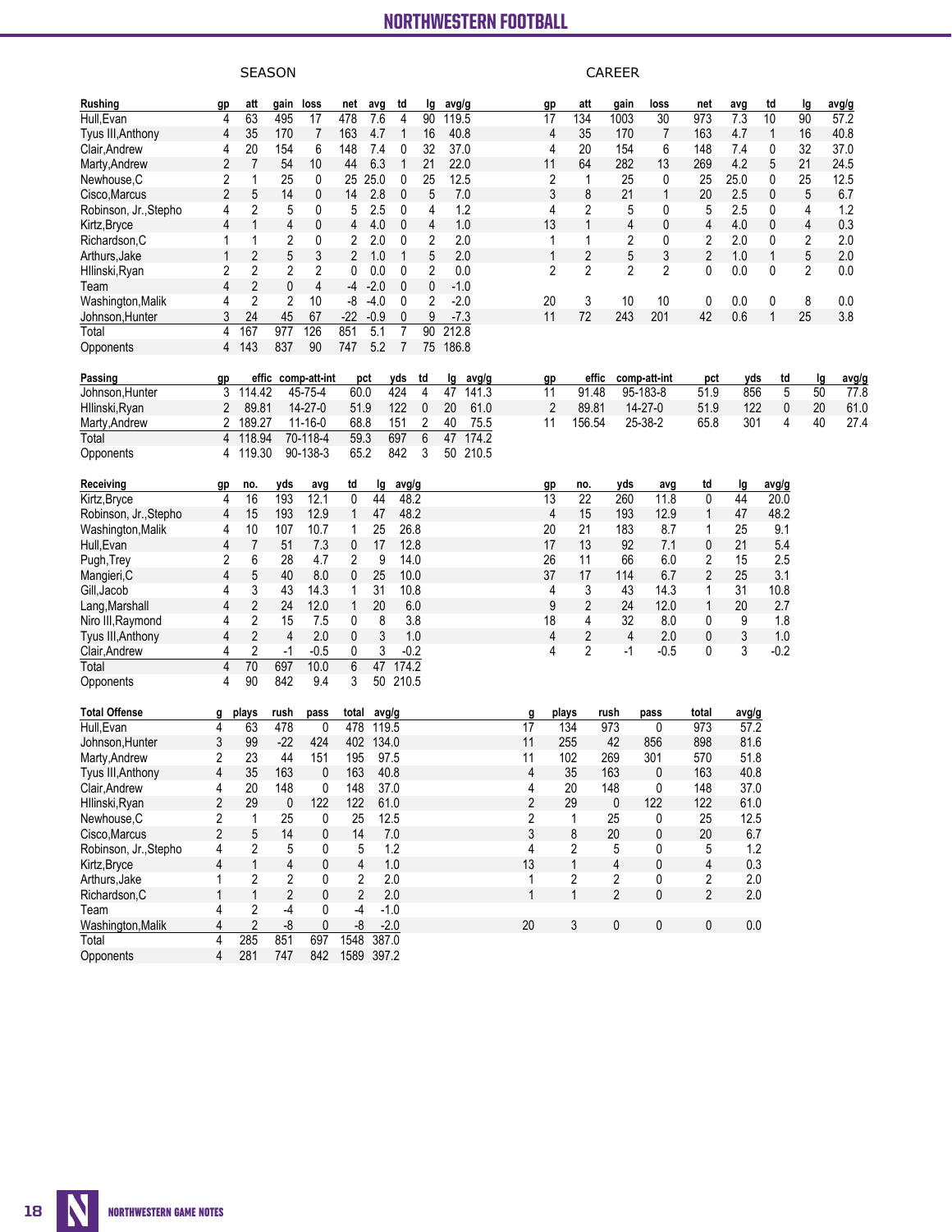## SEASON / CAREER

### Rushing

| Rushing | gp | att | gain | loss | net | avg | td | lg | avg/g | gp | att | gain | loss | net | avg | td | lg | avg/g |
|---|---|---|---|---|---|---|---|---|---|---|---|---|---|---|---|---|---|---|
| Hull,Evan | 4 | 63 | 495 | 17 | 478 | 7.6 | 4 | 90 | 119.5 | 17 | 134 | 1003 | 30 | 973 | 7.3 | 10 | 90 | 57.2 |
| Tyus III,Anthony | 4 | 35 | 170 | 7 | 163 | 4.7 | 1 | 16 | 40.8 | 4 | 35 | 170 | 7 | 163 | 4.7 | 1 | 16 | 40.8 |
| Clair,Andrew | 4 | 20 | 154 | 6 | 148 | 7.4 | 0 | 32 | 37.0 | 4 | 20 | 154 | 6 | 148 | 7.4 | 0 | 32 | 37.0 |
| Marty,Andrew | 2 | 7 | 54 | 10 | 44 | 6.3 | 1 | 21 | 22.0 | 11 | 64 | 282 | 13 | 269 | 4.2 | 5 | 21 | 24.5 |
| Newhouse,C | 2 | 1 | 25 | 0 | 25 | 25.0 | 0 | 25 | 12.5 | 2 | 1 | 25 | 0 | 25 | 25.0 | 0 | 25 | 12.5 |
| Cisco,Marcus | 2 | 5 | 14 | 0 | 14 | 2.8 | 0 | 5 | 7.0 | 3 | 8 | 21 | 1 | 20 | 2.5 | 0 | 5 | 6.7 |
| Robinson, Jr.,Stepho | 4 | 2 | 5 | 0 | 5 | 2.5 | 0 | 4 | 1.2 | 4 | 2 | 5 | 0 | 5 | 2.5 | 0 | 4 | 1.2 |
| Kirtz,Bryce | 4 | 1 | 4 | 0 | 4 | 4.0 | 0 | 4 | 1.0 | 13 | 1 | 4 | 0 | 4 | 4.0 | 0 | 4 | 0.3 |
| Richardson,C | 1 | 1 | 2 | 0 | 2 | 2.0 | 0 | 2 | 2.0 | 1 | 1 | 2 | 0 | 2 | 2.0 | 0 | 2 | 2.0 |
| Arthurs,Jake | 1 | 2 | 5 | 3 | 2 | 1.0 | 1 | 5 | 2.0 | 1 | 2 | 5 | 3 | 2 | 1.0 | 1 | 5 | 2.0 |
| Hllinski,Ryan | 2 | 2 | 2 | 2 | 0 | 0.0 | 0 | 2 | 0.0 | 2 | 2 | 2 | 2 | 0 | 0.0 | 0 | 2 | 0.0 |
| Team | 4 | 2 | 0 | 4 | -4 | -2.0 | 0 | 0 | -1.0 | | | | | | | | | |
| Washington,Malik | 4 | 2 | 2 | 10 | -8 | -4.0 | 0 | 2 | -2.0 | 20 | 3 | 10 | 10 | 0 | 0.0 | 0 | 8 | 0.0 |
| Johnson,Hunter | 3 | 24 | 45 | 67 | -22 | -0.9 | 0 | 9 | -7.3 | 11 | 72 | 243 | 201 | 42 | 0.6 | 1 | 25 | 3.8 |
| Total | 4 | 167 | 977 | 126 | 851 | 5.1 | 7 | 90 | 212.8 | | | | | | | | | |
| Opponents | 4 | 143 | 837 | 90 | 747 | 5.2 | 7 | 75 | 186.8 | | | | | | | | | |

### Passing

| Passing | gp | effic | comp-att-int | pct | yds | td | lg | avg/g | gp | effic | comp-att-int | pct | yds | td | lg | avg/g |
|---|---|---|---|---|---|---|---|---|---|---|---|---|---|---|---|---|
| Johnson,Hunter | 3 | 114.42 | 45-75-4 | 60.0 | 424 | 4 | 47 | 141.3 | 11 | 91.48 | 95-183-8 | 51.9 | 856 | 5 | 50 | 77.8 |
| Hllinski,Ryan | 2 | 89.81 | 14-27-0 | 51.9 | 122 | 0 | 20 | 61.0 | 2 | 89.81 | 14-27-0 | 51.9 | 122 | 0 | 20 | 61.0 |
| Marty,Andrew | 2 | 189.27 | 11-16-0 | 68.8 | 151 | 2 | 40 | 75.5 | 11 | 156.54 | 25-38-2 | 65.8 | 301 | 4 | 40 | 27.4 |
| Total | 4 | 118.94 | 70-118-4 | 59.3 | 697 | 6 | 47 | 174.2 | | | | | | | | |
| Opponents | 4 | 119.30 | 90-138-3 | 65.2 | 842 | 3 | 50 | 210.5 | | | | | | | | |

### Receiving

| Receiving | gp | no. | yds | avg | td | lg | avg/g | gp | no. | yds | avg | td | lg | avg/g |
|---|---|---|---|---|---|---|---|---|---|---|---|---|---|---|
| Kirtz,Bryce | 4 | 16 | 193 | 12.1 | 0 | 44 | 48.2 | 13 | 22 | 260 | 11.8 | 0 | 44 | 20.0 |
| Robinson, Jr.,Stepho | 4 | 15 | 193 | 12.9 | 1 | 47 | 48.2 | 4 | 15 | 193 | 12.9 | 1 | 47 | 48.2 |
| Washington,Malik | 4 | 10 | 107 | 10.7 | 1 | 25 | 26.8 | 20 | 21 | 183 | 8.7 | 1 | 25 | 9.1 |
| Hull,Evan | 4 | 7 | 51 | 7.3 | 0 | 17 | 12.8 | 17 | 13 | 92 | 7.1 | 0 | 21 | 5.4 |
| Pugh,Trey | 2 | 6 | 28 | 4.7 | 2 | 9 | 14.0 | 26 | 11 | 66 | 6.0 | 2 | 15 | 2.5 |
| Mangieri,C | 4 | 5 | 40 | 8.0 | 0 | 25 | 10.0 | 37 | 17 | 114 | 6.7 | 2 | 25 | 3.1 |
| Gill,Jacob | 4 | 3 | 43 | 14.3 | 1 | 31 | 10.8 | 4 | 3 | 43 | 14.3 | 1 | 31 | 10.8 |
| Lang,Marshall | 4 | 2 | 24 | 12.0 | 1 | 20 | 6.0 | 9 | 2 | 24 | 12.0 | 1 | 20 | 2.7 |
| Niro III,Raymond | 4 | 2 | 15 | 7.5 | 0 | 8 | 3.8 | 18 | 4 | 32 | 8.0 | 0 | 9 | 1.8 |
| Tyus III,Anthony | 4 | 2 | 4 | 2.0 | 0 | 3 | 1.0 | 4 | 2 | 4 | 2.0 | 0 | 3 | 1.0 |
| Clair,Andrew | 4 | 2 | -1 | -0.5 | 0 | 3 | -0.2 | 4 | 2 | -1 | -0.5 | 0 | 3 | -0.2 |
| Total | 4 | 70 | 697 | 10.0 | 6 | 47 | 174.2 | | | | | | | |
| Opponents | 4 | 90 | 842 | 9.4 | 3 | 50 | 210.5 | | | | | | | |

### Total Offense

| Total Offense | g | plays | rush | pass | total | avg/g | g | plays | rush | pass | total | avg/g |
|---|---|---|---|---|---|---|---|---|---|---|---|---|
| Hull,Evan | 4 | 63 | 478 | 0 | 478 | 119.5 | 17 | 134 | 973 | 0 | 973 | 57.2 |
| Johnson,Hunter | 3 | 99 | -22 | 424 | 402 | 134.0 | 11 | 255 | 42 | 856 | 898 | 81.6 |
| Marty,Andrew | 2 | 23 | 44 | 151 | 195 | 97.5 | 11 | 102 | 269 | 301 | 570 | 51.8 |
| Tyus III,Anthony | 4 | 35 | 163 | 0 | 163 | 40.8 | 4 | 35 | 163 | 0 | 163 | 40.8 |
| Clair,Andrew | 4 | 20 | 148 | 0 | 148 | 37.0 | 4 | 20 | 148 | 0 | 148 | 37.0 |
| Hllinski,Ryan | 2 | 29 | 0 | 122 | 122 | 61.0 | 2 | 29 | 0 | 122 | 122 | 61.0 |
| Newhouse,C | 2 | 1 | 25 | 0 | 25 | 12.5 | 2 | 1 | 25 | 0 | 25 | 12.5 |
| Cisco,Marcus | 2 | 5 | 14 | 0 | 14 | 7.0 | 3 | 8 | 20 | 0 | 20 | 6.7 |
| Robinson, Jr.,Stepho | 4 | 2 | 5 | 0 | 5 | 1.2 | 4 | 2 | 5 | 0 | 5 | 1.2 |
| Kirtz,Bryce | 4 | 1 | 4 | 0 | 4 | 1.0 | 13 | 1 | 4 | 0 | 4 | 0.3 |
| Arthurs,Jake | 1 | 2 | 2 | 0 | 2 | 2.0 | 1 | 2 | 2 | 0 | 2 | 2.0 |
| Richardson,C | 1 | 1 | 2 | 0 | 2 | 2.0 | 1 | 1 | 2 | 0 | 2 | 2.0 |
| Team | 4 | 2 | -4 | 0 | -4 | -1.0 | | | | | | |
| Washington,Malik | 4 | 2 | -8 | 0 | -8 | -2.0 | 20 | 3 | 0 | 0 | 0 | 0.0 |
| Total | 4 | 285 | 851 | 697 | 1548 | 387.0 | | | | | | |
| Opponents | 4 | 281 | 747 | 842 | 1589 | 397.2 | | | | | | |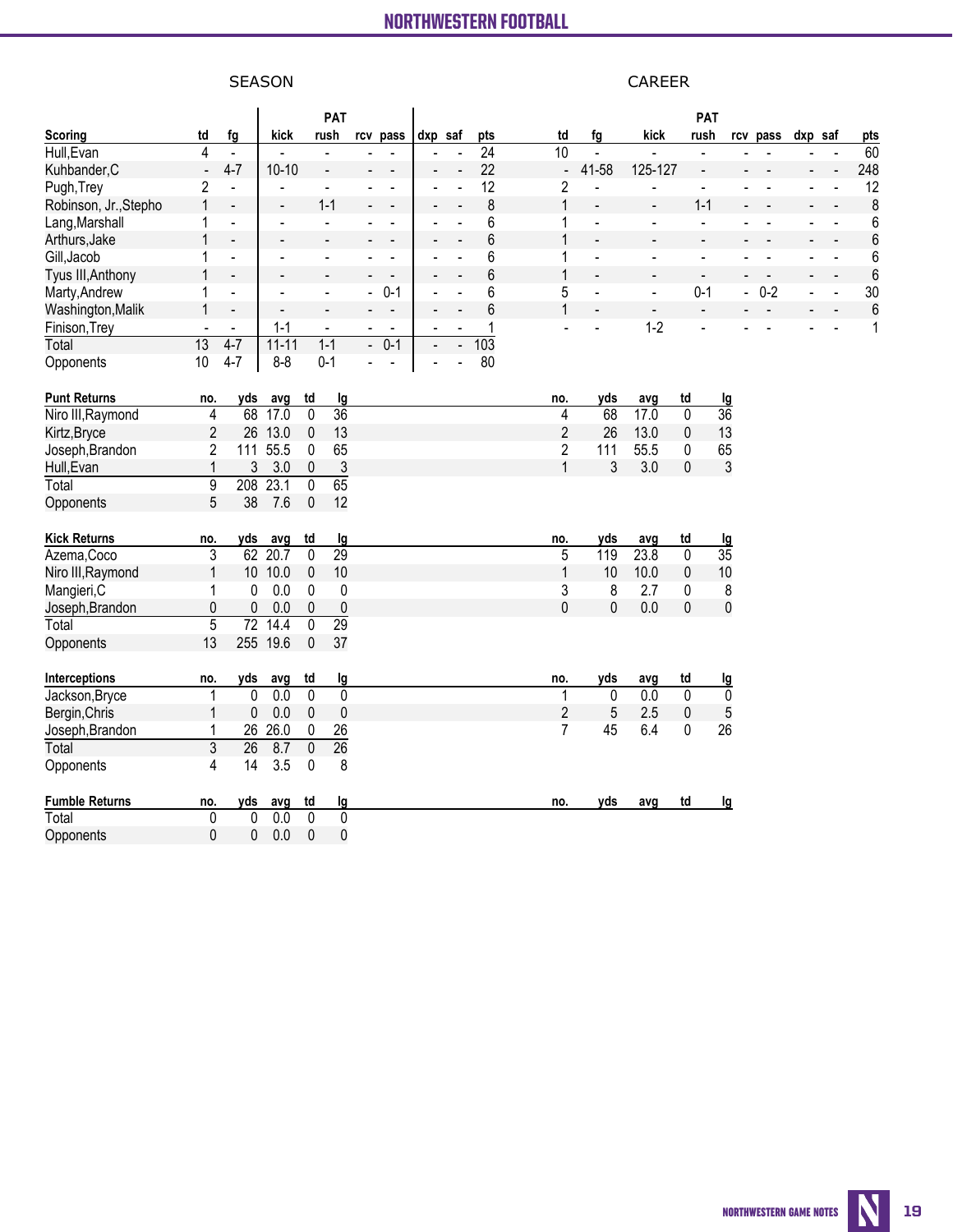| Scoring | td | fg | kick | rush | rcv | pass | dxp | saf | pts | td | fg | kick | rush | rcv | pass | dxp | saf | pts |
|---|---|---|---|---|---|---|---|---|---|---|---|---|---|---|---|---|---|---|
| | | | PAT | | | | | | SEASON | | | PAT | | | | | | CAREER |
| Hull,Evan | 4 | - | - | - | - | - | - | - | 24 | 10 | - | - | - | - | - | - | - | 60 |
| Kuhbander,C | - | 4-7 | 10-10 | - | - | - | - | - | 22 | - | 41-58 | 125-127 | - | - | - | - | - | 248 |
| Pugh,Trey | 2 | - | - | - | - | - | - | - | 12 | 2 | - | - | - | - | - | - | - | 12 |
| Robinson, Jr.,Stepho | 1 | - | - | 1-1 | - | - | - | - | 8 | 1 | - | - | 1-1 | - | - | - | - | 8 |
| Lang,Marshall | 1 | - | - | - | - | - | - | - | 6 | 1 | - | - | - | - | - | - | - | 6 |
| Arthurs,Jake | 1 | - | - | - | - | - | - | - | 6 | 1 | - | - | - | - | - | - | - | 6 |
| Gill,Jacob | 1 | - | - | - | - | - | - | - | 6 | 1 | - | - | - | - | - | - | - | 6 |
| Tyus III,Anthony | 1 | - | - | - | - | - | - | - | 6 | 1 | - | - | - | - | - | - | - | 6 |
| Marty,Andrew | 1 | - | - | - | - | 0-1 | - | - | 6 | 5 | - | - | 0-1 | - | 0-2 | - | - | 30 |
| Washington,Malik | 1 | - | - | - | - | - | - | - | 6 | 1 | - | - | - | - | - | - | - | 6 |
| Finison,Trey | - | - | 1-1 | - | - | - | - | - | 1 | - | - | 1-2 | - | - | - | - | - | 1 |
| Total | 13 | 4-7 | 11-11 | 1-1 | - | 0-1 | - | - | 103 | | | | | | | | | |
| Opponents | 10 | 4-7 | 8-8 | 0-1 | - | - | - | - | 80 | | | | | | | | | |

| Punt Returns | no. | yds | avg | td | lg | no. | yds | avg | td | lg |
|---|---|---|---|---|---|---|---|---|---|---|
| Niro III,Raymond | 4 | 68 | 17.0 | 0 | 36 | 4 | 68 | 17.0 | 0 | 36 |
| Kirtz,Bryce | 2 | 26 | 13.0 | 0 | 13 | 2 | 26 | 13.0 | 0 | 13 |
| Joseph,Brandon | 2 | 111 | 55.5 | 0 | 65 | 2 | 111 | 55.5 | 0 | 65 |
| Hull,Evan | 1 | 3 | 3.0 | 0 | 3 | 1 | 3 | 3.0 | 0 | 3 |
| Total | 9 | 208 | 23.1 | 0 | 65 | | | | | |
| Opponents | 5 | 38 | 7.6 | 0 | 12 | | | | | |

| Kick Returns | no. | yds | avg | td | lg | no. | yds | avg | td | lg |
|---|---|---|---|---|---|---|---|---|---|---|
| Azema,Coco | 3 | 62 | 20.7 | 0 | 29 | 5 | 119 | 23.8 | 0 | 35 |
| Niro III,Raymond | 1 | 10 | 10.0 | 0 | 10 | 1 | 10 | 10.0 | 0 | 10 |
| Mangieri,C | 1 | 0 | 0.0 | 0 | 0 | 3 | 8 | 2.7 | 0 | 8 |
| Joseph,Brandon | 0 | 0 | 0.0 | 0 | 0 | 0 | 0 | 0.0 | 0 | 0 |
| Total | 5 | 72 | 14.4 | 0 | 29 | | | | | |
| Opponents | 13 | 255 | 19.6 | 0 | 37 | | | | | |

| Interceptions | no. | yds | avg | td | lg | no. | yds | avg | td | lg |
|---|---|---|---|---|---|---|---|---|---|---|
| Jackson,Bryce | 1 | 0 | 0.0 | 0 | 0 | 1 | 0 | 0.0 | 0 | 0 |
| Bergin,Chris | 1 | 0 | 0.0 | 0 | 0 | 2 | 5 | 2.5 | 0 | 5 |
| Joseph,Brandon | 1 | 26 | 26.0 | 0 | 26 | 7 | 45 | 6.4 | 0 | 26 |
| Total | 3 | 26 | 8.7 | 0 | 26 | | | | | |
| Opponents | 4 | 14 | 3.5 | 0 | 8 | | | | | |

| Fumble Returns | no. | yds | avg | td | lg | no. | yds | avg | td | lg |
|---|---|---|---|---|---|---|---|---|---|---|
| Total | 0 | 0 | 0.0 | 0 | 0 | | | | | |
| Opponents | 0 | 0 | 0.0 | 0 | 0 | | | | | |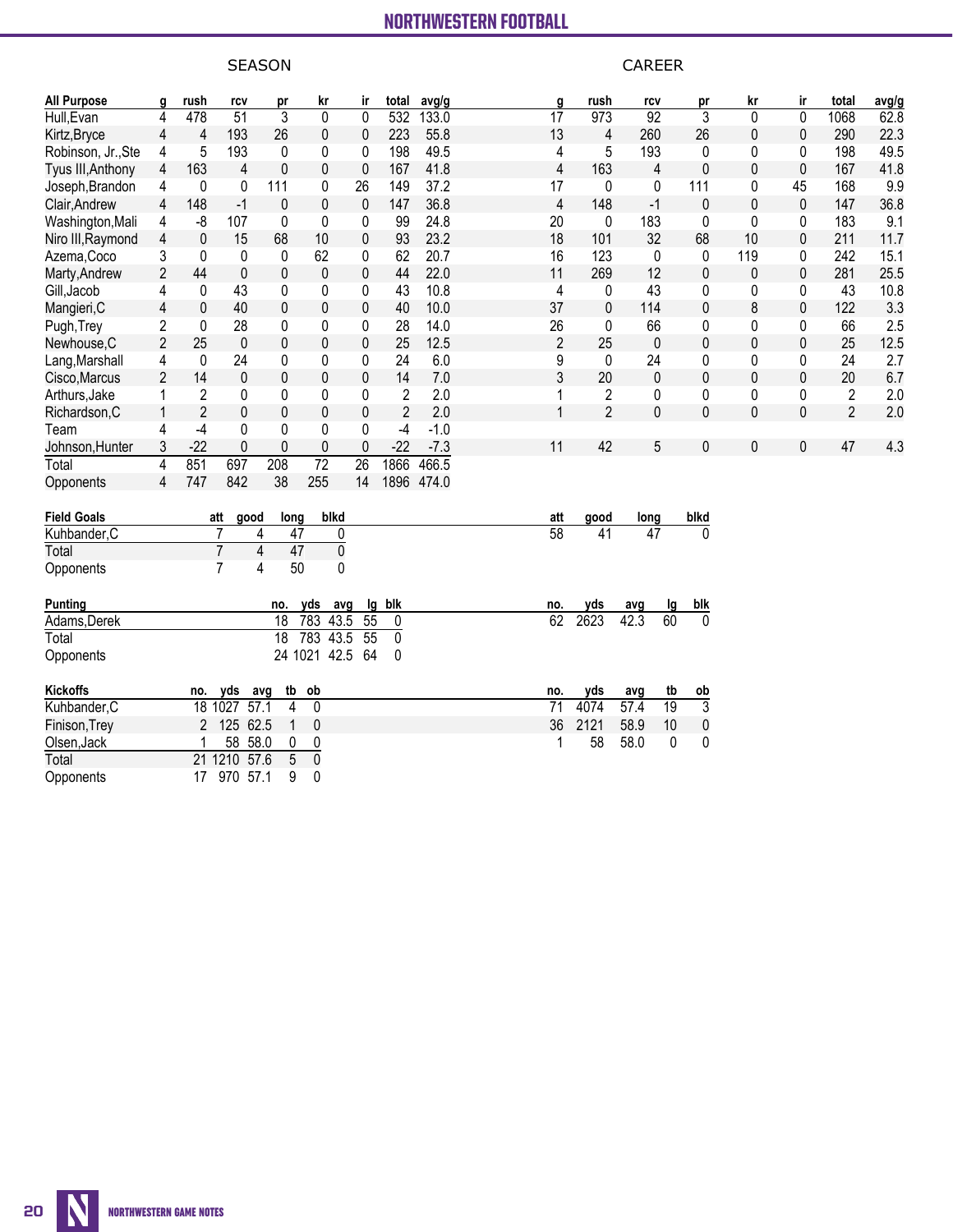## SEASON / CAREER

| All Purpose | g | rush | rcv | pr | kr | ir | total | avg/g | g | rush | rcv | pr | kr | ir | total | avg/g |
|---|---|---|---|---|---|---|---|---|---|---|---|---|---|---|---|---|
| Hull,Evan | 4 | 478 | 51 | 3 | 0 | 0 | 532 | 133.0 | 17 | 973 | 92 | 3 | 0 | 0 | 1068 | 62.8 |
| Kirtz,Bryce | 4 | 4 | 193 | 26 | 0 | 0 | 223 | 55.8 | 13 | 4 | 260 | 26 | 0 | 0 | 290 | 22.3 |
| Robinson, Jr.,Ste | 4 | 5 | 193 | 0 | 0 | 0 | 198 | 49.5 | 4 | 5 | 193 | 0 | 0 | 0 | 198 | 49.5 |
| Tyus III,Anthony | 4 | 163 | 4 | 0 | 0 | 0 | 167 | 41.8 | 4 | 163 | 4 | 0 | 0 | 0 | 167 | 41.8 |
| Joseph,Brandon | 4 | 0 | 0 | 111 | 0 | 26 | 149 | 37.2 | 17 | 0 | 0 | 111 | 0 | 45 | 168 | 9.9 |
| Clair,Andrew | 4 | 148 | -1 | 0 | 0 | 0 | 147 | 36.8 | 4 | 148 | -1 | 0 | 0 | 0 | 147 | 36.8 |
| Washington,Mali | 4 | -8 | 107 | 0 | 0 | 0 | 99 | 24.8 | 20 | 0 | 183 | 0 | 0 | 0 | 183 | 9.1 |
| Niro III,Raymond | 4 | 0 | 15 | 68 | 10 | 0 | 93 | 23.2 | 18 | 101 | 32 | 68 | 10 | 0 | 211 | 11.7 |
| Azema,Coco | 3 | 0 | 0 | 0 | 62 | 0 | 62 | 20.7 | 16 | 123 | 0 | 0 | 119 | 0 | 242 | 15.1 |
| Marty,Andrew | 2 | 44 | 0 | 0 | 0 | 0 | 44 | 22.0 | 11 | 269 | 12 | 0 | 0 | 0 | 281 | 25.5 |
| Gill,Jacob | 4 | 0 | 43 | 0 | 0 | 0 | 43 | 10.8 | 4 | 0 | 43 | 0 | 0 | 0 | 43 | 10.8 |
| Mangieri,C | 4 | 0 | 40 | 0 | 0 | 0 | 40 | 10.0 | 37 | 0 | 114 | 0 | 8 | 0 | 122 | 3.3 |
| Pugh,Trey | 2 | 0 | 28 | 0 | 0 | 0 | 28 | 14.0 | 26 | 0 | 66 | 0 | 0 | 0 | 66 | 2.5 |
| Newhouse,C | 2 | 25 | 0 | 0 | 0 | 0 | 25 | 12.5 | 2 | 25 | 0 | 0 | 0 | 0 | 25 | 12.5 |
| Lang,Marshall | 4 | 0 | 24 | 0 | 0 | 0 | 24 | 6.0 | 9 | 0 | 24 | 0 | 0 | 0 | 24 | 2.7 |
| Cisco,Marcus | 2 | 14 | 0 | 0 | 0 | 0 | 14 | 7.0 | 3 | 20 | 0 | 0 | 0 | 0 | 20 | 6.7 |
| Arthurs,Jake | 1 | 2 | 0 | 0 | 0 | 0 | 2 | 2.0 | 1 | 2 | 0 | 0 | 0 | 0 | 2 | 2.0 |
| Richardson,C | 1 | 2 | 0 | 0 | 0 | 0 | 2 | 2.0 | 1 | 2 | 0 | 0 | 0 | 0 | 2 | 2.0 |
| Team | 4 | -4 | 0 | 0 | 0 | 0 | -4 | -1.0 | | | | | | | | |
| Johnson,Hunter | 3 | -22 | 0 | 0 | 0 | 0 | -22 | -7.3 | 11 | 42 | 5 | 0 | 0 | 0 | 47 | 4.3 |
| Total | 4 | 851 | 697 | 208 | 72 | 26 | 1866 | 466.5 | | | | | | | | |
| Opponents | 4 | 747 | 842 | 38 | 255 | 14 | 1896 | 474.0 | | | | | | | | |

| Field Goals | att | good | long | blkd | att | good | long | blkd |
|---|---|---|---|---|---|---|---|---|
| Kuhbander,C | 7 | 4 | 47 | 0 | 58 | 41 | 47 | 0 |
| Total | 7 | 4 | 47 | 0 | | | | |
| Opponents | 7 | 4 | 50 | 0 | | | | |

| Punting | no. | yds | avg | lg | blk | no. | yds | avg | lg | blk |
|---|---|---|---|---|---|---|---|---|---|---|
| Adams,Derek | 18 | 783 | 43.5 | 55 | 0 | 62 | 2623 | 42.3 | 60 | 0 |
| Total | 18 | 783 | 43.5 | 55 | 0 | | | | | |
| Opponents | 24 | 1021 | 42.5 | 64 | 0 | | | | | |

| Kickoffs | no. | yds | avg | tb | ob | no. | yds | avg | tb | ob |
|---|---|---|---|---|---|---|---|---|---|---|
| Kuhbander,C | 18 | 1027 | 57.1 | 4 | 0 | 71 | 4074 | 57.4 | 19 | 3 |
| Finison,Trey | 2 | 125 | 62.5 | 1 | 0 | 36 | 2121 | 58.9 | 10 | 0 |
| Olsen,Jack | 1 | 58 | 58.0 | 0 | 0 | 1 | 58 | 58.0 | 0 | 0 |
| Total | 21 | 1210 | 57.6 | 5 | 0 | | | | | |
| Opponents | 17 | 970 | 57.1 | 9 | 0 | | | | | |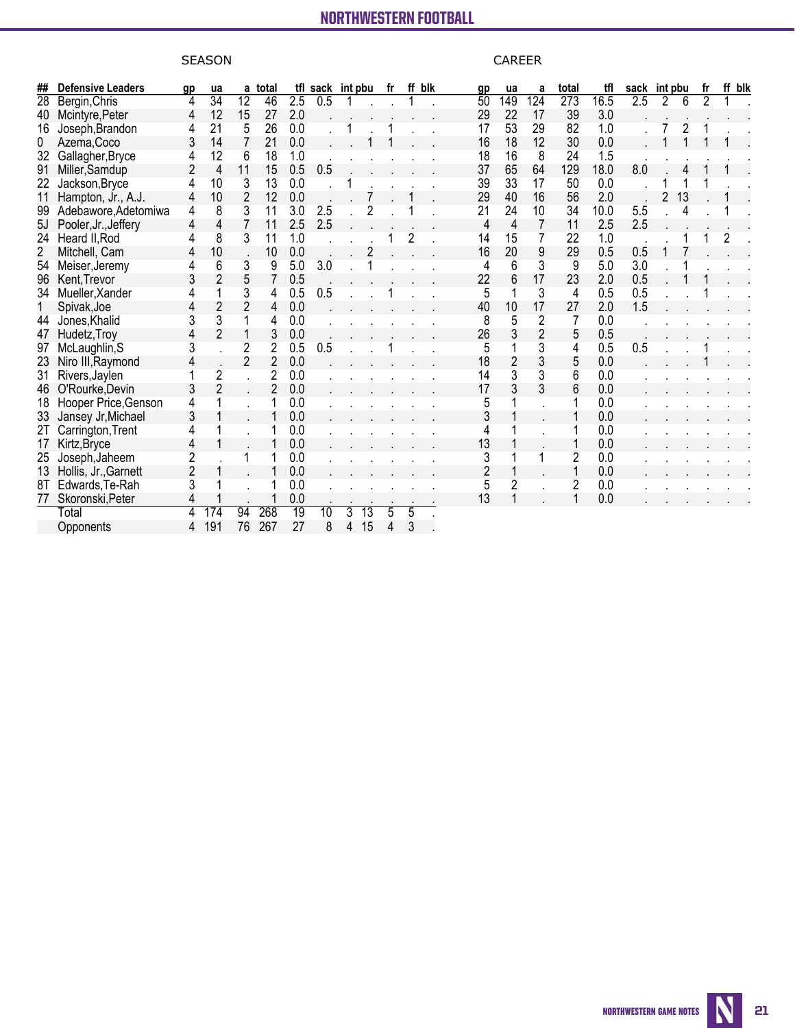| ## | Defensive Leaders | SEASON gp | ua | a | total | tfl | sack | int | pbu | fr | ff | blk | CAREER gp | ua | a | total | tfl | sack | int | pbu | fr | ff | blk |
|---|---|---|---|---|---|---|---|---|---|---|---|---|---|---|---|---|---|---|---|---|---|---|---|
| 28 | Bergin,Chris | 4 | 34 | 12 | 46 | 2.5 | 0.5 | 1 | . | . | 1 | . | 50 | 149 | 124 | 273 | 16.5 | 2.5 | 2 | 6 | 2 | 1 | . |
| 40 | Mcintyre,Peter | 4 | 12 | 15 | 27 | 2.0 | . | . | . | . | . | . | 29 | 22 | 17 | 39 | 3.0 | . | . | . | . | . | . |
| 16 | Joseph,Brandon | 4 | 21 | 5 | 26 | 0.0 | . | 1 | . | 1 | . | . | 17 | 53 | 29 | 82 | 1.0 | . | 7 | 2 | 1 | . | . |
| 0 | Azema,Coco | 3 | 14 | 7 | 21 | 0.0 | . | . | 1 | 1 | . | . | 16 | 18 | 12 | 30 | 0.0 | . | 1 | 1 | 1 | 1 | . |
| 32 | Gallagher,Bryce | 4 | 12 | 6 | 18 | 1.0 | . | . | . | . | . | . | 18 | 16 | 8 | 24 | 1.5 | . | . | . | . | . | . |
| 91 | Miller,Samdup | 2 | 4 | 11 | 15 | 0.5 | 0.5 | . | . | . | . | . | 37 | 65 | 64 | 129 | 18.0 | 8.0 | . | 4 | 1 | 1 | . |
| 22 | Jackson,Bryce | 4 | 10 | 3 | 13 | 0.0 | . | 1 | . | . | . | . | 39 | 33 | 17 | 50 | 0.0 | . | 1 | 1 | 1 | . | . |
| 11 | Hampton, Jr., A.J. | 4 | 10 | 2 | 12 | 0.0 | . | . | 7 | . | 1 | . | 29 | 40 | 16 | 56 | 2.0 | . | 2 | 13 | . | 1 | . |
| 99 | Adebawore,Adetomiwa | 4 | 8 | 3 | 11 | 3.0 | 2.5 | . | 2 | . | 1 | . | 21 | 24 | 10 | 34 | 10.0 | 5.5 | . | 4 | . | 1 | . |
| 5J | Pooler,Jr.,Jeffery | 4 | 4 | 7 | 11 | 2.5 | 2.5 | . | . | . | . | . | 4 | 4 | 7 | 11 | 2.5 | 2.5 | . | . | . | . | . |
| 24 | Heard II,Rod | 4 | 8 | 3 | 11 | 1.0 | . | . | . | 1 | 2 | . | 14 | 15 | 7 | 22 | 1.0 | . | . | 1 | 1 | 2 | . |
| 2 | Mitchell, Cam | 4 | 10 | . | 10 | 0.0 | . | . | 2 | . | . | . | 16 | 20 | 9 | 29 | 0.5 | 0.5 | 1 | 7 | . | . | . |
| 54 | Meiser,Jeremy | 4 | 6 | 3 | 9 | 5.0 | 3.0 | . | 1 | . | . | . | 4 | 6 | 3 | 9 | 5.0 | 3.0 | . | 1 | . | . | . |
| 96 | Kent,Trevor | 3 | 2 | 5 | 7 | 0.5 | . | . | . | . | . | . | 22 | 6 | 17 | 23 | 2.0 | 0.5 | . | 1 | 1 | . | . |
| 34 | Mueller,Xander | 4 | 1 | 3 | 4 | 0.5 | 0.5 | . | . | 1 | . | . | 5 | 1 | 3 | 4 | 0.5 | 0.5 | . | . | 1 | . | . |
| 1 | Spivak,Joe | 4 | 2 | 2 | 4 | 0.0 | . | . | . | . | . | . | 40 | 10 | 17 | 27 | 2.0 | 1.5 | . | . | . | . | . |
| 44 | Jones,Khalid | 3 | 3 | 1 | 4 | 0.0 | . | . | . | . | . | . | 8 | 5 | 2 | 7 | 0.0 | . | . | . | . | . | . |
| 47 | Hudetz,Troy | 4 | 2 | 1 | 3 | 0.0 | . | . | . | . | . | . | 26 | 3 | 2 | 5 | 0.5 | . | . | . | . | . | . |
| 97 | McLaughlin,S | 3 | . | 2 | 2 | 0.5 | 0.5 | . | . | 1 | . | . | 5 | 1 | 3 | 4 | 0.5 | 0.5 | . | . | 1 | . | . |
| 23 | Niro III,Raymond | 4 | . | 2 | 2 | 0.0 | . | . | . | . | . | . | 18 | 2 | 3 | 5 | 0.0 | . | . | . | 1 | . | . |
| 31 | Rivers,Jaylen | 1 | 2 | . | 2 | 0.0 | . | . | . | . | . | . | 14 | 3 | 3 | 6 | 0.0 | . | . | . | . | . | . |
| 46 | O'Rourke,Devin | 3 | 2 | . | 2 | 0.0 | . | . | . | . | . | . | 17 | 3 | 3 | 6 | 0.0 | . | . | . | . | . | . |
| 18 | Hooper Price,Genson | 4 | 1 | . | 1 | 0.0 | . | . | . | . | . | . | 5 | 1 | . | 1 | 0.0 | . | . | . | . | . | . |
| 33 | Jansey Jr,Michael | 3 | 1 | . | 1 | 0.0 | . | . | . | . | . | . | 3 | 1 | . | 1 | 0.0 | . | . | . | . | . | . |
| 2T | Carrington,Trent | 4 | 1 | . | 1 | 0.0 | . | . | . | . | . | . | 4 | 1 | . | 1 | 0.0 | . | . | . | . | . | . |
| 17 | Kirtz,Bryce | 4 | 1 | . | 1 | 0.0 | . | . | . | . | . | . | 13 | 1 | . | 1 | 0.0 | . | . | . | . | . | . |
| 25 | Joseph,Jaheem | 2 | . | 1 | 1 | 0.0 | . | . | . | . | . | . | 3 | 1 | 1 | 2 | 0.0 | . | . | . | . | . | . |
| 13 | Hollis, Jr.,Garnett | 2 | 1 | . | 1 | 0.0 | . | . | . | . | . | . | 2 | 1 | . | 1 | 0.0 | . | . | . | . | . | . |
| 8T | Edwards,Te-Rah | 3 | 1 | . | 1 | 0.0 | . | . | . | . | . | . | 5 | 2 | . | 2 | 0.0 | . | . | . | . | . | . |
| 77 | Skoronski,Peter | 4 | 1 | . | 1 | 0.0 | . | . | . | . | . | . | 13 | 1 | . | 1 | 0.0 | . | . | . | . | . | . |
| | Total | 4 | 174 | 94 | 268 | 19 | 10 | 3 | 13 | 5 | 5 | . | | | | | | | | | | | |
| | Opponents | 4 | 191 | 76 | 267 | 27 | 8 | 4 | 15 | 4 | 3 | . | | | | | | | | | | | |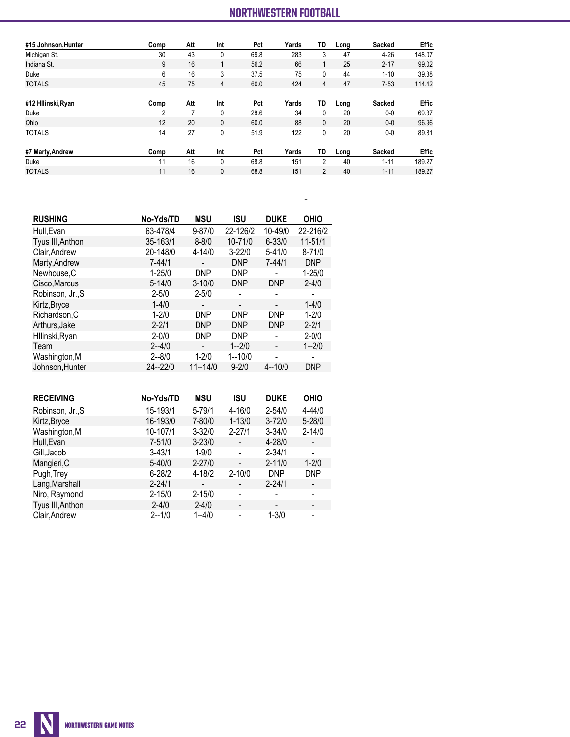| #15 Johnson,Hunter | Comp | Att | Int | Pct | Yards | TD | Long | Sacked | Effic |
|---|---|---|---|---|---|---|---|---|---|
| Michigan St. | 30 | 43 | 0 | 69.8 | 283 | 3 | 47 | 4-26 | 148.07 |
| Indiana St. | 9 | 16 | 1 | 56.2 | 66 | 1 | 25 | 2-17 | 99.02 |
| Duke | 6 | 16 | 3 | 37.5 | 75 | 0 | 44 | 1-10 | 39.38 |
| TOTALS | 45 | 75 | 4 | 60.0 | 424 | 4 | 47 | 7-53 | 114.42 |

| #12 Hllinski,Ryan | Comp | Att | Int | Pct | Yards | TD | Long | Sacked | Effic |
|---|---|---|---|---|---|---|---|---|---|
| Duke | 2 | 7 | 0 | 28.6 | 34 | 0 | 20 | 0-0 | 69.37 |
| Ohio | 12 | 20 | 0 | 60.0 | 88 | 0 | 20 | 0-0 | 96.96 |
| TOTALS | 14 | 27 | 0 | 51.9 | 122 | 0 | 20 | 0-0 | 89.81 |

| #7 Marty,Andrew | Comp | Att | Int | Pct | Yards | TD | Long | Sacked | Effic |
|---|---|---|---|---|---|---|---|---|---|
| Duke | 11 | 16 | 0 | 68.8 | 151 | 2 | 40 | 1-11 | 189.27 |
| TOTALS | 11 | 16 | 0 | 68.8 | 151 | 2 | 40 | 1-11 | 189.27 |

| RUSHING | No-Yds/TD | MSU | ISU | DUKE | OHIO |
|---|---|---|---|---|---|
| Hull,Evan | 63-478/4 | 9-87/0 | 22-126/2 | 10-49/0 | 22-216/2 |
| Tyus III,Anthon | 35-163/1 | 8-8/0 | 10-71/0 | 6-33/0 | 11-51/1 |
| Clair,Andrew | 20-148/0 | 4-14/0 | 3-22/0 | 5-41/0 | 8-71/0 |
| Marty,Andrew | 7-44/1 | - | DNP | 7-44/1 | DNP |
| Newhouse,C | 1-25/0 | DNP | DNP | - | 1-25/0 |
| Cisco,Marcus | 5-14/0 | 3-10/0 | DNP | DNP | 2-4/0 |
| Robinson, Jr.,S | 2-5/0 | 2-5/0 | - | - | - |
| Kirtz,Bryce | 1-4/0 | - | - | - | 1-4/0 |
| Richardson,C | 1-2/0 | DNP | DNP | DNP | 1-2/0 |
| Arthurs,Jake | 2-2/1 | DNP | DNP | DNP | 2-2/1 |
| Hllinski,Ryan | 2-0/0 | DNP | DNP | - | 2-0/0 |
| Team | 2--4/0 | - | 1--2/0 | - | 1--2/0 |
| Washington,M | 2--8/0 | 1-2/0 | 1--10/0 | - | - |
| Johnson,Hunter | 24--22/0 | 11--14/0 | 9-2/0 | 4--10/0 | DNP |

| RECEIVING | No-Yds/TD | MSU | ISU | DUKE | OHIO |
|---|---|---|---|---|---|
| Robinson, Jr.,S | 15-193/1 | 5-79/1 | 4-16/0 | 2-54/0 | 4-44/0 |
| Kirtz,Bryce | 16-193/0 | 7-80/0 | 1-13/0 | 3-72/0 | 5-28/0 |
| Washington,M | 10-107/1 | 3-32/0 | 2-27/1 | 3-34/0 | 2-14/0 |
| Hull,Evan | 7-51/0 | 3-23/0 | - | 4-28/0 | - |
| Gill,Jacob | 3-43/1 | 1-9/0 | - | 2-34/1 | - |
| Mangieri,C | 5-40/0 | 2-27/0 | - | 2-11/0 | 1-2/0 |
| Pugh,Trey | 6-28/2 | 4-18/2 | 2-10/0 | DNP | DNP |
| Lang,Marshall | 2-24/1 | - | - | 2-24/1 | - |
| Niro, Raymond | 2-15/0 | 2-15/0 | - | - | - |
| Tyus III,Anthon | 2-4/0 | 2-4/0 | - | - | - |
| Clair,Andrew | 2--1/0 | 1--4/0 | - | 1-3/0 | - |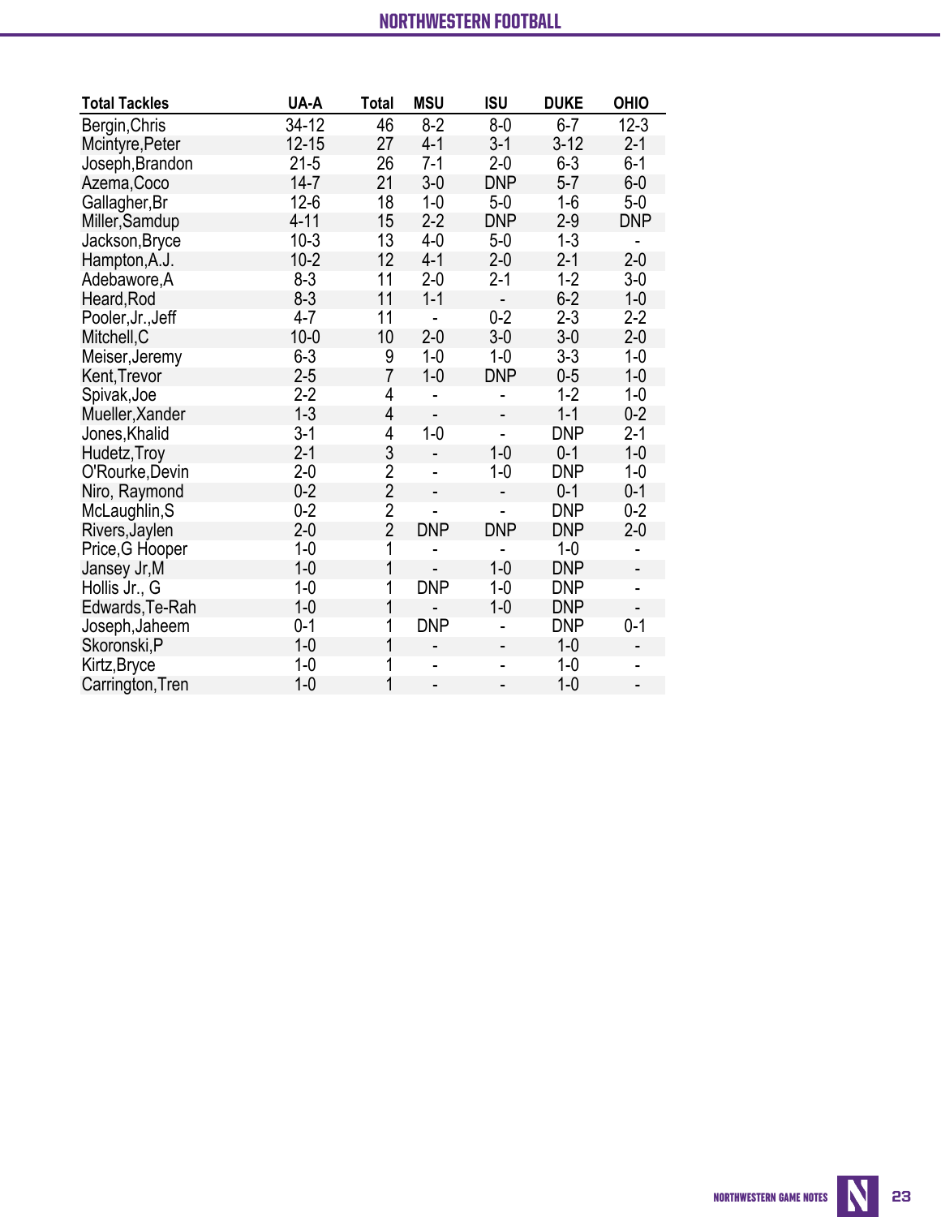| Total Tackles | UA-A | Total | MSU | ISU | DUKE | OHIO |
|---|---|---|---|---|---|---|
| Bergin,Chris | 34-12 | 46 | 8-2 | 8-0 | 6-7 | 12-3 |
| Mcintyre,Peter | 12-15 | 27 | 4-1 | 3-1 | 3-12 | 2-1 |
| Joseph,Brandon | 21-5 | 26 | 7-1 | 2-0 | 6-3 | 6-1 |
| Azema,Coco | 14-7 | 21 | 3-0 | DNP | 5-7 | 6-0 |
| Gallagher,Br | 12-6 | 18 | 1-0 | 5-0 | 1-6 | 5-0 |
| Miller,Samdup | 4-11 | 15 | 2-2 | DNP | 2-9 | DNP |
| Jackson,Bryce | 10-3 | 13 | 4-0 | 5-0 | 1-3 | - |
| Hampton,A.J. | 10-2 | 12 | 4-1 | 2-0 | 2-1 | 2-0 |
| Adebawore,A | 8-3 | 11 | 2-0 | 2-1 | 1-2 | 3-0 |
| Heard,Rod | 8-3 | 11 | 1-1 | - | 6-2 | 1-0 |
| Pooler,Jr.,Jeff | 4-7 | 11 | - | 0-2 | 2-3 | 2-2 |
| Mitchell,C | 10-0 | 10 | 2-0 | 3-0 | 3-0 | 2-0 |
| Meiser,Jeremy | 6-3 | 9 | 1-0 | 1-0 | 3-3 | 1-0 |
| Kent,Trevor | 2-5 | 7 | 1-0 | DNP | 0-5 | 1-0 |
| Spivak,Joe | 2-2 | 4 | - | - | 1-2 | 1-0 |
| Mueller,Xander | 1-3 | 4 | - | - | 1-1 | 0-2 |
| Jones,Khalid | 3-1 | 4 | 1-0 | - | DNP | 2-1 |
| Hudetz,Troy | 2-1 | 3 | - | 1-0 | 0-1 | 1-0 |
| O'Rourke,Devin | 2-0 | 2 | - | 1-0 | DNP | 1-0 |
| Niro, Raymond | 0-2 | 2 | - | - | 0-1 | 0-1 |
| McLaughlin,S | 0-2 | 2 | - | - | DNP | 0-2 |
| Rivers,Jaylen | 2-0 | 2 | DNP | DNP | DNP | 2-0 |
| Price,G Hooper | 1-0 | 1 | - | - | 1-0 | - |
| Jansey Jr,M | 1-0 | 1 | - | 1-0 | DNP | - |
| Hollis Jr., G | 1-0 | 1 | DNP | 1-0 | DNP | - |
| Edwards,Te-Rah | 1-0 | 1 | - | 1-0 | DNP | - |
| Joseph,Jaheem | 0-1 | 1 | DNP | - | DNP | 0-1 |
| Skoronski,P | 1-0 | 1 | - | - | 1-0 | - |
| Kirtz,Bryce | 1-0 | 1 | - | - | 1-0 | - |
| Carrington,Tren | 1-0 | 1 | - | - | 1-0 | - |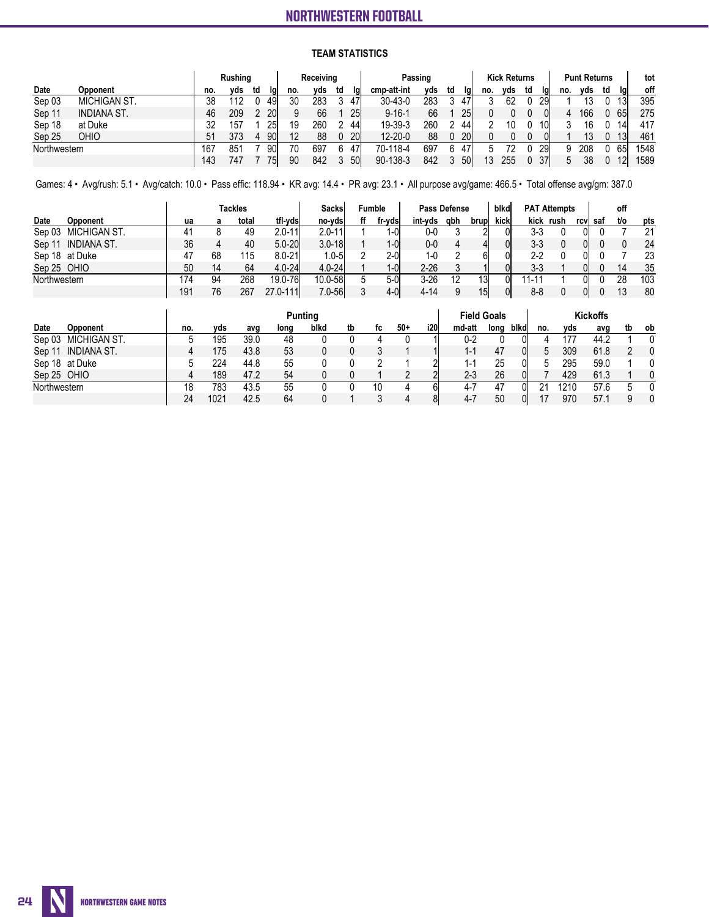## TEAM STATISTICS

| Date | Opponent | Rushing no. | yds | td | lg | Receiving no. | yds | td | lg | Passing cmp-att-int | yds | td | lg | Kick Returns no. | yds | td | lg | Punt Returns no. | yds | td | lg | tot off |
|---|---|---|---|---|---|---|---|---|---|---|---|---|---|---|---|---|---|---|---|---|---|---|
| Sep 03 | MICHIGAN ST. | 38 | 112 | 0 | 49 | 30 | 283 | 3 | 47 | 30-43-0 | 283 | 3 | 47 | 3 | 62 | 0 | 29 | 1 | 13 | 0 | 13 | 395 |
| Sep 11 | INDIANA ST. | 46 | 209 | 2 | 20 | 9 | 66 | 1 | 25 | 9-16-1 | 66 | 1 | 25 | 0 | 0 | 0 | 0 | 4 | 166 | 0 | 65 | 275 |
| Sep 18 | at Duke | 32 | 157 | 1 | 25 | 19 | 260 | 2 | 44 | 19-39-3 | 260 | 2 | 44 | 2 | 10 | 0 | 10 | 3 | 16 | 0 | 14 | 417 |
| Sep 25 | OHIO | 51 | 373 | 4 | 90 | 12 | 88 | 0 | 20 | 12-20-0 | 88 | 0 | 20 | 0 | 0 | 0 | 0 | 1 | 13 | 0 | 13 | 461 |
| Northwestern | | 167 | 851 | 7 | 90 | 70 | 697 | 6 | 47 | 70-118-4 | 697 | 6 | 47 | 5 | 72 | 0 | 29 | 9 | 208 | 0 | 65 | 1548 |
| | | 143 | 747 | 7 | 75 | 90 | 842 | 3 | 50 | 90-138-3 | 842 | 3 | 50 | 13 | 255 | 0 | 37 | 5 | 38 | 0 | 12 | 1589 |

Games: 4 • Avg/rush: 5.1 • Avg/catch: 10.0 • Pass effic: 118.94 • KR avg: 14.4 • PR avg: 23.1 • All purpose avg/game: 466.5 • Total offense avg/gm: 387.0

| Date | Opponent | Tackles ua | a | total | tfl-yds | Sacks no-yds | Fumble ff | fr-yds | Pass Defense int-yds | qbh | brup | blkd kick | PAT Attempts kick | rush | rcv | saf | off t/o | pts |
|---|---|---|---|---|---|---|---|---|---|---|---|---|---|---|---|---|---|---|
| Sep 03 | MICHIGAN ST. | 41 | 8 | 49 | 2.0-11 | 2.0-11 | 1 | 1-0 | 0-0 | 3 | 2 | 0 | 3-3 | 0 | 0 | 0 | 7 | 21 |
| Sep 11 | INDIANA ST. | 36 | 4 | 40 | 5.0-20 | 3.0-18 | 1 | 1-0 | 0-0 | 4 | 4 | 0 | 3-3 | 0 | 0 | 0 | 0 | 24 |
| Sep 18 | at Duke | 47 | 68 | 115 | 8.0-21 | 1.0-5 | 2 | 2-0 | 1-0 | 2 | 6 | 0 | 2-2 | 0 | 0 | 0 | 7 | 23 |
| Sep 25 | OHIO | 50 | 14 | 64 | 4.0-24 | 4.0-24 | 1 | 1-0 | 2-26 | 3 | 1 | 0 | 3-3 | 1 | 0 | 0 | 14 | 35 |
| Northwestern | | 174 | 94 | 268 | 19.0-76 | 10.0-58 | 5 | 5-0 | 3-26 | 12 | 13 | 0 | 11-11 | 1 | 0 | 0 | 28 | 103 |
| | | 191 | 76 | 267 | 27.0-111 | 7.0-56 | 3 | 4-0 | 4-14 | 9 | 15 | 0 | 8-8 | 0 | 0 | 0 | 13 | 80 |

| Date | Opponent | Punting no. | yds | avg | long | blkd | tb | fc | 50+ | i20 | Field Goals md-att | long | blkd | Kickoffs no. | yds | avg | tb | ob |
|---|---|---|---|---|---|---|---|---|---|---|---|---|---|---|---|---|---|---|
| Sep 03 | MICHIGAN ST. | 5 | 195 | 39.0 | 48 | 0 | 0 | 4 | 0 | 1 | 0-2 | 0 | 0 | 4 | 177 | 44.2 | 1 | 0 |
| Sep 11 | INDIANA ST. | 4 | 175 | 43.8 | 53 | 0 | 0 | 3 | 1 | 1 | 1-1 | 47 | 0 | 5 | 309 | 61.8 | 2 | 0 |
| Sep 18 | at Duke | 5 | 224 | 44.8 | 55 | 0 | 0 | 2 | 1 | 2 | 1-1 | 25 | 0 | 5 | 295 | 59.0 | 1 | 0 |
| Sep 25 | OHIO | 4 | 189 | 47.2 | 54 | 0 | 0 | 1 | 2 | 2 | 2-3 | 26 | 0 | 7 | 429 | 61.3 | 1 | 0 |
| Northwestern | | 18 | 783 | 43.5 | 55 | 0 | 0 | 10 | 4 | 6 | 4-7 | 47 | 0 | 21 | 1210 | 57.6 | 5 | 0 |
| | | 24 | 1021 | 42.5 | 64 | 0 | 1 | 3 | 4 | 8 | 4-7 | 50 | 0 | 17 | 970 | 57.1 | 9 | 0 |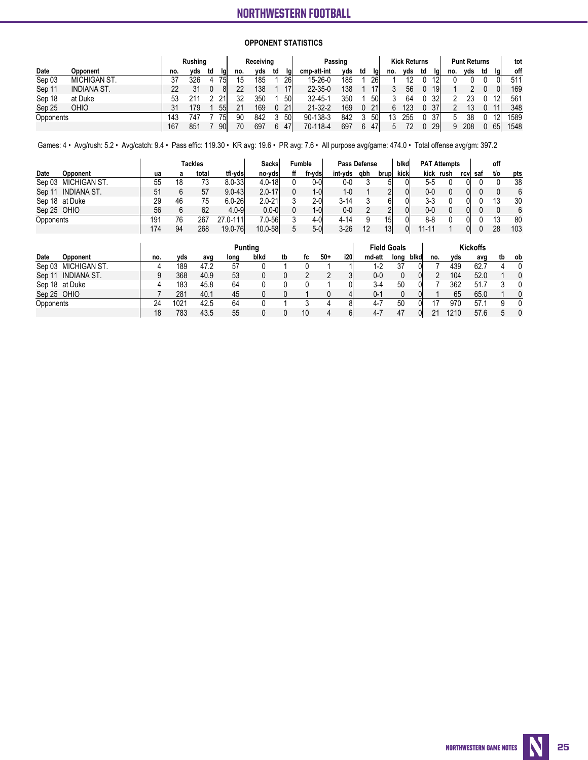## OPPONENT STATISTICS

| | | Rushing | | | | Receiving | | | | Passing | | | | Kick Returns | | | | Punt Returns | | | | tot |
|---|---|---|---|---|---|---|---|---|---|---|---|---|---|---|---|---|---|---|---|---|---|---|
| Date | Opponent | no. | yds | td | lg | no. | yds | td | lg | cmp-att-int | yds | td | lg | no. | yds | td | lg | no. | yds | td | lg | off |
| Sep 03 | MICHIGAN ST. | 37 | 326 | 4 | 75 | 15 | 185 | 1 | 26 | 15-26-0 | 185 | 1 | 26 | 1 | 12 | 0 | 12 | 0 | 0 | 0 | 0 | 511 |
| Sep 11 | INDIANA ST. | 22 | 31 | 0 | 8 | 22 | 138 | 1 | 17 | 22-35-0 | 138 | 1 | 17 | 3 | 56 | 0 | 19 | 1 | 2 | 0 | 0 | 169 |
| Sep 18 | at Duke | 53 | 211 | 2 | 21 | 32 | 350 | 1 | 50 | 32-45-1 | 350 | 1 | 50 | 3 | 64 | 0 | 32 | 2 | 23 | 0 | 12 | 561 |
| Sep 25 | OHIO | 31 | 179 | 1 | 55 | 21 | 169 | 0 | 21 | 21-32-2 | 169 | 0 | 21 | 6 | 123 | 0 | 37 | 2 | 13 | 0 | 11 | 348 |
| Opponents | | 143 | 747 | 7 | 75 | 90 | 842 | 3 | 50 | 90-138-3 | 842 | 3 | 50 | 13 | 255 | 0 | 37 | 5 | 38 | 0 | 12 | 1589 |
| | | 167 | 851 | 7 | 90 | 70 | 697 | 6 | 47 | 70-118-4 | 697 | 6 | 47 | 5 | 72 | 0 | 29 | 9 | 208 | 0 | 65 | 1548 |

Games: 4 • Avg/rush: 5.2 • Avg/catch: 9.4 • Pass effic: 119.30 • KR avg: 19.6 • PR avg: 7.6 • All purpose avg/game: 474.0 • Total offense avg/gm: 397.2

| | | Tackles | | | | Sacks | Fumble | | Pass Defense | | | blkd | PAT Attempts | | | | off | |
|---|---|---|---|---|---|---|---|---|---|---|---|---|---|---|---|---|---|---|
| Date | Opponent | ua | a | total | tfl-yds | no-yds | ff | fr-yds | int-yds | qbh | brup | kick | kick | rush | rcv | saf | t/o | pts |
| Sep 03 | MICHIGAN ST. | 55 | 18 | 73 | 8.0-33 | 4.0-18 | 0 | 0-0 | 0-0 | 3 | 5 | 0 | 5-5 | 0 | 0 | 0 | 0 | 38 |
| Sep 11 | INDIANA ST. | 51 | 6 | 57 | 9.0-43 | 2.0-17 | 0 | 1-0 | 1-0 | 1 | 2 | 0 | 0-0 | 0 | 0 | 0 | 0 | 6 |
| Sep 18 | at Duke | 29 | 46 | 75 | 6.0-26 | 2.0-21 | 3 | 2-0 | 3-14 | 3 | 6 | 0 | 3-3 | 0 | 0 | 0 | 13 | 30 |
| Sep 25 | OHIO | 56 | 6 | 62 | 4.0-9 | 0.0-0 | 0 | 1-0 | 0-0 | 2 | 2 | 0 | 0-0 | 0 | 0 | 0 | 0 | 6 |
| Opponents | | 191 | 76 | 267 | 27.0-111 | 7.0-56 | 3 | 4-0 | 4-14 | 9 | 15 | 0 | 8-8 | 0 | 0 | 0 | 13 | 80 |
| | | 174 | 94 | 268 | 19.0-76 | 10.0-58 | 5 | 5-0 | 3-26 | 12 | 13 | 0 | 11-11 | 1 | 0 | 0 | 28 | 103 |

| | | Punting | | | | | | | | | Field Goals | | | Kickoffs | | | | |
|---|---|---|---|---|---|---|---|---|---|---|---|---|---|---|---|---|---|---|
| Date | Opponent | no. | yds | avg | long | blkd | tb | fc | 50+ | i20 | md-att | long | blkd | no. | yds | avg | tb | ob |
| Sep 03 | MICHIGAN ST. | 4 | 189 | 47.2 | 57 | 0 | 1 | 0 | 1 | 1 | 1-2 | 37 | 0 | 7 | 439 | 62.7 | 4 | 0 |
| Sep 11 | INDIANA ST. | 9 | 368 | 40.9 | 53 | 0 | 0 | 2 | 2 | 3 | 0-0 | 0 | 0 | 2 | 104 | 52.0 | 1 | 0 |
| Sep 18 | at Duke | 4 | 183 | 45.8 | 64 | 0 | 0 | 0 | 1 | 0 | 3-4 | 50 | 0 | 7 | 362 | 51.7 | 3 | 0 |
| Sep 25 | OHIO | 7 | 281 | 40.1 | 45 | 0 | 0 | 1 | 0 | 4 | 0-1 | 0 | 0 | 1 | 65 | 65.0 | 1 | 0 |
| Opponents | | 24 | 1021 | 42.5 | 64 | 0 | 1 | 3 | 4 | 8 | 4-7 | 50 | 0 | 17 | 970 | 57.1 | 9 | 0 |
| | | 18 | 783 | 43.5 | 55 | 0 | 0 | 10 | 4 | 6 | 4-7 | 47 | 0 | 21 | 1210 | 57.6 | 5 | 0 |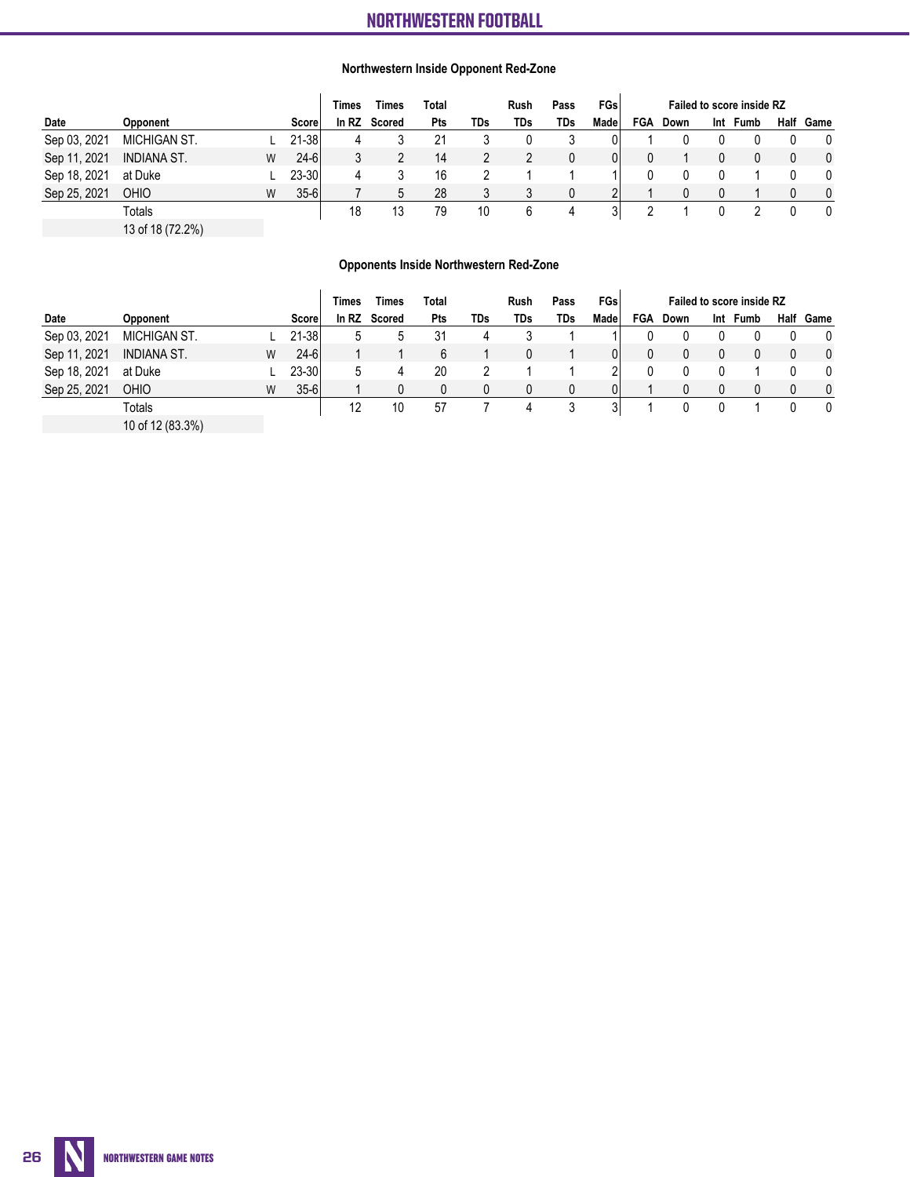### Northwestern Inside Opponent Red-Zone

| | | | | Times | Times | Total | | Rush | Pass | FGs | Failed to score inside RZ | | | | | |
|---|---|---|---|---|---|---|---|---|---|---|---|---|---|---|---|---|
| Date | Opponent | | Score | In RZ | Scored | Pts | TDs | TDs | TDs | Made | FGA | Down | Int | Fumb | Half | Game |
| Sep 03, 2021 | MICHIGAN ST. | L | 21-38 | 4 | 3 | 21 | 3 | 0 | 3 | 0 | 1 | 0 | 0 | 0 | 0 | 0 |
| Sep 11, 2021 | INDIANA ST. | W | 24-6 | 3 | 2 | 14 | 2 | 2 | 0 | 0 | 0 | 1 | 0 | 0 | 0 | 0 |
| Sep 18, 2021 | at Duke | L | 23-30 | 4 | 3 | 16 | 2 | 1 | 1 | 1 | 0 | 0 | 0 | 1 | 0 | 0 |
| Sep 25, 2021 | OHIO | W | 35-6 | 7 | 5 | 28 | 3 | 3 | 0 | 2 | 1 | 0 | 0 | 1 | 0 | 0 |
| | Totals | | | 18 | 13 | 79 | 10 | 6 | 4 | 3 | 2 | 1 | 0 | 2 | 0 | 0 |
| | 13 of 18 (72.2%) | | | | | | | | | | | | | | | |

### Opponents Inside Northwestern Red-Zone

| | | | | Times | Times | Total | | Rush | Pass | FGs | Failed to score inside RZ | | | | | |
|---|---|---|---|---|---|---|---|---|---|---|---|---|---|---|---|---|
| Date | Opponent | | Score | In RZ | Scored | Pts | TDs | TDs | TDs | Made | FGA | Down | Int | Fumb | Half | Game |
| Sep 03, 2021 | MICHIGAN ST. | L | 21-38 | 5 | 5 | 31 | 4 | 3 | 1 | 1 | 0 | 0 | 0 | 0 | 0 | 0 |
| Sep 11, 2021 | INDIANA ST. | W | 24-6 | 1 | 1 | 6 | 1 | 0 | 1 | 0 | 0 | 0 | 0 | 0 | 0 | 0 |
| Sep 18, 2021 | at Duke | L | 23-30 | 5 | 4 | 20 | 2 | 1 | 1 | 2 | 0 | 0 | 0 | 1 | 0 | 0 |
| Sep 25, 2021 | OHIO | W | 35-6 | 1 | 0 | 0 | 0 | 0 | 0 | 0 | 1 | 0 | 0 | 0 | 0 | 0 |
| | Totals | | | 12 | 10 | 57 | 7 | 4 | 3 | 3 | 1 | 0 | 0 | 1 | 0 | 0 |
| | 10 of 12 (83.3%) | | | | | | | | | | | | | | | |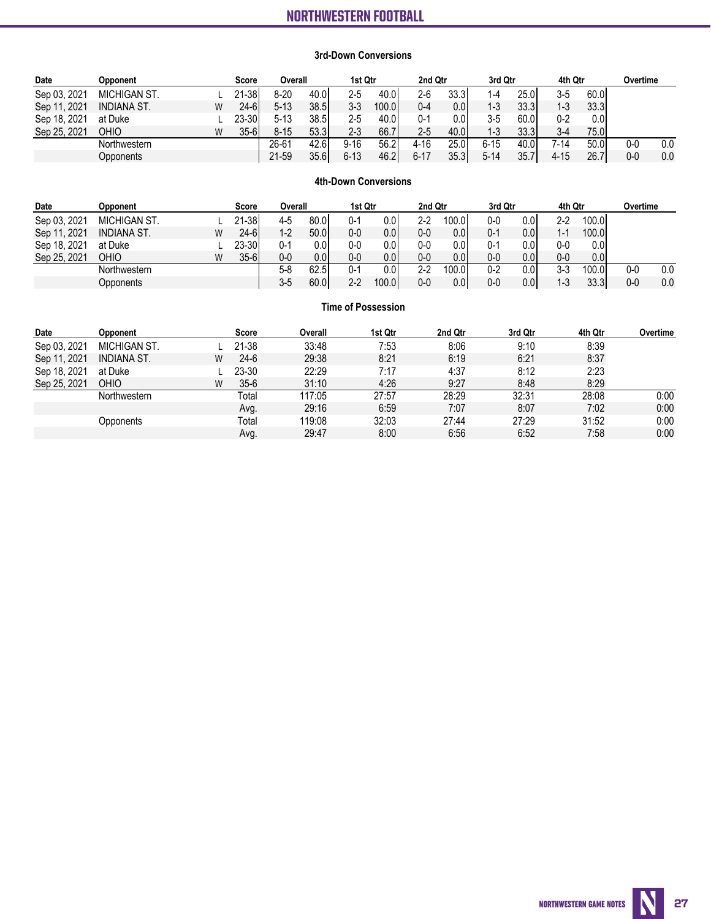### 3rd-Down Conversions

| Date | Opponent | | Score | Overall | | 1st Qtr | | 2nd Qtr | | 3rd Qtr | | 4th Qtr | | Overtime | |
|---|---|---|---|---|---|---|---|---|---|---|---|---|---|---|---|
| Sep 03, 2021 | MICHIGAN ST. | L | 21-38 | 8-20 | 40.0 | 2-5 | 40.0 | 2-6 | 33.3 | 1-4 | 25.0 | 3-5 | 60.0 | | |
| Sep 11, 2021 | INDIANA ST. | W | 24-6 | 5-13 | 38.5 | 3-3 | 100.0 | 0-4 | 0.0 | 1-3 | 33.3 | 1-3 | 33.3 | | |
| Sep 18, 2021 | at Duke | L | 23-30 | 5-13 | 38.5 | 2-5 | 40.0 | 0-1 | 0.0 | 3-5 | 60.0 | 0-2 | 0.0 | | |
| Sep 25, 2021 | OHIO | W | 35-6 | 8-15 | 53.3 | 2-3 | 66.7 | 2-5 | 40.0 | 1-3 | 33.3 | 3-4 | 75.0 | | |
| | Northwestern | | | 26-61 | 42.6 | 9-16 | 56.2 | 4-16 | 25.0 | 6-15 | 40.0 | 7-14 | 50.0 | 0-0 | 0.0 |
| | Opponents | | | 21-59 | 35.6 | 6-13 | 46.2 | 6-17 | 35.3 | 5-14 | 35.7 | 4-15 | 26.7 | 0-0 | 0.0 |

### 4th-Down Conversions

| Date | Opponent | | Score | Overall | | 1st Qtr | | 2nd Qtr | | 3rd Qtr | | 4th Qtr | | Overtime | |
|---|---|---|---|---|---|---|---|---|---|---|---|---|---|---|---|
| Sep 03, 2021 | MICHIGAN ST. | L | 21-38 | 4-5 | 80.0 | 0-1 | 0.0 | 2-2 | 100.0 | 0-0 | 0.0 | 2-2 | 100.0 | | |
| Sep 11, 2021 | INDIANA ST. | W | 24-6 | 1-2 | 50.0 | 0-0 | 0.0 | 0-0 | 0.0 | 0-1 | 0.0 | 1-1 | 100.0 | | |
| Sep 18, 2021 | at Duke | L | 23-30 | 0-1 | 0.0 | 0-0 | 0.0 | 0-0 | 0.0 | 0-1 | 0.0 | 0-0 | 0.0 | | |
| Sep 25, 2021 | OHIO | W | 35-6 | 0-0 | 0.0 | 0-0 | 0.0 | 0-0 | 0.0 | 0-0 | 0.0 | 0-0 | 0.0 | | |
| | Northwestern | | | 5-8 | 62.5 | 0-1 | 0.0 | 2-2 | 100.0 | 0-2 | 0.0 | 3-3 | 100.0 | 0-0 | 0.0 |
| | Opponents | | | 3-5 | 60.0 | 2-2 | 100.0 | 0-0 | 0.0 | 0-0 | 0.0 | 1-3 | 33.3 | 0-0 | 0.0 |

### Time of Possession

| Date | Opponent | | Score | Overall | 1st Qtr | 2nd Qtr | 3rd Qtr | 4th Qtr | Overtime |
|---|---|---|---|---|---|---|---|---|---|
| Sep 03, 2021 | MICHIGAN ST. | L | 21-38 | 33:48 | 7:53 | 8:06 | 9:10 | 8:39 | |
| Sep 11, 2021 | INDIANA ST. | W | 24-6 | 29:38 | 8:21 | 6:19 | 6:21 | 8:37 | |
| Sep 18, 2021 | at Duke | L | 23-30 | 22:29 | 7:17 | 4:37 | 8:12 | 2:23 | |
| Sep 25, 2021 | OHIO | W | 35-6 | 31:10 | 4:26 | 9:27 | 8:48 | 8:29 | |
| | Northwestern | | Total | 117:05 | 27:57 | 28:29 | 32:31 | 28:08 | 0:00 |
| | | | Avg. | 29:16 | 6:59 | 7:07 | 8:07 | 7:02 | 0:00 |
| | Opponents | | Total | 119:08 | 32:03 | 27:44 | 27:29 | 31:52 | 0:00 |
| | | | Avg. | 29:47 | 8:00 | 6:56 | 6:52 | 7:58 | 0:00 |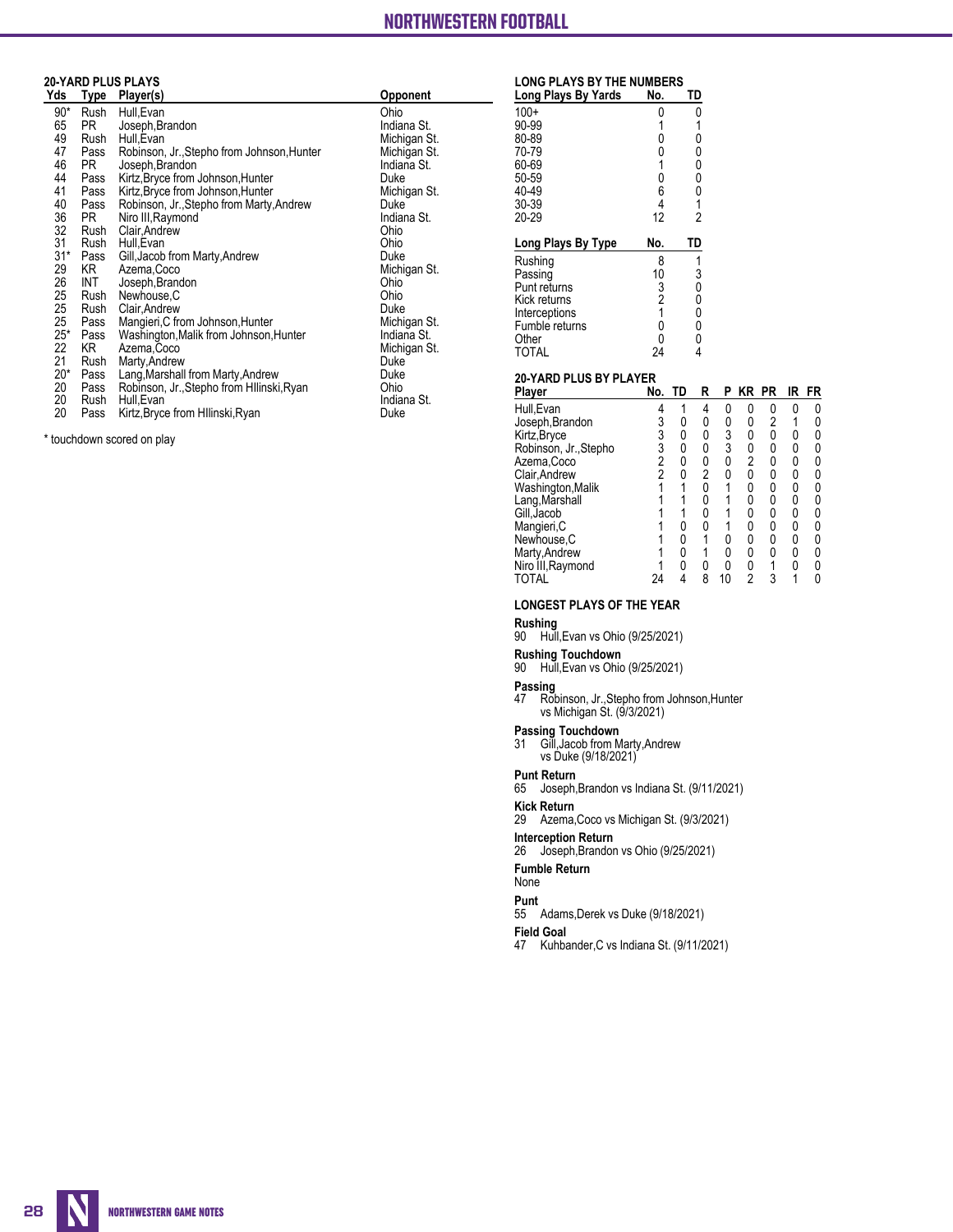## 20-YARD PLUS PLAYS

| Yds | Type | Player(s) | Opponent |
|---|---|---|---|
| 90* | Rush | Hull,Evan | Ohio |
| 65 | PR | Joseph,Brandon | Indiana St. |
| 49 | Rush | Hull,Evan | Michigan St. |
| 47 | Pass | Robinson, Jr.,Stepho from Johnson,Hunter | Michigan St. |
| 46 | PR | Joseph,Brandon | Indiana St. |
| 44 | Pass | Kirtz,Bryce from Johnson,Hunter | Duke |
| 41 | Pass | Kirtz,Bryce from Johnson,Hunter | Michigan St. |
| 40 | Pass | Robinson, Jr.,Stepho from Marty,Andrew | Duke |
| 36 | PR | Niro III,Raymond | Indiana St. |
| 32 | Rush | Clair,Andrew | Ohio |
| 31 | Rush | Hull,Evan | Ohio |
| 31* | Pass | Gill,Jacob from Marty,Andrew | Duke |
| 29 | KR | Azema,Coco | Michigan St. |
| 26 | INT | Joseph,Brandon | Ohio |
| 25 | Rush | Newhouse,C | Ohio |
| 25 | Rush | Clair,Andrew | Duke |
| 25 | Pass | Mangieri,C from Johnson,Hunter | Michigan St. |
| 25* | Pass | Washington,Malik from Johnson,Hunter | Indiana St. |
| 22 | KR | Azema,Coco | Michigan St. |
| 21 | Rush | Marty,Andrew | Duke |
| 20* | Pass | Lang,Marshall from Marty,Andrew | Duke |
| 20 | Pass | Robinson, Jr.,Stepho from Hllinski,Ryan | Ohio |
| 20 | Rush | Hull,Evan | Indiana St. |
| 20 | Pass | Kirtz,Bryce from Hllinski,Ryan | Duke |

\* touchdown scored on play

## LONG PLAYS BY THE NUMBERS

| Long Plays By Yards | No. | TD |
|---|---|---|
| 100+ | 0 | 0 |
| 90-99 | 1 | 1 |
| 80-89 | 0 | 0 |
| 70-79 | 0 | 0 |
| 60-69 | 1 | 0 |
| 50-59 | 0 | 0 |
| 40-49 | 6 | 0 |
| 30-39 | 4 | 1 |
| 20-29 | 12 | 2 |

| Long Plays By Type | No. | TD |
|---|---|---|
| Rushing | 8 | 1 |
| Passing | 10 | 3 |
| Punt returns | 3 | 0 |
| Kick returns | 2 | 0 |
| Interceptions | 1 | 0 |
| Fumble returns | 0 | 0 |
| Other | 0 | 0 |
| TOTAL | 24 | 4 |

## 20-YARD PLUS BY PLAYER

| Player | No. | TD | R | P | KR | PR | IR | FR |
|---|---|---|---|---|---|---|---|---|
| Hull,Evan | 4 | 1 | 4 | 0 | 0 | 0 | 0 | 0 |
| Joseph,Brandon | 3 | 0 | 0 | 0 | 0 | 2 | 1 | 0 |
| Kirtz,Bryce | 3 | 0 | 0 | 3 | 0 | 0 | 0 | 0 |
| Robinson, Jr.,Stepho | 3 | 0 | 0 | 3 | 0 | 0 | 0 | 0 |
| Azema,Coco | 2 | 0 | 0 | 0 | 2 | 0 | 0 | 0 |
| Clair,Andrew | 2 | 0 | 2 | 0 | 0 | 0 | 0 | 0 |
| Washington,Malik | 1 | 1 | 0 | 1 | 0 | 0 | 0 | 0 |
| Lang,Marshall | 1 | 1 | 0 | 1 | 0 | 0 | 0 | 0 |
| Gill,Jacob | 1 | 1 | 0 | 1 | 0 | 0 | 0 | 0 |
| Mangieri,C | 1 | 0 | 0 | 1 | 0 | 0 | 0 | 0 |
| Newhouse,C | 1 | 0 | 1 | 0 | 0 | 0 | 0 | 0 |
| Marty,Andrew | 1 | 0 | 1 | 0 | 0 | 0 | 0 | 0 |
| Niro III,Raymond | 1 | 0 | 0 | 0 | 0 | 1 | 0 | 0 |
| TOTAL | 24 | 4 | 8 | 10 | 2 | 3 | 1 | 0 |

## LONGEST PLAYS OF THE YEAR

**Rushing**
90 Hull,Evan vs Ohio (9/25/2021)

**Rushing Touchdown**
90 Hull,Evan vs Ohio (9/25/2021)

**Passing**
47 Robinson, Jr.,Stepho from Johnson,Hunter vs Michigan St. (9/3/2021)

**Passing Touchdown**
31 Gill,Jacob from Marty,Andrew vs Duke (9/18/2021)

**Punt Return**
65 Joseph,Brandon vs Indiana St. (9/11/2021)

**Kick Return**
29 Azema,Coco vs Michigan St. (9/3/2021)

**Interception Return**
26 Joseph,Brandon vs Ohio (9/25/2021)

**Fumble Return**
None

**Punt**
55 Adams,Derek vs Duke (9/18/2021)

**Field Goal**
47 Kuhbander,C vs Indiana St. (9/11/2021)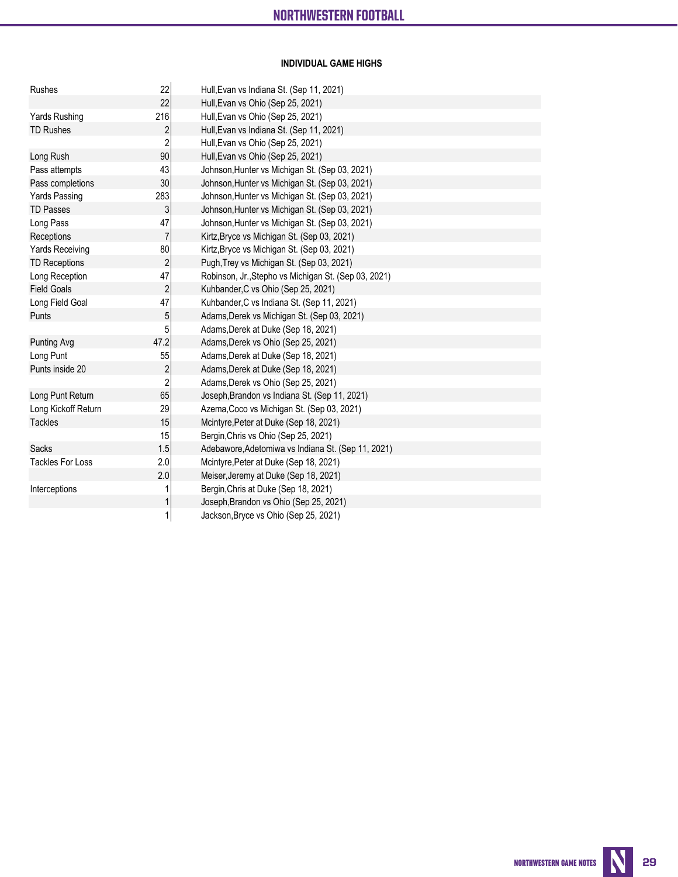## INDIVIDUAL GAME HIGHS

| Category | Value | Player / Game |
|---|---|---|
| Rushes | 22 | Hull,Evan vs Indiana St. (Sep 11, 2021) |
| | 22 | Hull,Evan vs Ohio (Sep 25, 2021) |
| Yards Rushing | 216 | Hull,Evan vs Ohio (Sep 25, 2021) |
| TD Rushes | 2 | Hull,Evan vs Indiana St. (Sep 11, 2021) |
| | 2 | Hull,Evan vs Ohio (Sep 25, 2021) |
| Long Rush | 90 | Hull,Evan vs Ohio (Sep 25, 2021) |
| Pass attempts | 43 | Johnson,Hunter vs Michigan St. (Sep 03, 2021) |
| Pass completions | 30 | Johnson,Hunter vs Michigan St. (Sep 03, 2021) |
| Yards Passing | 283 | Johnson,Hunter vs Michigan St. (Sep 03, 2021) |
| TD Passes | 3 | Johnson,Hunter vs Michigan St. (Sep 03, 2021) |
| Long Pass | 47 | Johnson,Hunter vs Michigan St. (Sep 03, 2021) |
| Receptions | 7 | Kirtz,Bryce vs Michigan St. (Sep 03, 2021) |
| Yards Receiving | 80 | Kirtz,Bryce vs Michigan St. (Sep 03, 2021) |
| TD Receptions | 2 | Pugh,Trey vs Michigan St. (Sep 03, 2021) |
| Long Reception | 47 | Robinson, Jr.,Stepho vs Michigan St. (Sep 03, 2021) |
| Field Goals | 2 | Kuhbander,C vs Ohio (Sep 25, 2021) |
| Long Field Goal | 47 | Kuhbander,C vs Indiana St. (Sep 11, 2021) |
| Punts | 5 | Adams,Derek vs Michigan St. (Sep 03, 2021) |
| | 5 | Adams,Derek at Duke (Sep 18, 2021) |
| Punting Avg | 47.2 | Adams,Derek vs Ohio (Sep 25, 2021) |
| Long Punt | 55 | Adams,Derek at Duke (Sep 18, 2021) |
| Punts inside 20 | 2 | Adams,Derek at Duke (Sep 18, 2021) |
| | 2 | Adams,Derek vs Ohio (Sep 25, 2021) |
| Long Punt Return | 65 | Joseph,Brandon vs Indiana St. (Sep 11, 2021) |
| Long Kickoff Return | 29 | Azema,Coco vs Michigan St. (Sep 03, 2021) |
| Tackles | 15 | Mcintyre,Peter at Duke (Sep 18, 2021) |
| | 15 | Bergin,Chris vs Ohio (Sep 25, 2021) |
| Sacks | 1.5 | Adebawore,Adetomiwa vs Indiana St. (Sep 11, 2021) |
| Tackles For Loss | 2.0 | Mcintyre,Peter at Duke (Sep 18, 2021) |
| | 2.0 | Meiser,Jeremy at Duke (Sep 18, 2021) |
| Interceptions | 1 | Bergin,Chris at Duke (Sep 18, 2021) |
| | 1 | Joseph,Brandon vs Ohio (Sep 25, 2021) |
| | 1 | Jackson,Bryce vs Ohio (Sep 25, 2021) |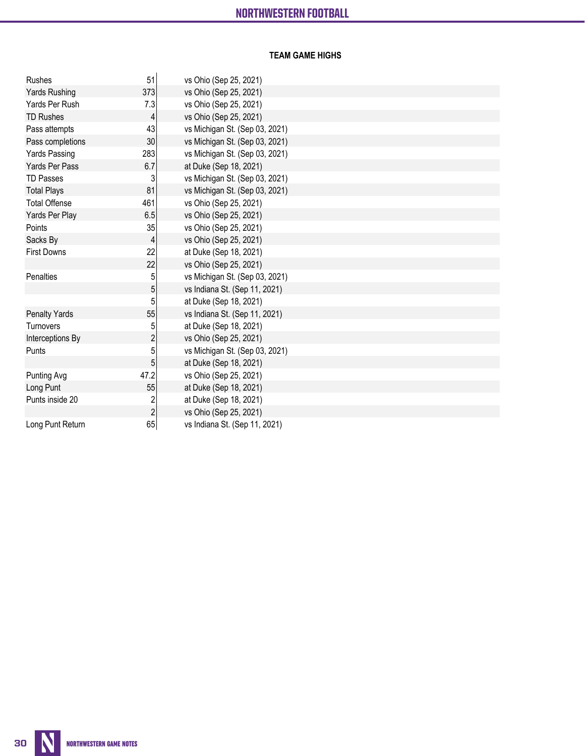## TEAM GAME HIGHS

| | | |
|---|---|---|
| Rushes | 51 | vs Ohio (Sep 25, 2021) |
| Yards Rushing | 373 | vs Ohio (Sep 25, 2021) |
| Yards Per Rush | 7.3 | vs Ohio (Sep 25, 2021) |
| TD Rushes | 4 | vs Ohio (Sep 25, 2021) |
| Pass attempts | 43 | vs Michigan St. (Sep 03, 2021) |
| Pass completions | 30 | vs Michigan St. (Sep 03, 2021) |
| Yards Passing | 283 | vs Michigan St. (Sep 03, 2021) |
| Yards Per Pass | 6.7 | at Duke (Sep 18, 2021) |
| TD Passes | 3 | vs Michigan St. (Sep 03, 2021) |
| Total Plays | 81 | vs Michigan St. (Sep 03, 2021) |
| Total Offense | 461 | vs Ohio (Sep 25, 2021) |
| Yards Per Play | 6.5 | vs Ohio (Sep 25, 2021) |
| Points | 35 | vs Ohio (Sep 25, 2021) |
| Sacks By | 4 | vs Ohio (Sep 25, 2021) |
| First Downs | 22 | at Duke (Sep 18, 2021) |
| | 22 | vs Ohio (Sep 25, 2021) |
| Penalties | 5 | vs Michigan St. (Sep 03, 2021) |
| | 5 | vs Indiana St. (Sep 11, 2021) |
| | 5 | at Duke (Sep 18, 2021) |
| Penalty Yards | 55 | vs Indiana St. (Sep 11, 2021) |
| Turnovers | 5 | at Duke (Sep 18, 2021) |
| Interceptions By | 2 | vs Ohio (Sep 25, 2021) |
| Punts | 5 | vs Michigan St. (Sep 03, 2021) |
| | 5 | at Duke (Sep 18, 2021) |
| Punting Avg | 47.2 | vs Ohio (Sep 25, 2021) |
| Long Punt | 55 | at Duke (Sep 18, 2021) |
| Punts inside 20 | 2 | at Duke (Sep 18, 2021) |
| | 2 | vs Ohio (Sep 25, 2021) |
| Long Punt Return | 65 | vs Indiana St. (Sep 11, 2021) |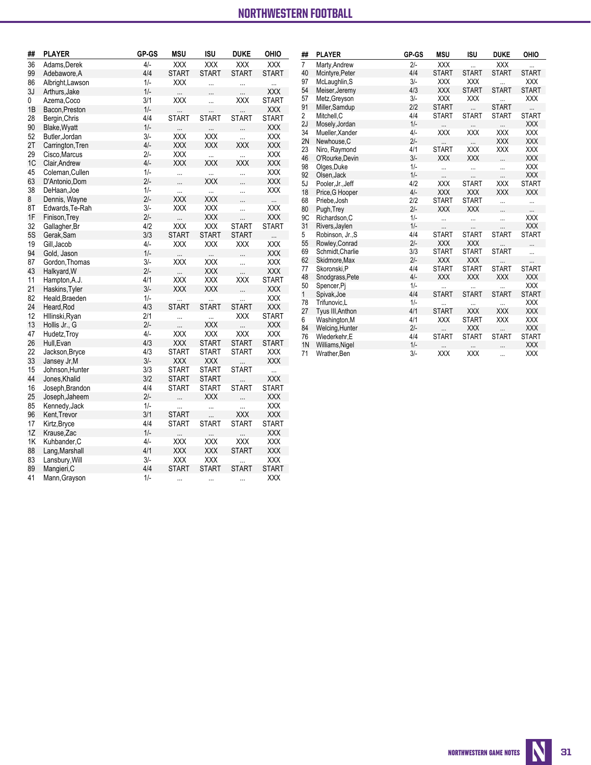| ## | PLAYER | GP-GS | MSU | ISU | DUKE | OHIO |
|---|---|---|---|---|---|---|
| 36 | Adams,Derek | 4/- | XXX | XXX | XXX | XXX |
| 99 | Adebawore,A | 4/4 | START | START | START | START |
| 86 | Albright,Lawson | 1/- | XXX | ... | ... | ... |
| 3J | Arthurs,Jake | 1/- | ... | ... | ... | XXX |
| 0 | Azema,Coco | 3/1 | XXX | ... | XXX | START |
| 1B | Bacon,Preston | 1/- | ... | ... | ... | XXX |
| 28 | Bergin,Chris | 4/4 | START | START | START | START |
| 90 | Blake,Wyatt | 1/- | ... | ... | ... | XXX |
| 52 | Butler,Jordan | 3/- | XXX | XXX | ... | XXX |
| 2T | Carrington,Tren | 4/- | XXX | XXX | XXX | XXX |
| 29 | Cisco,Marcus | 2/- | XXX | ... | ... | XXX |
| 1C | Clair,Andrew | 4/- | XXX | XXX | XXX | XXX |
| 45 | Coleman,Cullen | 1/- | ... | ... | ... | XXX |
| 63 | D'Antonio,Dom | 2/- | ... | XXX | ... | XXX |
| 38 | DeHaan,Joe | 1/- | ... | ... | ... | XXX |
| 8 | Dennis, Wayne | 2/- | XXX | XXX | ... | ... |
| 8T | Edwards,Te-Rah | 3/- | XXX | XXX | ... | XXX |
| 1F | Finison,Trey | 2/- | ... | XXX | ... | XXX |
| 32 | Gallagher,Br | 4/2 | XXX | XXX | START | START |
| 5S | Gerak,Sam | 3/3 | START | START | START | ... |
| 19 | Gill,Jacob | 4/- | XXX | XXX | XXX | XXX |
| 94 | Gold, Jason | 1/- | ... | ... | ... | XXX |
| 87 | Gordon,Thomas | 3/- | XXX | XXX | ... | XXX |
| 43 | Halkyard,W | 2/- | ... | XXX | ... | XXX |
| 11 | Hampton,A.J. | 4/1 | XXX | XXX | XXX | START |
| 21 | Haskins,Tyler | 3/- | XXX | XXX | ... | XXX |
| 82 | Heald,Braeden | 1/- | ... | ... | ... | XXX |
| 24 | Heard,Rod | 4/3 | START | START | START | XXX |
| 12 | Hllinski,Ryan | 2/1 | ... | ... | XXX | START |
| 13 | Hollis Jr., G | 2/- | ... | XXX | ... | XXX |
| 47 | Hudetz,Troy | 4/- | XXX | XXX | XXX | XXX |
| 26 | Hull,Evan | 4/3 | XXX | START | START | START |
| 22 | Jackson,Bryce | 4/3 | START | START | START | XXX |
| 33 | Jansey Jr,M | 3/- | XXX | XXX | ... | XXX |
| 15 | Johnson,Hunter | 3/3 | START | START | START | ... |
| 44 | Jones,Khalid | 3/2 | START | START | ... | XXX |
| 16 | Joseph,Brandon | 4/4 | START | START | START | START |
| 25 | Joseph,Jaheem | 2/- | ... | XXX | ... | XXX |
| 85 | Kennedy,Jack | 1/- | ... | ... | ... | XXX |
| 96 | Kent,Trevor | 3/1 | START | ... | XXX | XXX |
| 17 | Kirtz,Bryce | 4/4 | START | START | START | START |
| 1Z | Krause,Zac | 1/- | ... | ... | ... | XXX |
| 1K | Kuhbander,C | 4/- | XXX | XXX | XXX | XXX |
| 88 | Lang,Marshall | 4/1 | XXX | XXX | START | XXX |
| 83 | Lansbury,Will | 3/- | XXX | XXX | ... | XXX |
| 89 | Mangieri,C | 4/4 | START | START | START | START |
| 41 | Mann,Grayson | 1/- | ... | ... | ... | XXX |
| 7 | Marty,Andrew | 2/- | XXX | ... | XXX | ... |
| 40 | Mcintyre,Peter | 4/4 | START | START | START | START |
| 97 | McLaughlin,S | 3/- | XXX | XXX | ... | XXX |
| 54 | Meiser,Jeremy | 4/3 | XXX | START | START | START |
| 57 | Metz,Greyson | 3/- | XXX | XXX | ... | XXX |
| 91 | Miller,Samdup | 2/2 | START | ... | START | ... |
| 2 | Mitchell,C | 4/4 | START | START | START | START |
| 2J | Mosely,Jordan | 1/- | ... | ... | ... | XXX |
| 34 | Mueller,Xander | 4/- | XXX | XXX | XXX | XXX |
| 2N | Newhouse,C | 2/- | ... | ... | XXX | XXX |
| 23 | Niro, Raymond | 4/1 | START | XXX | XXX | XXX |
| 46 | O'Rourke,Devin | 3/- | XXX | XXX | ... | XXX |
| 98 | Olges,Duke | 1/- | ... | ... | ... | XXX |
| 92 | Olsen,Jack | 1/- | ... | ... | ... | XXX |
| 5J | Pooler,Jr.,Jeff | 4/2 | XXX | START | XXX | START |
| 18 | Price,G Hooper | 4/- | XXX | XXX | XXX | XXX |
| 68 | Priebe,Josh | 2/2 | START | START | ... | ... |
| 80 | Pugh,Trey | 2/- | XXX | XXX | ... | ... |
| 9C | Richardson,C | 1/- | ... | ... | ... | XXX |
| 31 | Rivers,Jaylen | 1/- | ... | ... | ... | XXX |
| 5 | Robinson, Jr.,S | 4/4 | START | START | START | START |
| 55 | Rowley,Conrad | 2/- | XXX | XXX | ... | ... |
| 69 | Schmidt,Charlie | 3/3 | START | START | START | ... |
| 62 | Skidmore,Max | 2/- | XXX | XXX | ... | ... |
| 77 | Skoronski,P | 4/4 | START | START | START | START |
| 48 | Snodgrass,Pete | 4/- | XXX | XXX | XXX | XXX |
| 50 | Spencer,Pj | 1/- | ... | ... | ... | XXX |
| 1 | Spivak,Joe | 4/4 | START | START | START | START |
| 78 | Trifunovic,L | 1/- | ... | ... | ... | XXX |
| 27 | Tyus III,Anthon | 4/1 | START | XXX | XXX | XXX |
| 6 | Washington,M | 4/1 | XXX | START | XXX | XXX |
| 84 | Welcing,Hunter | 2/- | ... | XXX | ... | XXX |
| 76 | Wiederkehr,E | 4/4 | START | START | START | START |
| 1N | Williams,Nigel | 1/- | ... | ... | ... | XXX |
| 71 | Wrather,Ben | 3/- | XXX | XXX | ... | XXX |